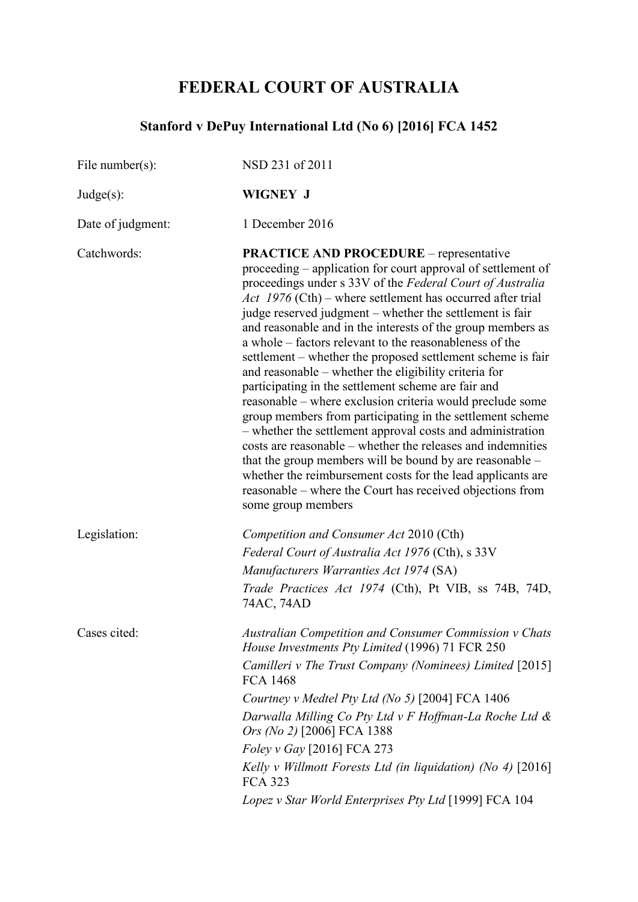# FEDERAL COURT OF AUSTRALIA

## Stanford v DePuy International Ltd (No 6) [2016] FCA 1452

| | |
|---|---|
| File number(s): | NSD 231 of 2011 |
| Judge(s): | **WIGNEY J** |
| Date of judgment: | 1 December 2016 |
| Catchwords: | **PRACTICE AND PROCEDURE** – representative proceeding – application for court approval of settlement of proceedings under s 33V of the *Federal Court of Australia Act 1976* (Cth) – where settlement has occurred after trial judge reserved judgment – whether the settlement is fair and reasonable and in the interests of the group members as a whole – factors relevant to the reasonableness of the settlement – whether the proposed settlement scheme is fair and reasonable – whether the eligibility criteria for participating in the settlement scheme are fair and reasonable – where exclusion criteria would preclude some group members from participating in the settlement scheme – whether the settlement approval costs and administration costs are reasonable – whether the releases and indemnities that the group members will be bound by are reasonable – whether the reimbursement costs for the lead applicants are reasonable – where the Court has received objections from some group members |
| Legislation: | *Competition and Consumer Act* 2010 (Cth)<br>*Federal Court of Australia Act 1976* (Cth), s 33V<br>*Manufacturers Warranties Act 1974* (SA)<br>*Trade Practices Act 1974* (Cth), Pt VIB, ss 74B, 74D, 74AC, 74AD |
| Cases cited: | *Australian Competition and Consumer Commission v Chats House Investments Pty Limited* (1996) 71 FCR 250<br>*Camilleri v The Trust Company (Nominees) Limited* [2015] FCA 1468<br>*Courtney v Medtel Pty Ltd (No 5)* [2004] FCA 1406<br>*Darwalla Milling Co Pty Ltd v F Hoffman-La Roche Ltd & Ors (No 2)* [2006] FCA 1388<br>*Foley v Gay* [2016] FCA 273<br>*Kelly v Willmott Forests Ltd (in liquidation) (No 4)* [2016] FCA 323<br>*Lopez v Star World Enterprises Pty Ltd* [1999] FCA 104 |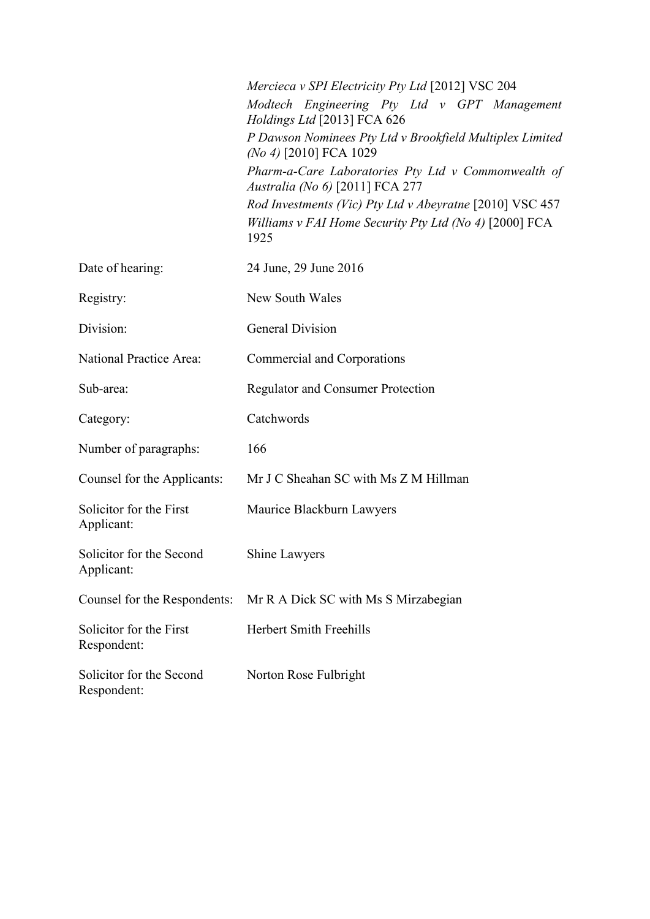| | |
|---|---|
| | *Mercieca v SPI Electricity Pty Ltd* [2012] VSC 204 |
| | *Modtech Engineering Pty Ltd v GPT Management Holdings Ltd* [2013] FCA 626 |
| | *P Dawson Nominees Pty Ltd v Brookfield Multiplex Limited (No 4)* [2010] FCA 1029 |
| | *Pharm-a-Care Laboratories Pty Ltd v Commonwealth of Australia (No 6)* [2011] FCA 277 |
| | *Rod Investments (Vic) Pty Ltd v Abeyratne* [2010] VSC 457 |
| | *Williams v FAI Home Security Pty Ltd (No 4)* [2000] FCA 1925 |
| Date of hearing: | 24 June, 29 June 2016 |
| Registry: | New South Wales |
| Division: | General Division |
| National Practice Area: | Commercial and Corporations |
| Sub-area: | Regulator and Consumer Protection |
| Category: | Catchwords |
| Number of paragraphs: | 166 |
| Counsel for the Applicants: | Mr J C Sheahan SC with Ms Z M Hillman |
| Solicitor for the First Applicant: | Maurice Blackburn Lawyers |
| Solicitor for the Second Applicant: | Shine Lawyers |
| Counsel for the Respondents: | Mr R A Dick SC with Ms S Mirzabegian |
| Solicitor for the First Respondent: | Herbert Smith Freehills |
| Solicitor for the Second Respondent: | Norton Rose Fulbright |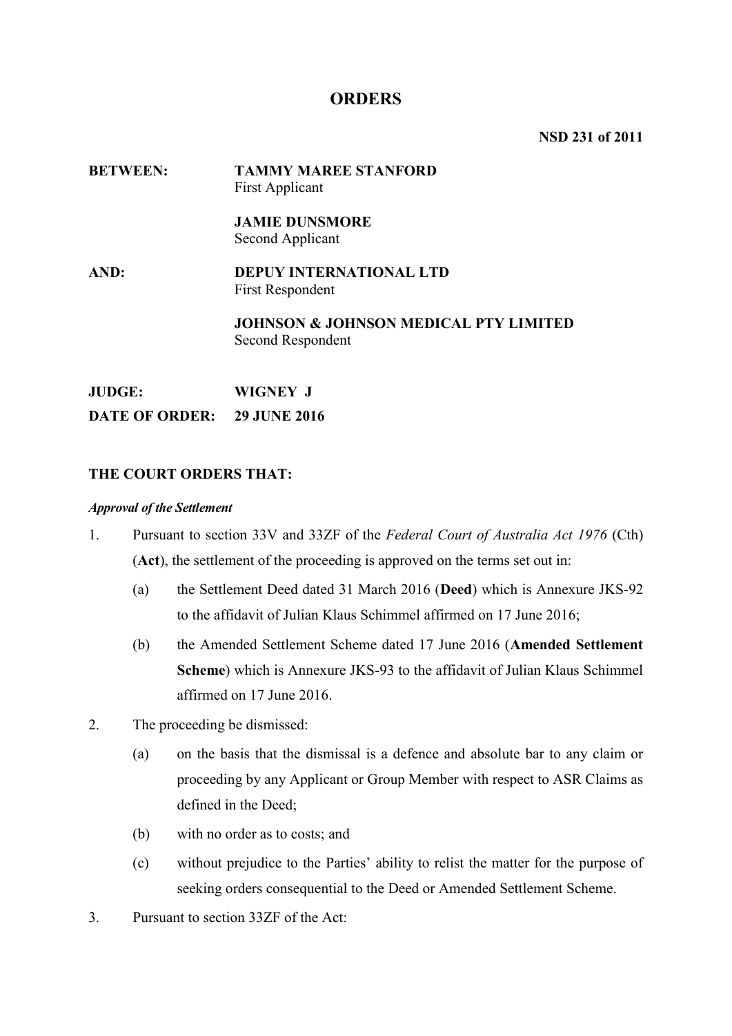# ORDERS

**NSD 231 of 2011**

| | |
|---|---|
| **BETWEEN:** | **TAMMY MAREE STANFORD**<br>First Applicant |
| | **JAMIE DUNSMORE**<br>Second Applicant |
| **AND:** | **DEPUY INTERNATIONAL LTD**<br>First Respondent |
| | **JOHNSON & JOHNSON MEDICAL PTY LIMITED**<br>Second Respondent |

**JUDGE:** **WIGNEY J**

**DATE OF ORDER:** **29 JUNE 2016**

**THE COURT ORDERS THAT:**

***Approval of the Settlement***

1. Pursuant to section 33V and 33ZF of the *Federal Court of Australia Act 1976* (Cth) (**Act**), the settlement of the proceeding is approved on the terms set out in:
   (a) the Settlement Deed dated 31 March 2016 (**Deed**) which is Annexure JKS-92 to the affidavit of Julian Klaus Schimmel affirmed on 17 June 2016;
   (b) the Amended Settlement Scheme dated 17 June 2016 (**Amended Settlement Scheme**) which is Annexure JKS-93 to the affidavit of Julian Klaus Schimmel affirmed on 17 June 2016.
2. The proceeding be dismissed:
   (a) on the basis that the dismissal is a defence and absolute bar to any claim or proceeding by any Applicant or Group Member with respect to ASR Claims as defined in the Deed;
   (b) with no order as to costs; and
   (c) without prejudice to the Parties' ability to relist the matter for the purpose of seeking orders consequential to the Deed or Amended Settlement Scheme.
3. Pursuant to section 33ZF of the Act: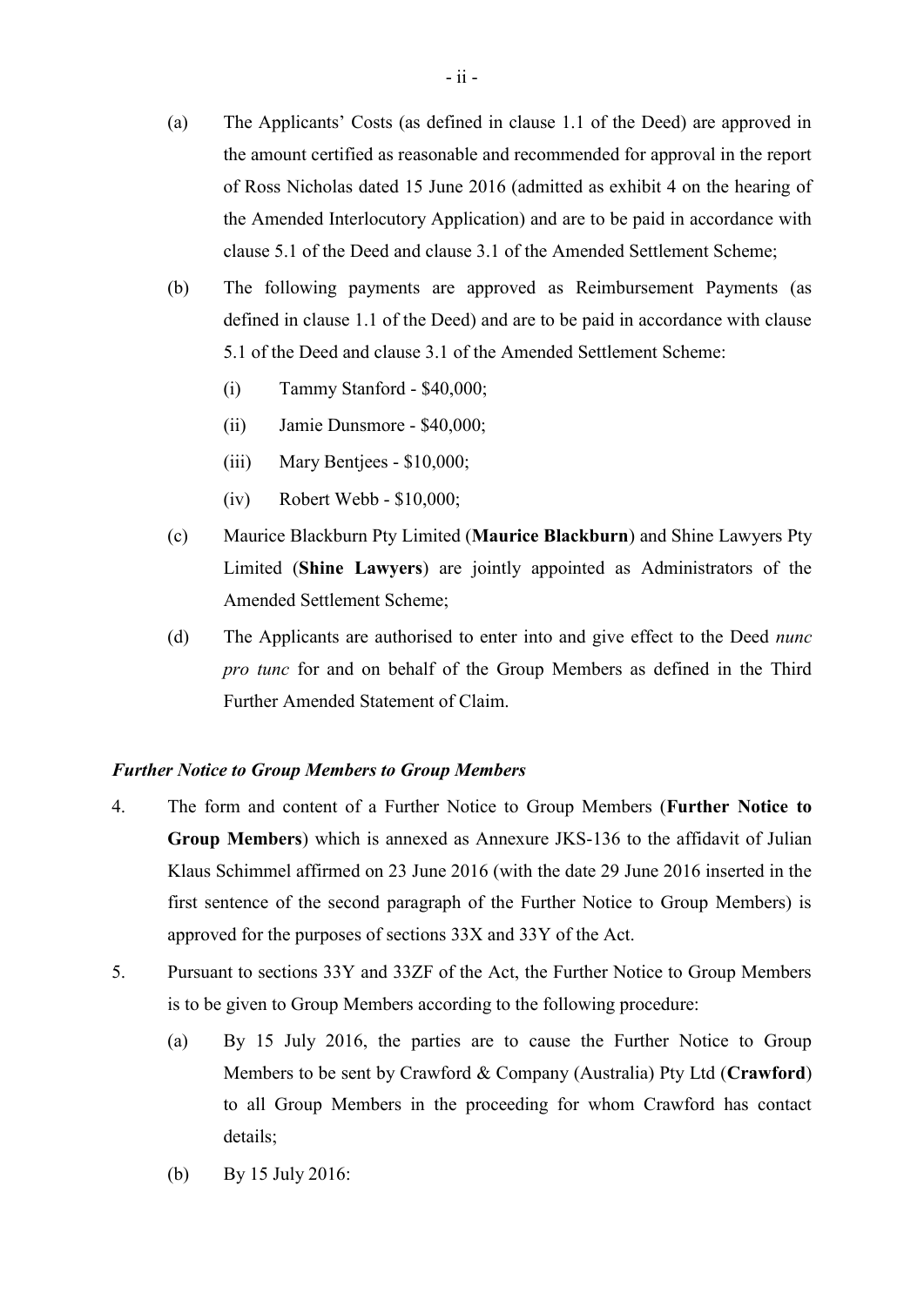(a) The Applicants' Costs (as defined in clause 1.1 of the Deed) are approved in the amount certified as reasonable and recommended for approval in the report of Ross Nicholas dated 15 June 2016 (admitted as exhibit 4 on the hearing of the Amended Interlocutory Application) and are to be paid in accordance with clause 5.1 of the Deed and clause 3.1 of the Amended Settlement Scheme;

(b) The following payments are approved as Reimbursement Payments (as defined in clause 1.1 of the Deed) and are to be paid in accordance with clause 5.1 of the Deed and clause 3.1 of the Amended Settlement Scheme:

   (i) Tammy Stanford - $40,000;

   (ii) Jamie Dunsmore - $40,000;

   (iii) Mary Bentjees - $10,000;

   (iv) Robert Webb - $10,000;

(c) Maurice Blackburn Pty Limited (**Maurice Blackburn**) and Shine Lawyers Pty Limited (**Shine Lawyers**) are jointly appointed as Administrators of the Amended Settlement Scheme;

(d) The Applicants are authorised to enter into and give effect to the Deed *nunc pro tunc* for and on behalf of the Group Members as defined in the Third Further Amended Statement of Claim.

***Further Notice to Group Members to Group Members***

4. The form and content of a Further Notice to Group Members (**Further Notice to Group Members**) which is annexed as Annexure JKS-136 to the affidavit of Julian Klaus Schimmel affirmed on 23 June 2016 (with the date 29 June 2016 inserted in the first sentence of the second paragraph of the Further Notice to Group Members) is approved for the purposes of sections 33X and 33Y of the Act.

5. Pursuant to sections 33Y and 33ZF of the Act, the Further Notice to Group Members is to be given to Group Members according to the following procedure:

   (a) By 15 July 2016, the parties are to cause the Further Notice to Group Members to be sent by Crawford & Company (Australia) Pty Ltd (**Crawford**) to all Group Members in the proceeding for whom Crawford has contact details;

   (b) By 15 July 2016: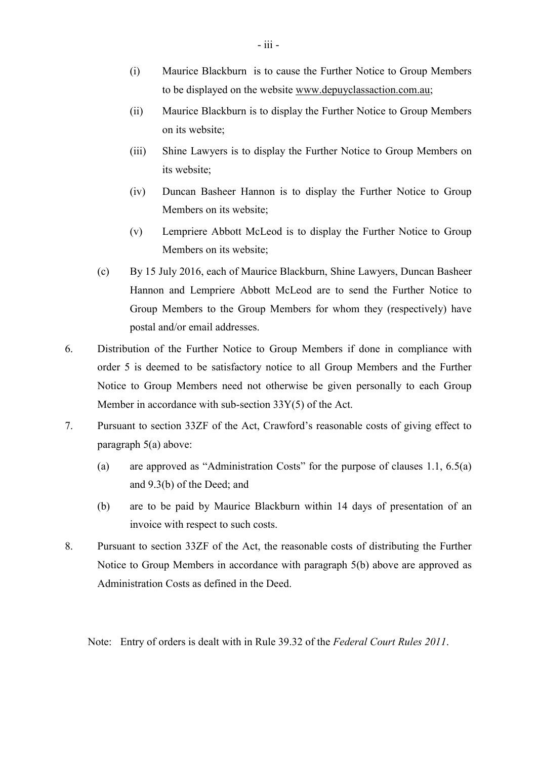(i) Maurice Blackburn is to cause the Further Notice to Group Members to be displayed on the website www.depuyclassaction.com.au;

(ii) Maurice Blackburn is to display the Further Notice to Group Members on its website;

(iii) Shine Lawyers is to display the Further Notice to Group Members on its website;

(iv) Duncan Basheer Hannon is to display the Further Notice to Group Members on its website;

(v) Lempriere Abbott McLeod is to display the Further Notice to Group Members on its website;

(c) By 15 July 2016, each of Maurice Blackburn, Shine Lawyers, Duncan Basheer Hannon and Lempriere Abbott McLeod are to send the Further Notice to Group Members to the Group Members for whom they (respectively) have postal and/or email addresses.

6. Distribution of the Further Notice to Group Members if done in compliance with order 5 is deemed to be satisfactory notice to all Group Members and the Further Notice to Group Members need not otherwise be given personally to each Group Member in accordance with sub-section 33Y(5) of the Act.

7. Pursuant to section 33ZF of the Act, Crawford's reasonable costs of giving effect to paragraph 5(a) above:

   (a) are approved as "Administration Costs" for the purpose of clauses 1.1, 6.5(a) and 9.3(b) of the Deed; and

   (b) are to be paid by Maurice Blackburn within 14 days of presentation of an invoice with respect to such costs.

8. Pursuant to section 33ZF of the Act, the reasonable costs of distributing the Further Notice to Group Members in accordance with paragraph 5(b) above are approved as Administration Costs as defined in the Deed.

Note: Entry of orders is dealt with in Rule 39.32 of the *Federal Court Rules 2011*.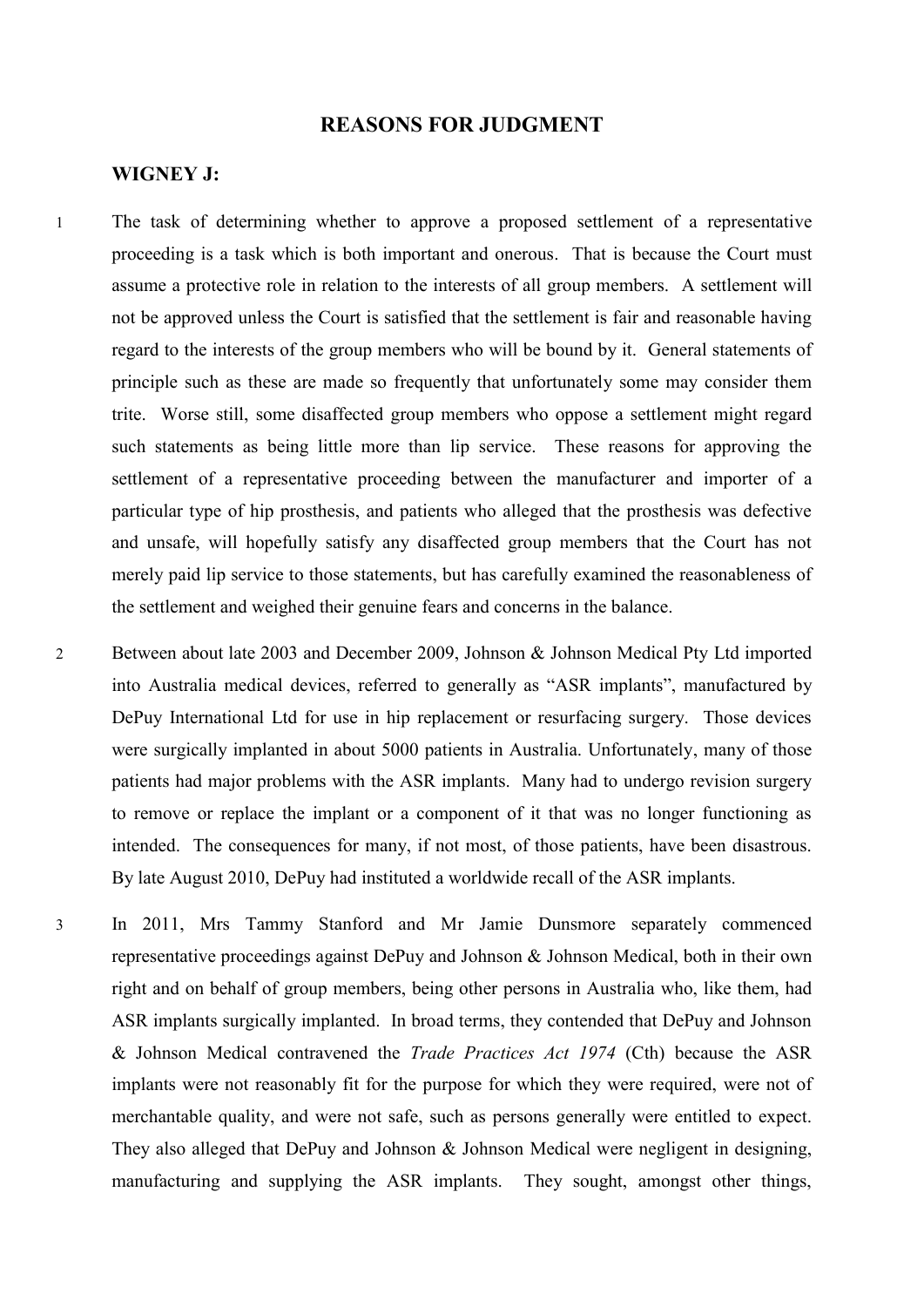## REASONS FOR JUDGMENT

### WIGNEY J:

1 The task of determining whether to approve a proposed settlement of a representative proceeding is a task which is both important and onerous. That is because the Court must assume a protective role in relation to the interests of all group members. A settlement will not be approved unless the Court is satisfied that the settlement is fair and reasonable having regard to the interests of the group members who will be bound by it. General statements of principle such as these are made so frequently that unfortunately some may consider them trite. Worse still, some disaffected group members who oppose a settlement might regard such statements as being little more than lip service. These reasons for approving the settlement of a representative proceeding between the manufacturer and importer of a particular type of hip prosthesis, and patients who alleged that the prosthesis was defective and unsafe, will hopefully satisfy any disaffected group members that the Court has not merely paid lip service to those statements, but has carefully examined the reasonableness of the settlement and weighed their genuine fears and concerns in the balance.

2 Between about late 2003 and December 2009, Johnson & Johnson Medical Pty Ltd imported into Australia medical devices, referred to generally as "ASR implants", manufactured by DePuy International Ltd for use in hip replacement or resurfacing surgery. Those devices were surgically implanted in about 5000 patients in Australia. Unfortunately, many of those patients had major problems with the ASR implants. Many had to undergo revision surgery to remove or replace the implant or a component of it that was no longer functioning as intended. The consequences for many, if not most, of those patients, have been disastrous. By late August 2010, DePuy had instituted a worldwide recall of the ASR implants.

3 In 2011, Mrs Tammy Stanford and Mr Jamie Dunsmore separately commenced representative proceedings against DePuy and Johnson & Johnson Medical, both in their own right and on behalf of group members, being other persons in Australia who, like them, had ASR implants surgically implanted. In broad terms, they contended that DePuy and Johnson & Johnson Medical contravened the *Trade Practices Act 1974* (Cth) because the ASR implants were not reasonably fit for the purpose for which they were required, were not of merchantable quality, and were not safe, such as persons generally were entitled to expect. They also alleged that DePuy and Johnson & Johnson Medical were negligent in designing, manufacturing and supplying the ASR implants. They sought, amongst other things,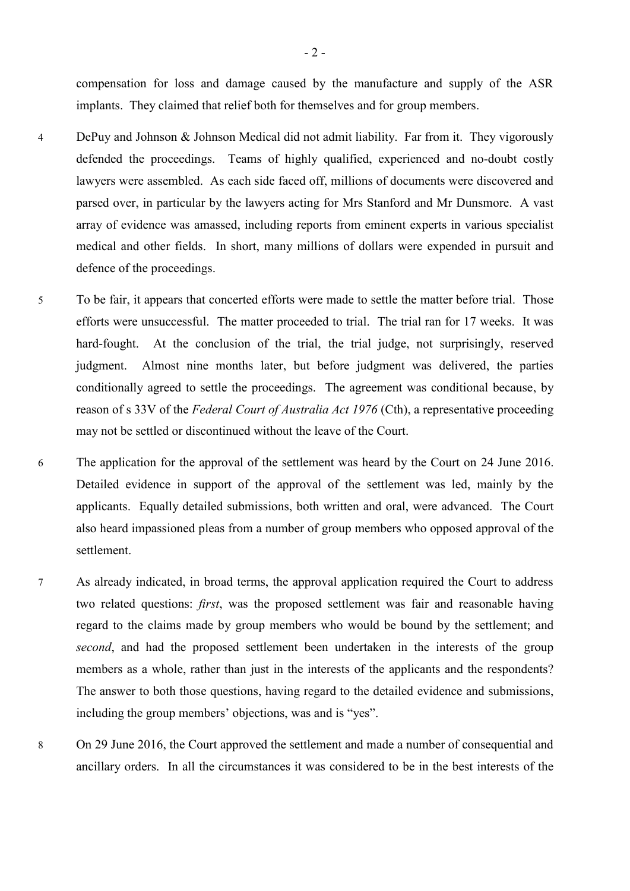compensation for loss and damage caused by the manufacture and supply of the ASR implants. They claimed that relief both for themselves and for group members.

4 DePuy and Johnson & Johnson Medical did not admit liability. Far from it. They vigorously defended the proceedings. Teams of highly qualified, experienced and no-doubt costly lawyers were assembled. As each side faced off, millions of documents were discovered and parsed over, in particular by the lawyers acting for Mrs Stanford and Mr Dunsmore. A vast array of evidence was amassed, including reports from eminent experts in various specialist medical and other fields. In short, many millions of dollars were expended in pursuit and defence of the proceedings.

5 To be fair, it appears that concerted efforts were made to settle the matter before trial. Those efforts were unsuccessful. The matter proceeded to trial. The trial ran for 17 weeks. It was hard-fought. At the conclusion of the trial, the trial judge, not surprisingly, reserved judgment. Almost nine months later, but before judgment was delivered, the parties conditionally agreed to settle the proceedings. The agreement was conditional because, by reason of s 33V of the *Federal Court of Australia Act 1976* (Cth), a representative proceeding may not be settled or discontinued without the leave of the Court.

6 The application for the approval of the settlement was heard by the Court on 24 June 2016. Detailed evidence in support of the approval of the settlement was led, mainly by the applicants. Equally detailed submissions, both written and oral, were advanced. The Court also heard impassioned pleas from a number of group members who opposed approval of the settlement.

7 As already indicated, in broad terms, the approval application required the Court to address two related questions: *first*, was the proposed settlement was fair and reasonable having regard to the claims made by group members who would be bound by the settlement; and *second*, and had the proposed settlement been undertaken in the interests of the group members as a whole, rather than just in the interests of the applicants and the respondents? The answer to both those questions, having regard to the detailed evidence and submissions, including the group members' objections, was and is "yes".

8 On 29 June 2016, the Court approved the settlement and made a number of consequential and ancillary orders. In all the circumstances it was considered to be in the best interests of the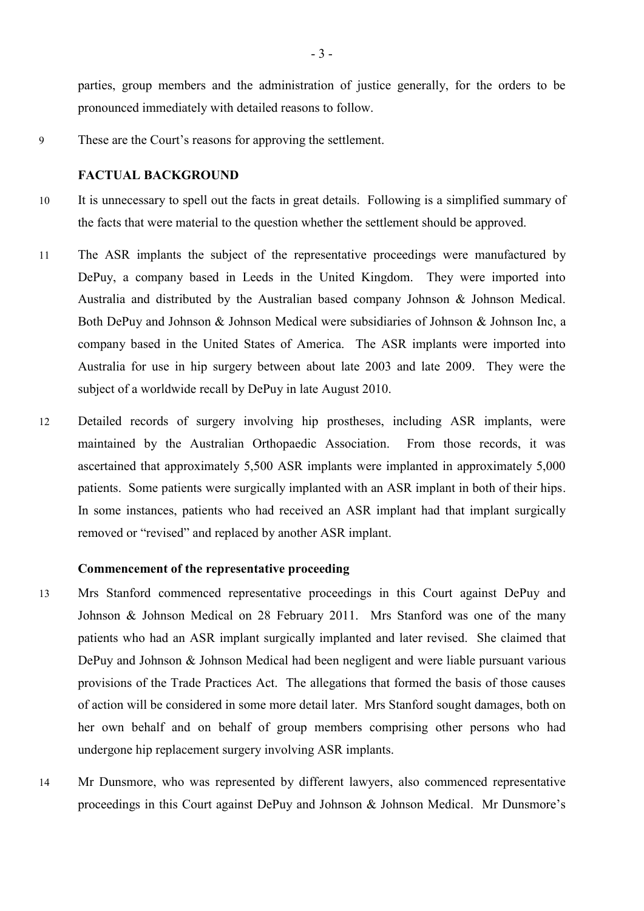parties, group members and the administration of justice generally, for the orders to be pronounced immediately with detailed reasons to follow.

9 These are the Court's reasons for approving the settlement.

**FACTUAL BACKGROUND**

10 It is unnecessary to spell out the facts in great details. Following is a simplified summary of the facts that were material to the question whether the settlement should be approved.

11 The ASR implants the subject of the representative proceedings were manufactured by DePuy, a company based in Leeds in the United Kingdom. They were imported into Australia and distributed by the Australian based company Johnson & Johnson Medical. Both DePuy and Johnson & Johnson Medical were subsidiaries of Johnson & Johnson Inc, a company based in the United States of America. The ASR implants were imported into Australia for use in hip surgery between about late 2003 and late 2009. They were the subject of a worldwide recall by DePuy in late August 2010.

12 Detailed records of surgery involving hip prostheses, including ASR implants, were maintained by the Australian Orthopaedic Association. From those records, it was ascertained that approximately 5,500 ASR implants were implanted in approximately 5,000 patients. Some patients were surgically implanted with an ASR implant in both of their hips. In some instances, patients who had received an ASR implant had that implant surgically removed or "revised" and replaced by another ASR implant.

**Commencement of the representative proceeding**

13 Mrs Stanford commenced representative proceedings in this Court against DePuy and Johnson & Johnson Medical on 28 February 2011. Mrs Stanford was one of the many patients who had an ASR implant surgically implanted and later revised. She claimed that DePuy and Johnson & Johnson Medical had been negligent and were liable pursuant various provisions of the Trade Practices Act. The allegations that formed the basis of those causes of action will be considered in some more detail later. Mrs Stanford sought damages, both on her own behalf and on behalf of group members comprising other persons who had undergone hip replacement surgery involving ASR implants.

14 Mr Dunsmore, who was represented by different lawyers, also commenced representative proceedings in this Court against DePuy and Johnson & Johnson Medical. Mr Dunsmore's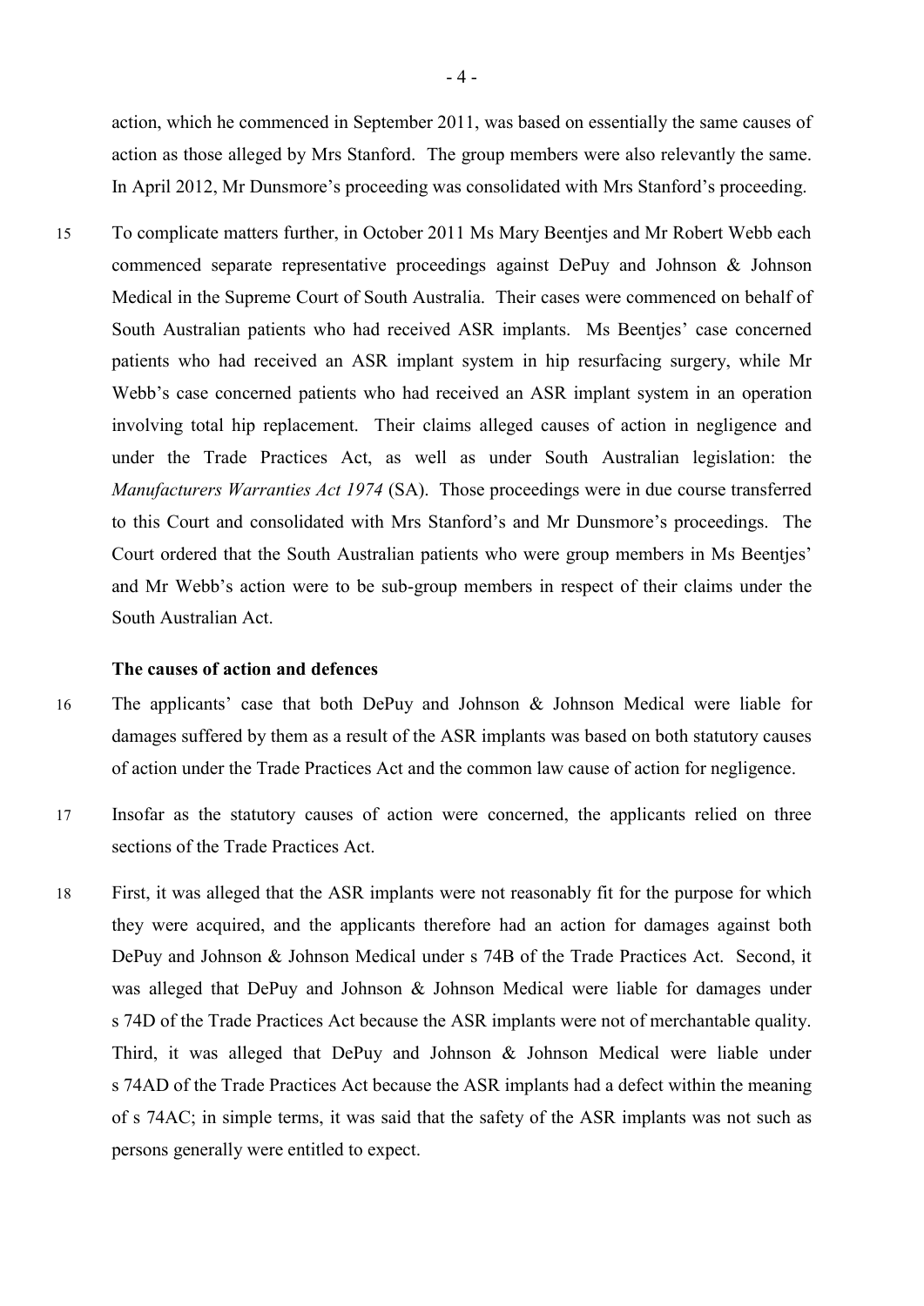action, which he commenced in September 2011, was based on essentially the same causes of action as those alleged by Mrs Stanford. The group members were also relevantly the same. In April 2012, Mr Dunsmore's proceeding was consolidated with Mrs Stanford's proceeding.

15 To complicate matters further, in October 2011 Ms Mary Beentjes and Mr Robert Webb each commenced separate representative proceedings against DePuy and Johnson & Johnson Medical in the Supreme Court of South Australia. Their cases were commenced on behalf of South Australian patients who had received ASR implants. Ms Beentjes' case concerned patients who had received an ASR implant system in hip resurfacing surgery, while Mr Webb's case concerned patients who had received an ASR implant system in an operation involving total hip replacement. Their claims alleged causes of action in negligence and under the Trade Practices Act, as well as under South Australian legislation: the *Manufacturers Warranties Act 1974* (SA). Those proceedings were in due course transferred to this Court and consolidated with Mrs Stanford's and Mr Dunsmore's proceedings. The Court ordered that the South Australian patients who were group members in Ms Beentjes' and Mr Webb's action were to be sub-group members in respect of their claims under the South Australian Act.

### The causes of action and defences

16 The applicants' case that both DePuy and Johnson & Johnson Medical were liable for damages suffered by them as a result of the ASR implants was based on both statutory causes of action under the Trade Practices Act and the common law cause of action for negligence.

17 Insofar as the statutory causes of action were concerned, the applicants relied on three sections of the Trade Practices Act.

18 First, it was alleged that the ASR implants were not reasonably fit for the purpose for which they were acquired, and the applicants therefore had an action for damages against both DePuy and Johnson & Johnson Medical under s 74B of the Trade Practices Act. Second, it was alleged that DePuy and Johnson & Johnson Medical were liable for damages under s 74D of the Trade Practices Act because the ASR implants were not of merchantable quality. Third, it was alleged that DePuy and Johnson & Johnson Medical were liable under s 74AD of the Trade Practices Act because the ASR implants had a defect within the meaning of s 74AC; in simple terms, it was said that the safety of the ASR implants was not such as persons generally were entitled to expect.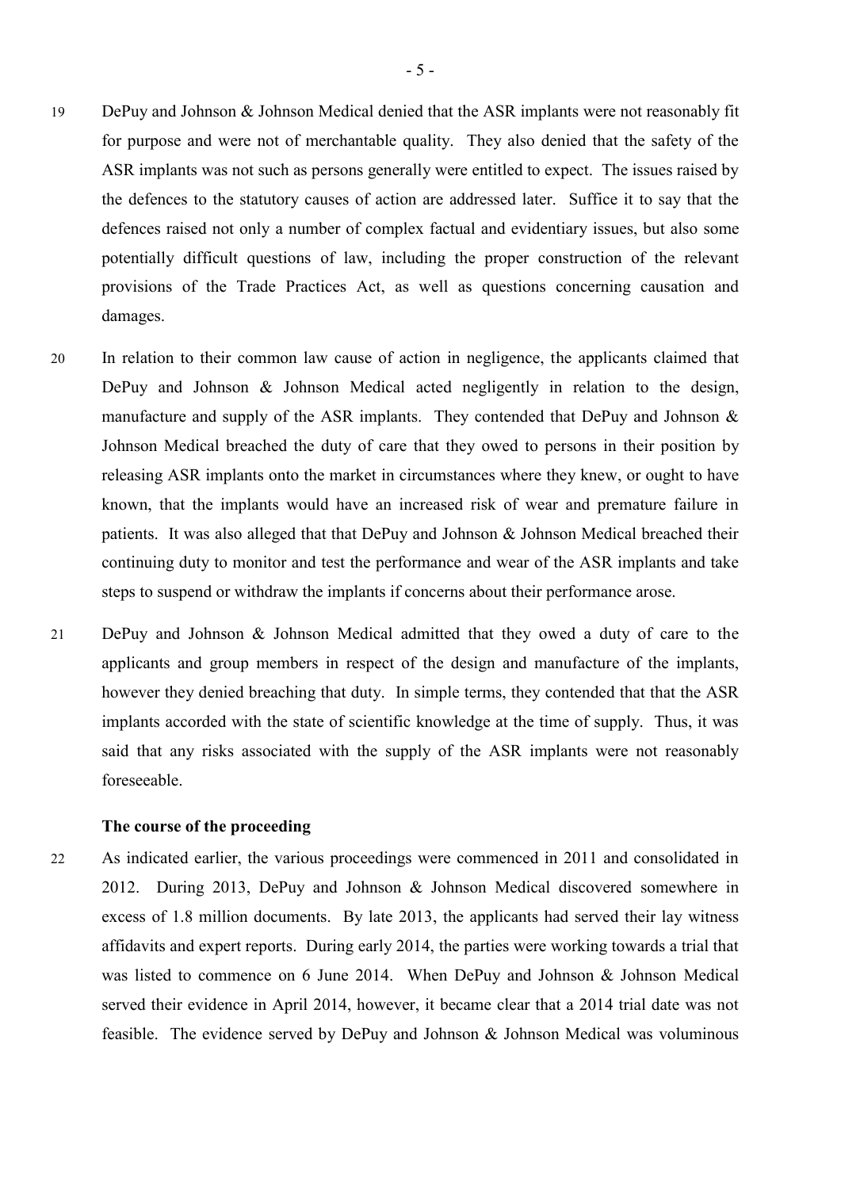19 DePuy and Johnson & Johnson Medical denied that the ASR implants were not reasonably fit for purpose and were not of merchantable quality. They also denied that the safety of the ASR implants was not such as persons generally were entitled to expect. The issues raised by the defences to the statutory causes of action are addressed later. Suffice it to say that the defences raised not only a number of complex factual and evidentiary issues, but also some potentially difficult questions of law, including the proper construction of the relevant provisions of the Trade Practices Act, as well as questions concerning causation and damages.

20 In relation to their common law cause of action in negligence, the applicants claimed that DePuy and Johnson & Johnson Medical acted negligently in relation to the design, manufacture and supply of the ASR implants. They contended that DePuy and Johnson & Johnson Medical breached the duty of care that they owed to persons in their position by releasing ASR implants onto the market in circumstances where they knew, or ought to have known, that the implants would have an increased risk of wear and premature failure in patients. It was also alleged that that DePuy and Johnson & Johnson Medical breached their continuing duty to monitor and test the performance and wear of the ASR implants and take steps to suspend or withdraw the implants if concerns about their performance arose.

21 DePuy and Johnson & Johnson Medical admitted that they owed a duty of care to the applicants and group members in respect of the design and manufacture of the implants, however they denied breaching that duty. In simple terms, they contended that that the ASR implants accorded with the state of scientific knowledge at the time of supply. Thus, it was said that any risks associated with the supply of the ASR implants were not reasonably foreseeable.

**The course of the proceeding**

22 As indicated earlier, the various proceedings were commenced in 2011 and consolidated in 2012. During 2013, DePuy and Johnson & Johnson Medical discovered somewhere in excess of 1.8 million documents. By late 2013, the applicants had served their lay witness affidavits and expert reports. During early 2014, the parties were working towards a trial that was listed to commence on 6 June 2014. When DePuy and Johnson & Johnson Medical served their evidence in April 2014, however, it became clear that a 2014 trial date was not feasible. The evidence served by DePuy and Johnson & Johnson Medical was voluminous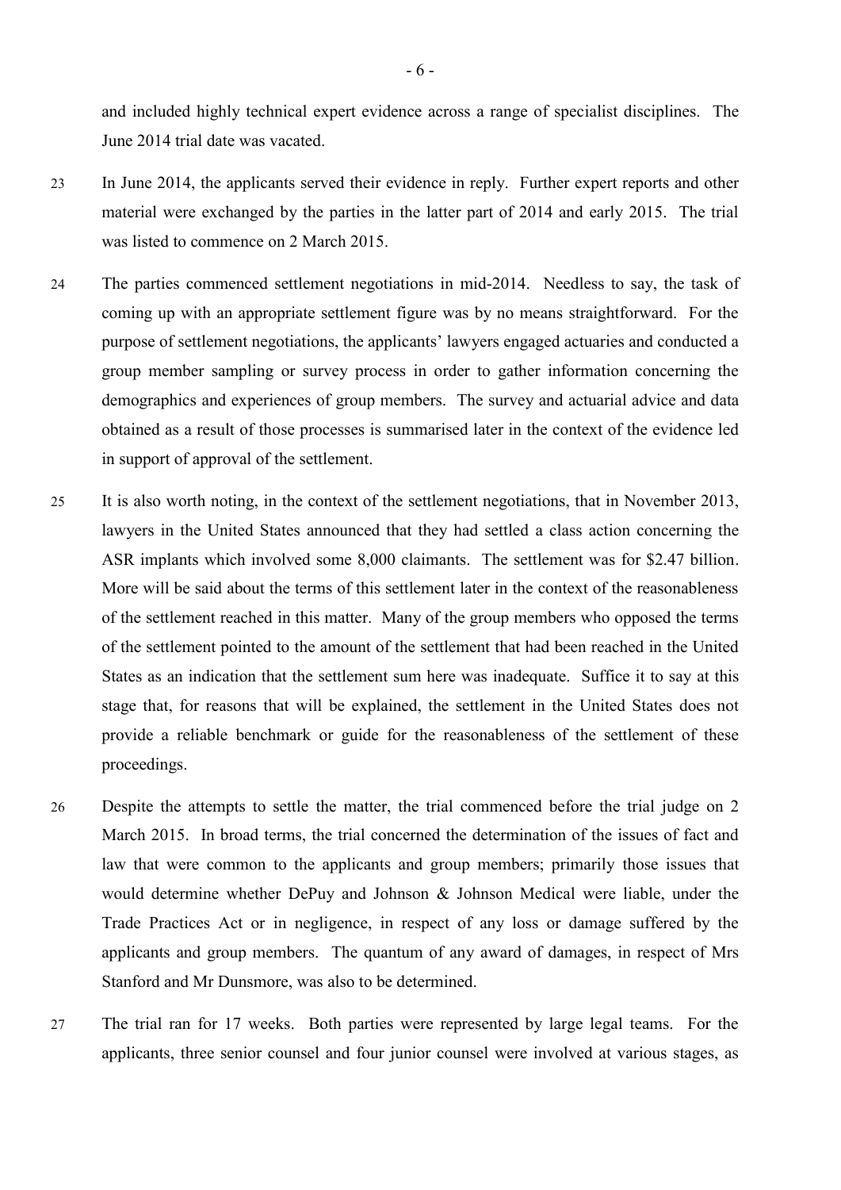and included highly technical expert evidence across a range of specialist disciplines. The June 2014 trial date was vacated.

23 In June 2014, the applicants served their evidence in reply. Further expert reports and other material were exchanged by the parties in the latter part of 2014 and early 2015. The trial was listed to commence on 2 March 2015.

24 The parties commenced settlement negotiations in mid-2014. Needless to say, the task of coming up with an appropriate settlement figure was by no means straightforward. For the purpose of settlement negotiations, the applicants' lawyers engaged actuaries and conducted a group member sampling or survey process in order to gather information concerning the demographics and experiences of group members. The survey and actuarial advice and data obtained as a result of those processes is summarised later in the context of the evidence led in support of approval of the settlement.

25 It is also worth noting, in the context of the settlement negotiations, that in November 2013, lawyers in the United States announced that they had settled a class action concerning the ASR implants which involved some 8,000 claimants. The settlement was for $2.47 billion. More will be said about the terms of this settlement later in the context of the reasonableness of the settlement reached in this matter. Many of the group members who opposed the terms of the settlement pointed to the amount of the settlement that had been reached in the United States as an indication that the settlement sum here was inadequate. Suffice it to say at this stage that, for reasons that will be explained, the settlement in the United States does not provide a reliable benchmark or guide for the reasonableness of the settlement of these proceedings.

26 Despite the attempts to settle the matter, the trial commenced before the trial judge on 2 March 2015. In broad terms, the trial concerned the determination of the issues of fact and law that were common to the applicants and group members; primarily those issues that would determine whether DePuy and Johnson & Johnson Medical were liable, under the Trade Practices Act or in negligence, in respect of any loss or damage suffered by the applicants and group members. The quantum of any award of damages, in respect of Mrs Stanford and Mr Dunsmore, was also to be determined.

27 The trial ran for 17 weeks. Both parties were represented by large legal teams. For the applicants, three senior counsel and four junior counsel were involved at various stages, as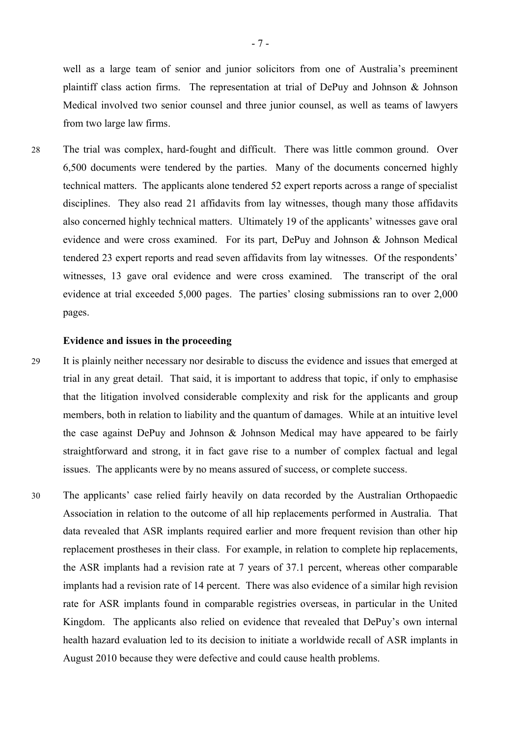well as a large team of senior and junior solicitors from one of Australia's preeminent plaintiff class action firms. The representation at trial of DePuy and Johnson & Johnson Medical involved two senior counsel and three junior counsel, as well as teams of lawyers from two large law firms.

28 The trial was complex, hard-fought and difficult. There was little common ground. Over 6,500 documents were tendered by the parties. Many of the documents concerned highly technical matters. The applicants alone tendered 52 expert reports across a range of specialist disciplines. They also read 21 affidavits from lay witnesses, though many those affidavits also concerned highly technical matters. Ultimately 19 of the applicants' witnesses gave oral evidence and were cross examined. For its part, DePuy and Johnson & Johnson Medical tendered 23 expert reports and read seven affidavits from lay witnesses. Of the respondents' witnesses, 13 gave oral evidence and were cross examined. The transcript of the oral evidence at trial exceeded 5,000 pages. The parties' closing submissions ran to over 2,000 pages.

### Evidence and issues in the proceeding

29 It is plainly neither necessary nor desirable to discuss the evidence and issues that emerged at trial in any great detail. That said, it is important to address that topic, if only to emphasise that the litigation involved considerable complexity and risk for the applicants and group members, both in relation to liability and the quantum of damages. While at an intuitive level the case against DePuy and Johnson & Johnson Medical may have appeared to be fairly straightforward and strong, it in fact gave rise to a number of complex factual and legal issues. The applicants were by no means assured of success, or complete success.

30 The applicants' case relied fairly heavily on data recorded by the Australian Orthopaedic Association in relation to the outcome of all hip replacements performed in Australia. That data revealed that ASR implants required earlier and more frequent revision than other hip replacement prostheses in their class. For example, in relation to complete hip replacements, the ASR implants had a revision rate at 7 years of 37.1 percent, whereas other comparable implants had a revision rate of 14 percent. There was also evidence of a similar high revision rate for ASR implants found in comparable registries overseas, in particular in the United Kingdom. The applicants also relied on evidence that revealed that DePuy's own internal health hazard evaluation led to its decision to initiate a worldwide recall of ASR implants in August 2010 because they were defective and could cause health problems.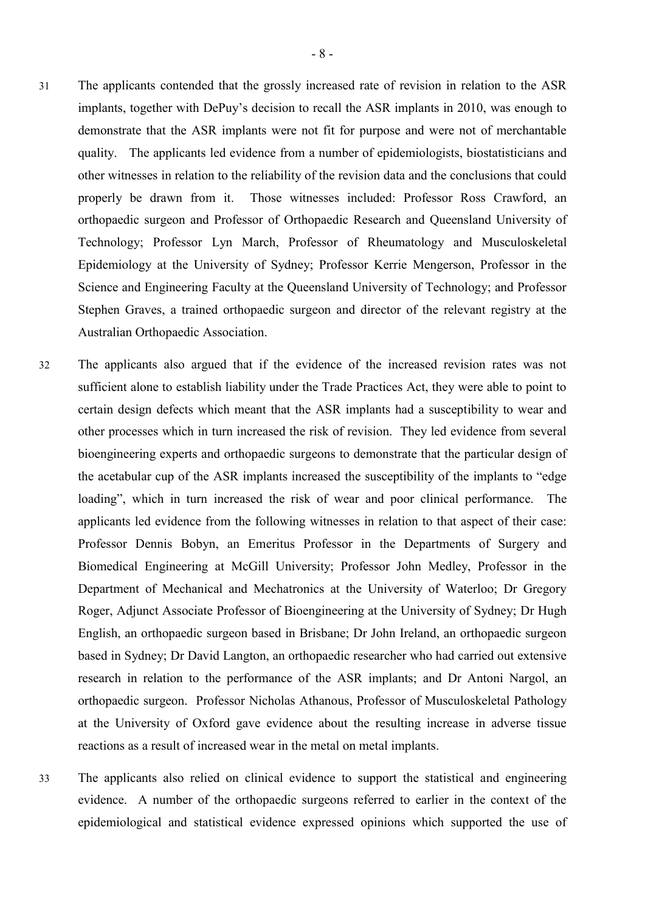31 The applicants contended that the grossly increased rate of revision in relation to the ASR implants, together with DePuy's decision to recall the ASR implants in 2010, was enough to demonstrate that the ASR implants were not fit for purpose and were not of merchantable quality. The applicants led evidence from a number of epidemiologists, biostatisticians and other witnesses in relation to the reliability of the revision data and the conclusions that could properly be drawn from it. Those witnesses included: Professor Ross Crawford, an orthopaedic surgeon and Professor of Orthopaedic Research and Queensland University of Technology; Professor Lyn March, Professor of Rheumatology and Musculoskeletal Epidemiology at the University of Sydney; Professor Kerrie Mengerson, Professor in the Science and Engineering Faculty at the Queensland University of Technology; and Professor Stephen Graves, a trained orthopaedic surgeon and director of the relevant registry at the Australian Orthopaedic Association.

32 The applicants also argued that if the evidence of the increased revision rates was not sufficient alone to establish liability under the Trade Practices Act, they were able to point to certain design defects which meant that the ASR implants had a susceptibility to wear and other processes which in turn increased the risk of revision. They led evidence from several bioengineering experts and orthopaedic surgeons to demonstrate that the particular design of the acetabular cup of the ASR implants increased the susceptibility of the implants to "edge loading", which in turn increased the risk of wear and poor clinical performance. The applicants led evidence from the following witnesses in relation to that aspect of their case: Professor Dennis Bobyn, an Emeritus Professor in the Departments of Surgery and Biomedical Engineering at McGill University; Professor John Medley, Professor in the Department of Mechanical and Mechatronics at the University of Waterloo; Dr Gregory Roger, Adjunct Associate Professor of Bioengineering at the University of Sydney; Dr Hugh English, an orthopaedic surgeon based in Brisbane; Dr John Ireland, an orthopaedic surgeon based in Sydney; Dr David Langton, an orthopaedic researcher who had carried out extensive research in relation to the performance of the ASR implants; and Dr Antoni Nargol, an orthopaedic surgeon. Professor Nicholas Athanous, Professor of Musculoskeletal Pathology at the University of Oxford gave evidence about the resulting increase in adverse tissue reactions as a result of increased wear in the metal on metal implants.

33 The applicants also relied on clinical evidence to support the statistical and engineering evidence. A number of the orthopaedic surgeons referred to earlier in the context of the epidemiological and statistical evidence expressed opinions which supported the use of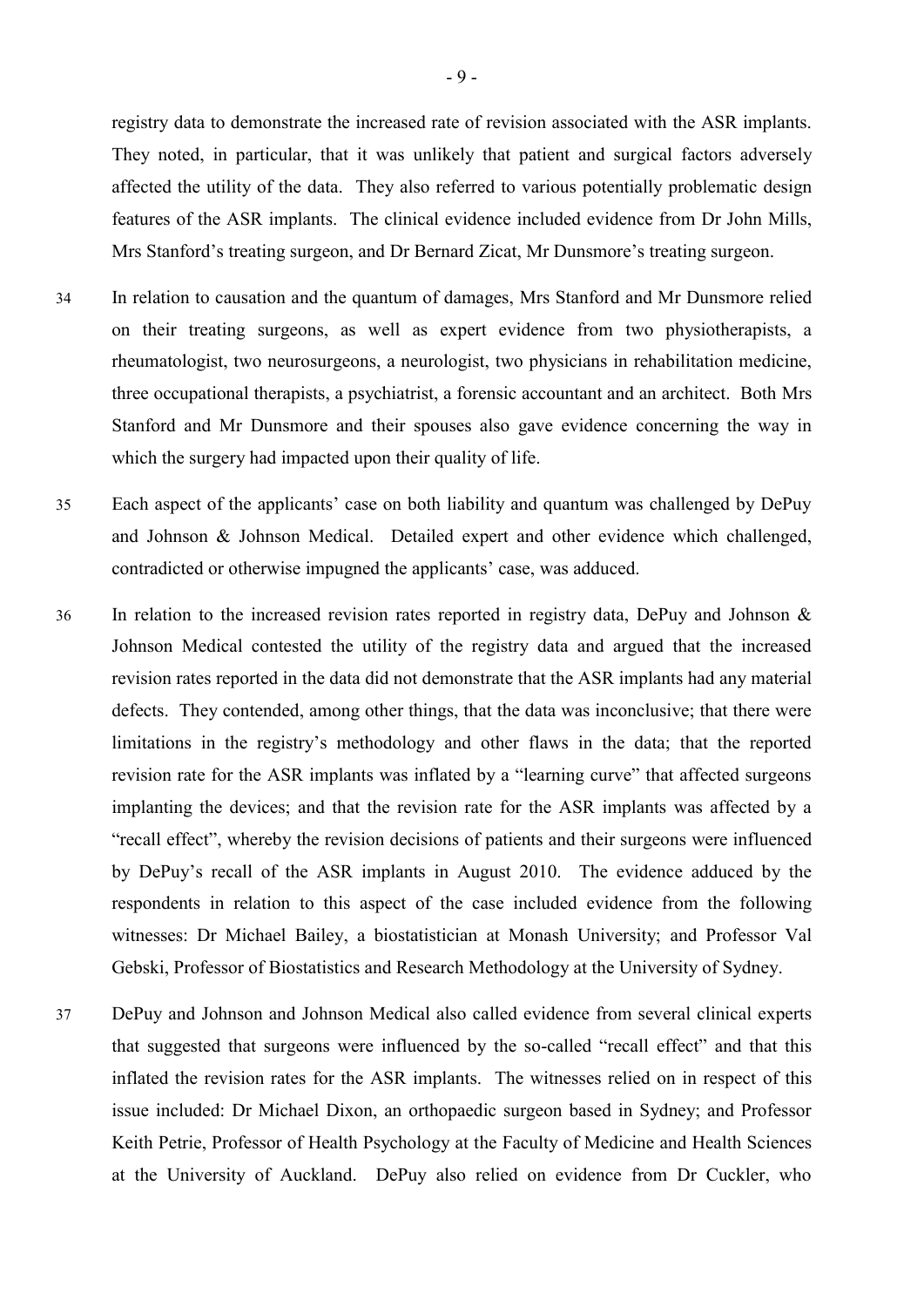registry data to demonstrate the increased rate of revision associated with the ASR implants. They noted, in particular, that it was unlikely that patient and surgical factors adversely affected the utility of the data. They also referred to various potentially problematic design features of the ASR implants. The clinical evidence included evidence from Dr John Mills, Mrs Stanford's treating surgeon, and Dr Bernard Zicat, Mr Dunsmore's treating surgeon.

34 In relation to causation and the quantum of damages, Mrs Stanford and Mr Dunsmore relied on their treating surgeons, as well as expert evidence from two physiotherapists, a rheumatologist, two neurosurgeons, a neurologist, two physicians in rehabilitation medicine, three occupational therapists, a psychiatrist, a forensic accountant and an architect. Both Mrs Stanford and Mr Dunsmore and their spouses also gave evidence concerning the way in which the surgery had impacted upon their quality of life.

35 Each aspect of the applicants' case on both liability and quantum was challenged by DePuy and Johnson & Johnson Medical. Detailed expert and other evidence which challenged, contradicted or otherwise impugned the applicants' case, was adduced.

36 In relation to the increased revision rates reported in registry data, DePuy and Johnson & Johnson Medical contested the utility of the registry data and argued that the increased revision rates reported in the data did not demonstrate that the ASR implants had any material defects. They contended, among other things, that the data was inconclusive; that there were limitations in the registry's methodology and other flaws in the data; that the reported revision rate for the ASR implants was inflated by a "learning curve" that affected surgeons implanting the devices; and that the revision rate for the ASR implants was affected by a "recall effect", whereby the revision decisions of patients and their surgeons were influenced by DePuy's recall of the ASR implants in August 2010. The evidence adduced by the respondents in relation to this aspect of the case included evidence from the following witnesses: Dr Michael Bailey, a biostatistician at Monash University; and Professor Val Gebski, Professor of Biostatistics and Research Methodology at the University of Sydney.

37 DePuy and Johnson and Johnson Medical also called evidence from several clinical experts that suggested that surgeons were influenced by the so-called "recall effect" and that this inflated the revision rates for the ASR implants. The witnesses relied on in respect of this issue included: Dr Michael Dixon, an orthopaedic surgeon based in Sydney; and Professor Keith Petrie, Professor of Health Psychology at the Faculty of Medicine and Health Sciences at the University of Auckland. DePuy also relied on evidence from Dr Cuckler, who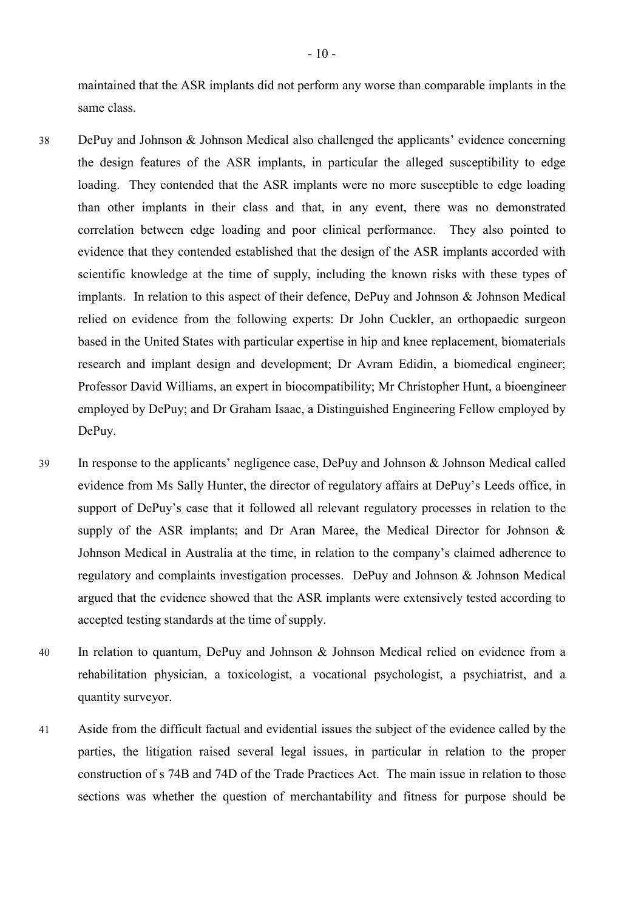maintained that the ASR implants did not perform any worse than comparable implants in the same class.

38 DePuy and Johnson & Johnson Medical also challenged the applicants' evidence concerning the design features of the ASR implants, in particular the alleged susceptibility to edge loading. They contended that the ASR implants were no more susceptible to edge loading than other implants in their class and that, in any event, there was no demonstrated correlation between edge loading and poor clinical performance. They also pointed to evidence that they contended established that the design of the ASR implants accorded with scientific knowledge at the time of supply, including the known risks with these types of implants. In relation to this aspect of their defence, DePuy and Johnson & Johnson Medical relied on evidence from the following experts: Dr John Cuckler, an orthopaedic surgeon based in the United States with particular expertise in hip and knee replacement, biomaterials research and implant design and development; Dr Avram Edidin, a biomedical engineer; Professor David Williams, an expert in biocompatibility; Mr Christopher Hunt, a bioengineer employed by DePuy; and Dr Graham Isaac, a Distinguished Engineering Fellow employed by DePuy.

39 In response to the applicants' negligence case, DePuy and Johnson & Johnson Medical called evidence from Ms Sally Hunter, the director of regulatory affairs at DePuy's Leeds office, in support of DePuy's case that it followed all relevant regulatory processes in relation to the supply of the ASR implants; and Dr Aran Maree, the Medical Director for Johnson & Johnson Medical in Australia at the time, in relation to the company's claimed adherence to regulatory and complaints investigation processes. DePuy and Johnson & Johnson Medical argued that the evidence showed that the ASR implants were extensively tested according to accepted testing standards at the time of supply.

40 In relation to quantum, DePuy and Johnson & Johnson Medical relied on evidence from a rehabilitation physician, a toxicologist, a vocational psychologist, a psychiatrist, and a quantity surveyor.

41 Aside from the difficult factual and evidential issues the subject of the evidence called by the parties, the litigation raised several legal issues, in particular in relation to the proper construction of s 74B and 74D of the Trade Practices Act. The main issue in relation to those sections was whether the question of merchantability and fitness for purpose should be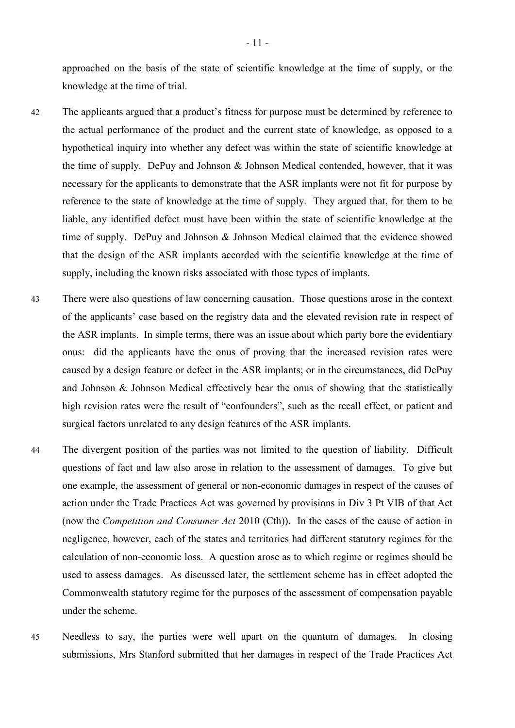approached on the basis of the state of scientific knowledge at the time of supply, or the knowledge at the time of trial.

42 The applicants argued that a product's fitness for purpose must be determined by reference to the actual performance of the product and the current state of knowledge, as opposed to a hypothetical inquiry into whether any defect was within the state of scientific knowledge at the time of supply. DePuy and Johnson & Johnson Medical contended, however, that it was necessary for the applicants to demonstrate that the ASR implants were not fit for purpose by reference to the state of knowledge at the time of supply. They argued that, for them to be liable, any identified defect must have been within the state of scientific knowledge at the time of supply. DePuy and Johnson & Johnson Medical claimed that the evidence showed that the design of the ASR implants accorded with the scientific knowledge at the time of supply, including the known risks associated with those types of implants.

43 There were also questions of law concerning causation. Those questions arose in the context of the applicants' case based on the registry data and the elevated revision rate in respect of the ASR implants. In simple terms, there was an issue about which party bore the evidentiary onus: did the applicants have the onus of proving that the increased revision rates were caused by a design feature or defect in the ASR implants; or in the circumstances, did DePuy and Johnson & Johnson Medical effectively bear the onus of showing that the statistically high revision rates were the result of "confounders", such as the recall effect, or patient and surgical factors unrelated to any design features of the ASR implants.

44 The divergent position of the parties was not limited to the question of liability. Difficult questions of fact and law also arose in relation to the assessment of damages. To give but one example, the assessment of general or non-economic damages in respect of the causes of action under the Trade Practices Act was governed by provisions in Div 3 Pt VIB of that Act (now the *Competition and Consumer Act* 2010 (Cth)). In the cases of the cause of action in negligence, however, each of the states and territories had different statutory regimes for the calculation of non-economic loss. A question arose as to which regime or regimes should be used to assess damages. As discussed later, the settlement scheme has in effect adopted the Commonwealth statutory regime for the purposes of the assessment of compensation payable under the scheme.

45 Needless to say, the parties were well apart on the quantum of damages. In closing submissions, Mrs Stanford submitted that her damages in respect of the Trade Practices Act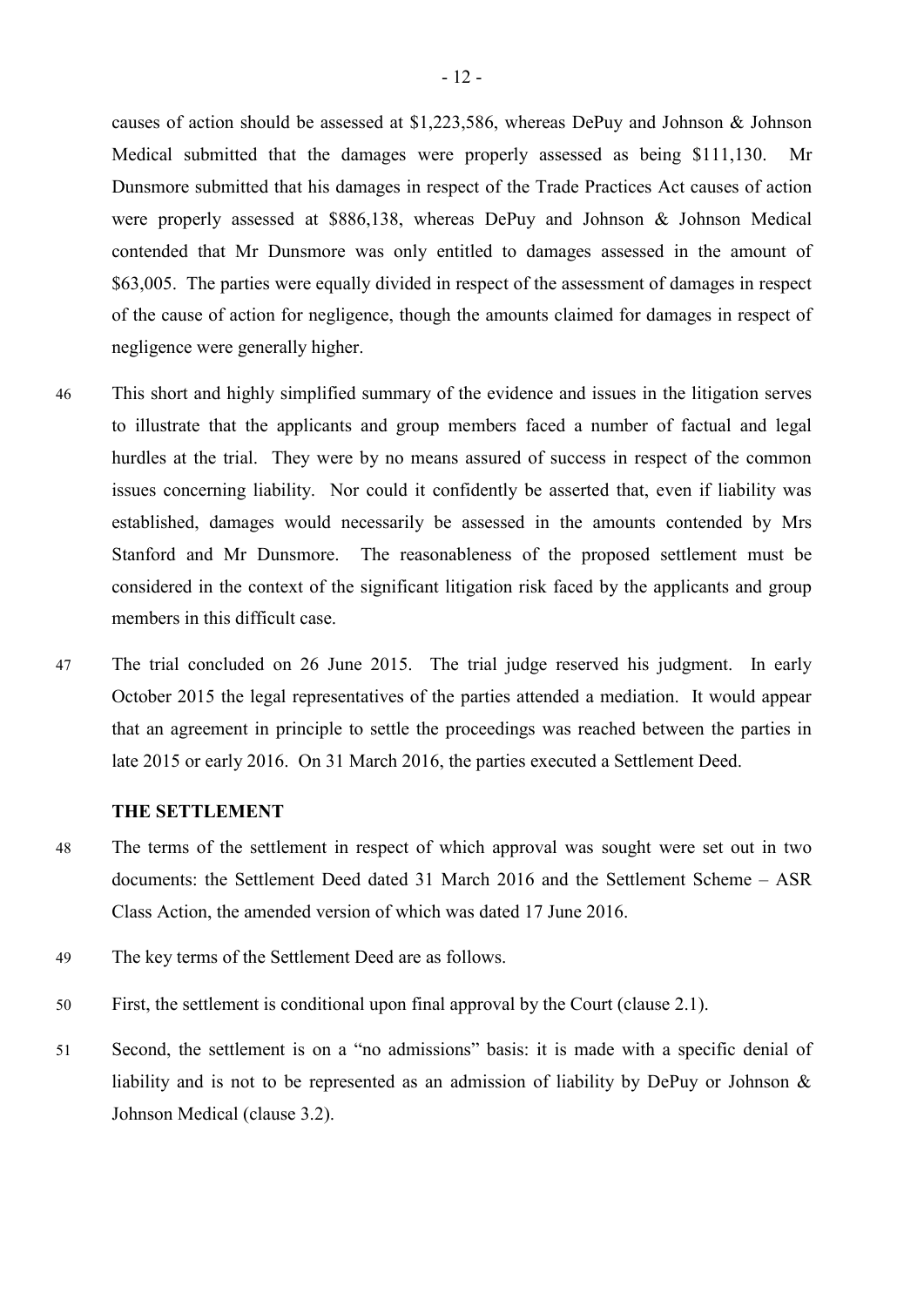causes of action should be assessed at $1,223,586, whereas DePuy and Johnson & Johnson Medical submitted that the damages were properly assessed as being $111,130. Mr Dunsmore submitted that his damages in respect of the Trade Practices Act causes of action were properly assessed at $886,138, whereas DePuy and Johnson & Johnson Medical contended that Mr Dunsmore was only entitled to damages assessed in the amount of $63,005. The parties were equally divided in respect of the assessment of damages in respect of the cause of action for negligence, though the amounts claimed for damages in respect of negligence were generally higher.

46 This short and highly simplified summary of the evidence and issues in the litigation serves to illustrate that the applicants and group members faced a number of factual and legal hurdles at the trial. They were by no means assured of success in respect of the common issues concerning liability. Nor could it confidently be asserted that, even if liability was established, damages would necessarily be assessed in the amounts contended by Mrs Stanford and Mr Dunsmore. The reasonableness of the proposed settlement must be considered in the context of the significant litigation risk faced by the applicants and group members in this difficult case.

47 The trial concluded on 26 June 2015. The trial judge reserved his judgment. In early October 2015 the legal representatives of the parties attended a mediation. It would appear that an agreement in principle to settle the proceedings was reached between the parties in late 2015 or early 2016. On 31 March 2016, the parties executed a Settlement Deed.

## THE SETTLEMENT

48 The terms of the settlement in respect of which approval was sought were set out in two documents: the Settlement Deed dated 31 March 2016 and the Settlement Scheme – ASR Class Action, the amended version of which was dated 17 June 2016.

49 The key terms of the Settlement Deed are as follows.

50 First, the settlement is conditional upon final approval by the Court (clause 2.1).

51 Second, the settlement is on a "no admissions" basis: it is made with a specific denial of liability and is not to be represented as an admission of liability by DePuy or Johnson & Johnson Medical (clause 3.2).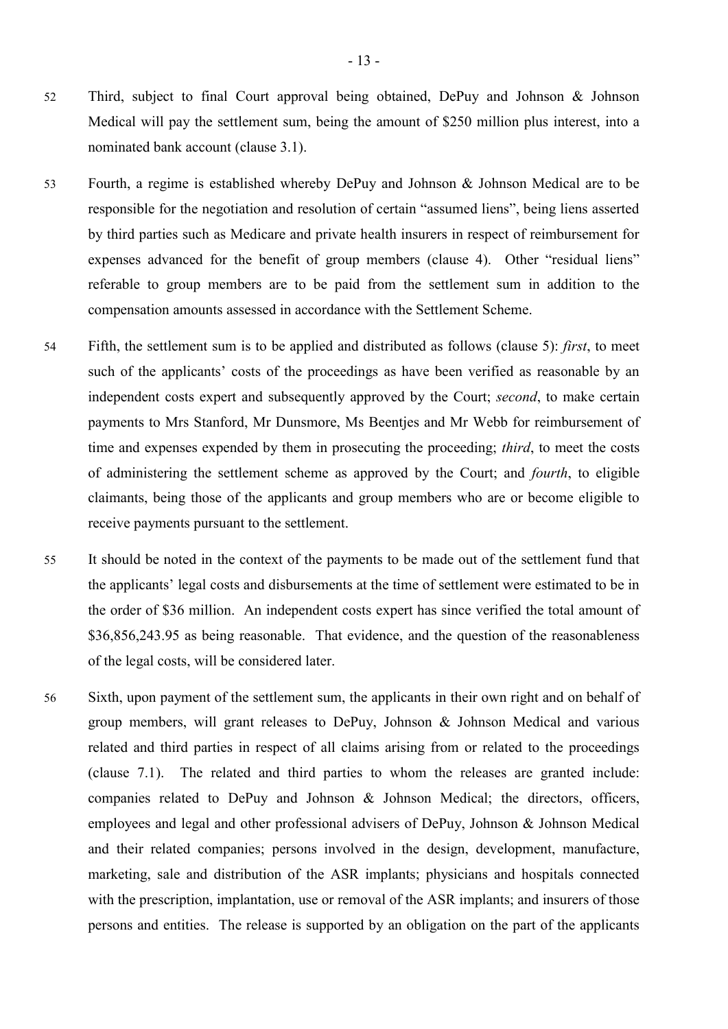52 Third, subject to final Court approval being obtained, DePuy and Johnson & Johnson Medical will pay the settlement sum, being the amount of $250 million plus interest, into a nominated bank account (clause 3.1).

53 Fourth, a regime is established whereby DePuy and Johnson & Johnson Medical are to be responsible for the negotiation and resolution of certain "assumed liens", being liens asserted by third parties such as Medicare and private health insurers in respect of reimbursement for expenses advanced for the benefit of group members (clause 4). Other "residual liens" referable to group members are to be paid from the settlement sum in addition to the compensation amounts assessed in accordance with the Settlement Scheme.

54 Fifth, the settlement sum is to be applied and distributed as follows (clause 5): *first*, to meet such of the applicants' costs of the proceedings as have been verified as reasonable by an independent costs expert and subsequently approved by the Court; *second*, to make certain payments to Mrs Stanford, Mr Dunsmore, Ms Beentjes and Mr Webb for reimbursement of time and expenses expended by them in prosecuting the proceeding; *third*, to meet the costs of administering the settlement scheme as approved by the Court; and *fourth*, to eligible claimants, being those of the applicants and group members who are or become eligible to receive payments pursuant to the settlement.

55 It should be noted in the context of the payments to be made out of the settlement fund that the applicants' legal costs and disbursements at the time of settlement were estimated to be in the order of $36 million. An independent costs expert has since verified the total amount of $36,856,243.95 as being reasonable. That evidence, and the question of the reasonableness of the legal costs, will be considered later.

56 Sixth, upon payment of the settlement sum, the applicants in their own right and on behalf of group members, will grant releases to DePuy, Johnson & Johnson Medical and various related and third parties in respect of all claims arising from or related to the proceedings (clause 7.1). The related and third parties to whom the releases are granted include: companies related to DePuy and Johnson & Johnson Medical; the directors, officers, employees and legal and other professional advisers of DePuy, Johnson & Johnson Medical and their related companies; persons involved in the design, development, manufacture, marketing, sale and distribution of the ASR implants; physicians and hospitals connected with the prescription, implantation, use or removal of the ASR implants; and insurers of those persons and entities. The release is supported by an obligation on the part of the applicants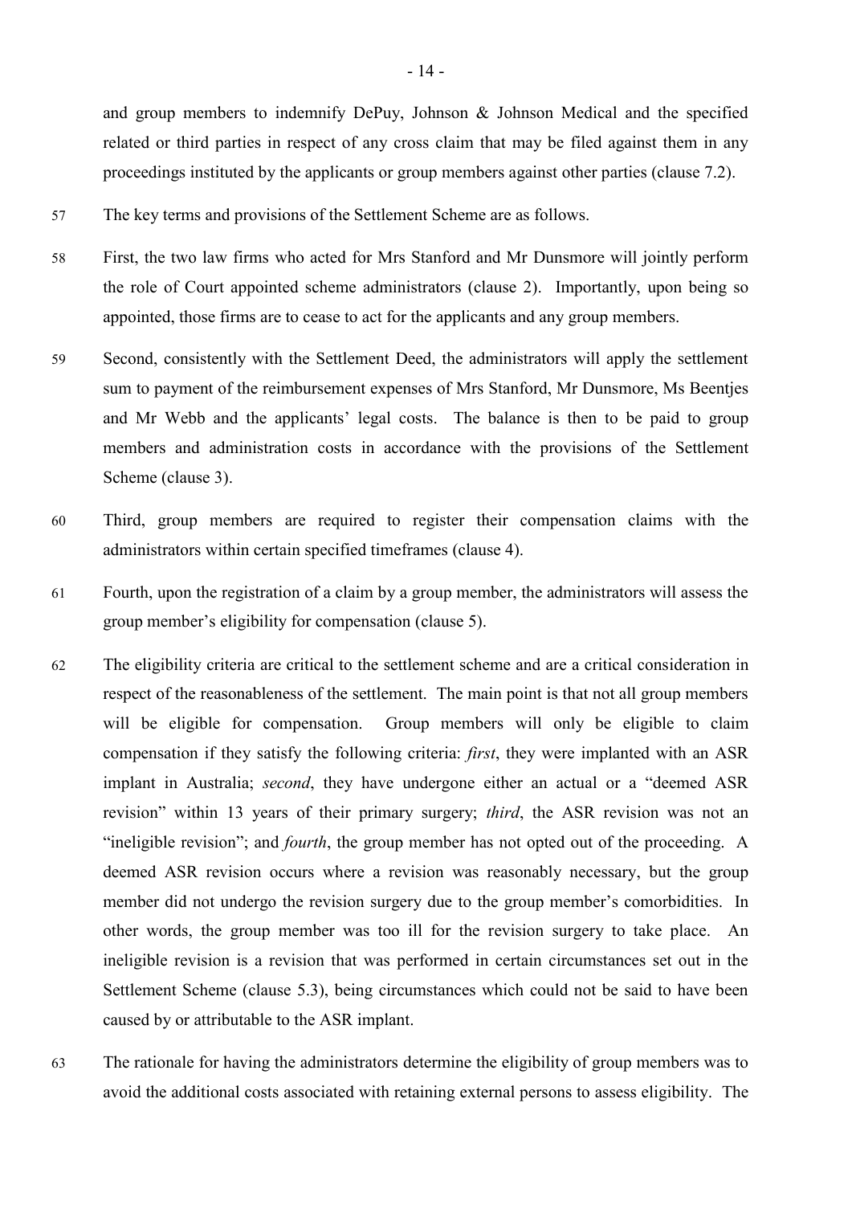and group members to indemnify DePuy, Johnson & Johnson Medical and the specified related or third parties in respect of any cross claim that may be filed against them in any proceedings instituted by the applicants or group members against other parties (clause 7.2).

57 The key terms and provisions of the Settlement Scheme are as follows.

58 First, the two law firms who acted for Mrs Stanford and Mr Dunsmore will jointly perform the role of Court appointed scheme administrators (clause 2). Importantly, upon being so appointed, those firms are to cease to act for the applicants and any group members.

59 Second, consistently with the Settlement Deed, the administrators will apply the settlement sum to payment of the reimbursement expenses of Mrs Stanford, Mr Dunsmore, Ms Beentjes and Mr Webb and the applicants' legal costs. The balance is then to be paid to group members and administration costs in accordance with the provisions of the Settlement Scheme (clause 3).

60 Third, group members are required to register their compensation claims with the administrators within certain specified timeframes (clause 4).

61 Fourth, upon the registration of a claim by a group member, the administrators will assess the group member's eligibility for compensation (clause 5).

62 The eligibility criteria are critical to the settlement scheme and are a critical consideration in respect of the reasonableness of the settlement. The main point is that not all group members will be eligible for compensation. Group members will only be eligible to claim compensation if they satisfy the following criteria: *first*, they were implanted with an ASR implant in Australia; *second*, they have undergone either an actual or a "deemed ASR revision" within 13 years of their primary surgery; *third*, the ASR revision was not an "ineligible revision"; and *fourth*, the group member has not opted out of the proceeding. A deemed ASR revision occurs where a revision was reasonably necessary, but the group member did not undergo the revision surgery due to the group member's comorbidities. In other words, the group member was too ill for the revision surgery to take place. An ineligible revision is a revision that was performed in certain circumstances set out in the Settlement Scheme (clause 5.3), being circumstances which could not be said to have been caused by or attributable to the ASR implant.

63 The rationale for having the administrators determine the eligibility of group members was to avoid the additional costs associated with retaining external persons to assess eligibility. The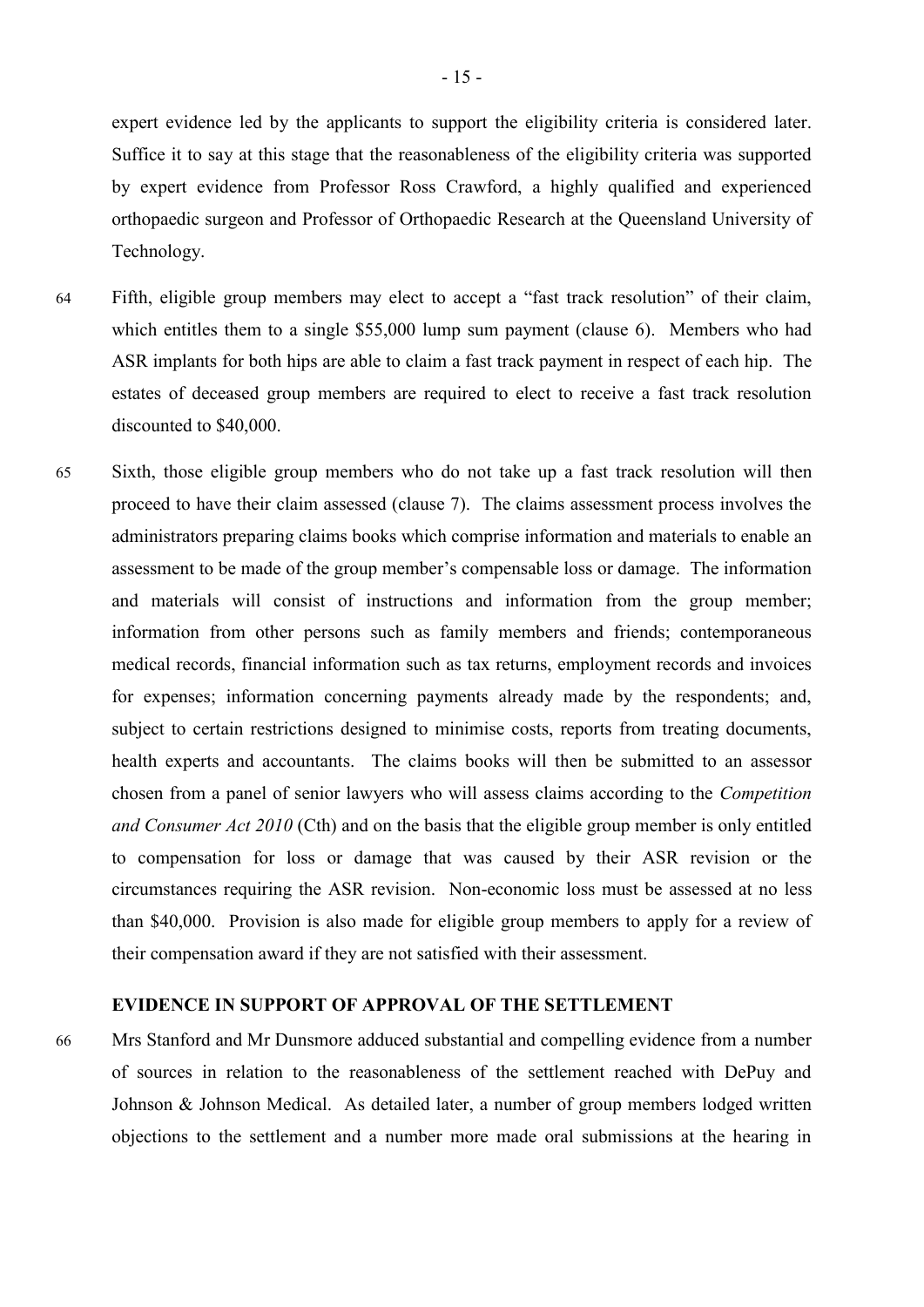expert evidence led by the applicants to support the eligibility criteria is considered later. Suffice it to say at this stage that the reasonableness of the eligibility criteria was supported by expert evidence from Professor Ross Crawford, a highly qualified and experienced orthopaedic surgeon and Professor of Orthopaedic Research at the Queensland University of Technology.

64 Fifth, eligible group members may elect to accept a "fast track resolution" of their claim, which entitles them to a single $55,000 lump sum payment (clause 6). Members who had ASR implants for both hips are able to claim a fast track payment in respect of each hip. The estates of deceased group members are required to elect to receive a fast track resolution discounted to $40,000.

65 Sixth, those eligible group members who do not take up a fast track resolution will then proceed to have their claim assessed (clause 7). The claims assessment process involves the administrators preparing claims books which comprise information and materials to enable an assessment to be made of the group member's compensable loss or damage. The information and materials will consist of instructions and information from the group member; information from other persons such as family members and friends; contemporaneous medical records, financial information such as tax returns, employment records and invoices for expenses; information concerning payments already made by the respondents; and, subject to certain restrictions designed to minimise costs, reports from treating documents, health experts and accountants. The claims books will then be submitted to an assessor chosen from a panel of senior lawyers who will assess claims according to the *Competition and Consumer Act 2010* (Cth) and on the basis that the eligible group member is only entitled to compensation for loss or damage that was caused by their ASR revision or the circumstances requiring the ASR revision. Non-economic loss must be assessed at no less than $40,000. Provision is also made for eligible group members to apply for a review of their compensation award if they are not satisfied with their assessment.

## EVIDENCE IN SUPPORT OF APPROVAL OF THE SETTLEMENT

66 Mrs Stanford and Mr Dunsmore adduced substantial and compelling evidence from a number of sources in relation to the reasonableness of the settlement reached with DePuy and Johnson & Johnson Medical. As detailed later, a number of group members lodged written objections to the settlement and a number more made oral submissions at the hearing in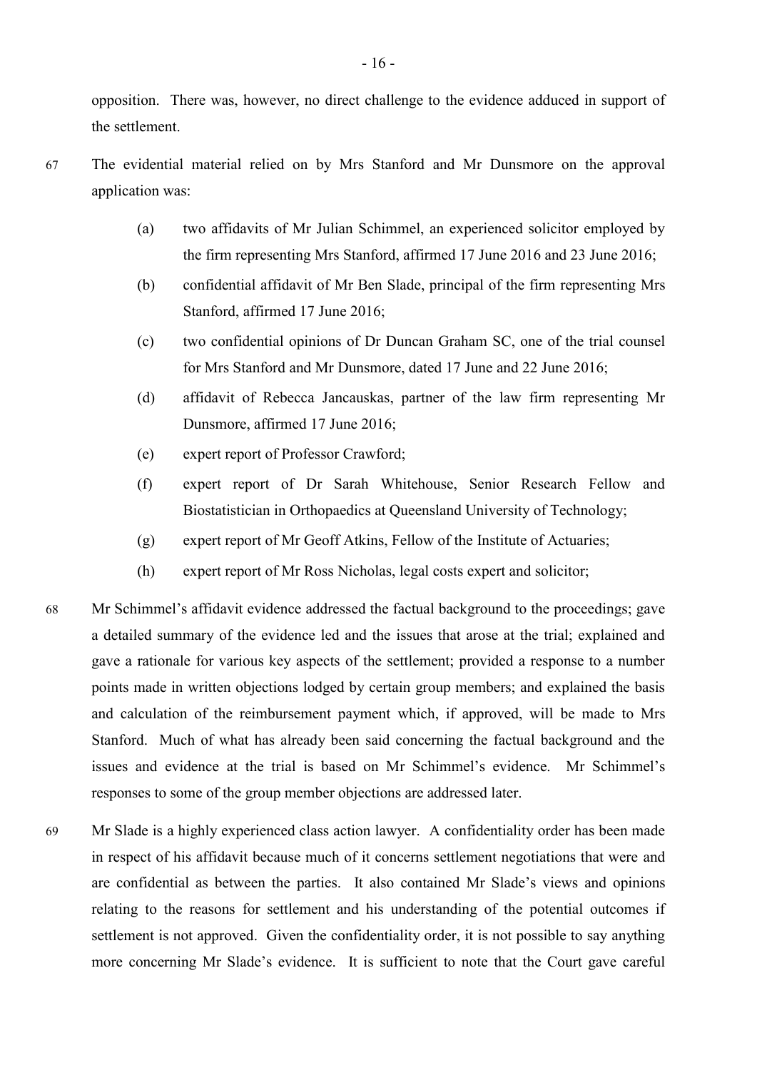opposition. There was, however, no direct challenge to the evidence adduced in support of the settlement.

67 The evidential material relied on by Mrs Stanford and Mr Dunsmore on the approval application was:

(a) two affidavits of Mr Julian Schimmel, an experienced solicitor employed by the firm representing Mrs Stanford, affirmed 17 June 2016 and 23 June 2016;

(b) confidential affidavit of Mr Ben Slade, principal of the firm representing Mrs Stanford, affirmed 17 June 2016;

(c) two confidential opinions of Dr Duncan Graham SC, one of the trial counsel for Mrs Stanford and Mr Dunsmore, dated 17 June and 22 June 2016;

(d) affidavit of Rebecca Jancauskas, partner of the law firm representing Mr Dunsmore, affirmed 17 June 2016;

(e) expert report of Professor Crawford;

(f) expert report of Dr Sarah Whitehouse, Senior Research Fellow and Biostatistician in Orthopaedics at Queensland University of Technology;

(g) expert report of Mr Geoff Atkins, Fellow of the Institute of Actuaries;

(h) expert report of Mr Ross Nicholas, legal costs expert and solicitor;

68 Mr Schimmel's affidavit evidence addressed the factual background to the proceedings; gave a detailed summary of the evidence led and the issues that arose at the trial; explained and gave a rationale for various key aspects of the settlement; provided a response to a number points made in written objections lodged by certain group members; and explained the basis and calculation of the reimbursement payment which, if approved, will be made to Mrs Stanford. Much of what has already been said concerning the factual background and the issues and evidence at the trial is based on Mr Schimmel's evidence. Mr Schimmel's responses to some of the group member objections are addressed later.

69 Mr Slade is a highly experienced class action lawyer. A confidentiality order has been made in respect of his affidavit because much of it concerns settlement negotiations that were and are confidential as between the parties. It also contained Mr Slade's views and opinions relating to the reasons for settlement and his understanding of the potential outcomes if settlement is not approved. Given the confidentiality order, it is not possible to say anything more concerning Mr Slade's evidence. It is sufficient to note that the Court gave careful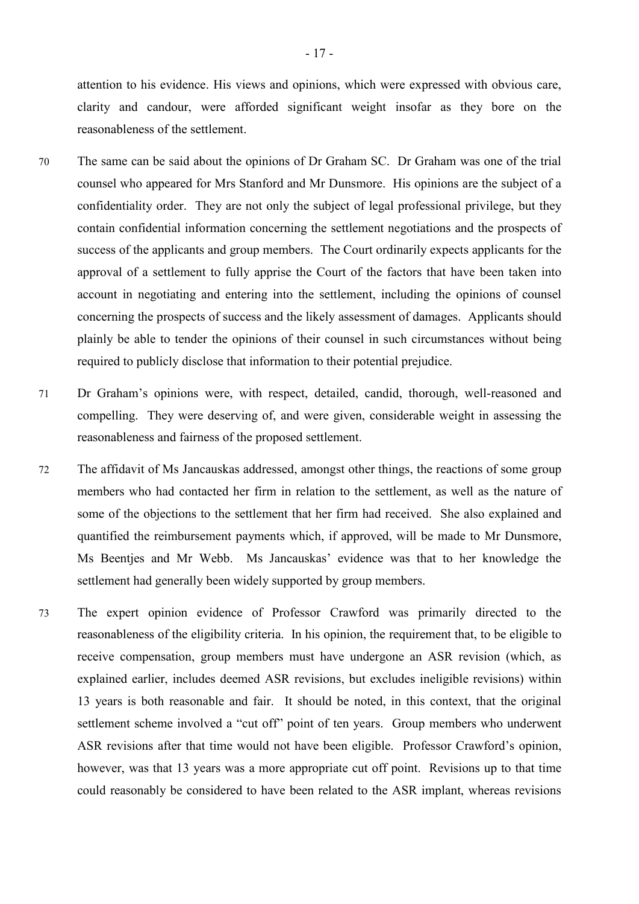attention to his evidence. His views and opinions, which were expressed with obvious care, clarity and candour, were afforded significant weight insofar as they bore on the reasonableness of the settlement.

70 The same can be said about the opinions of Dr Graham SC. Dr Graham was one of the trial counsel who appeared for Mrs Stanford and Mr Dunsmore. His opinions are the subject of a confidentiality order. They are not only the subject of legal professional privilege, but they contain confidential information concerning the settlement negotiations and the prospects of success of the applicants and group members. The Court ordinarily expects applicants for the approval of a settlement to fully apprise the Court of the factors that have been taken into account in negotiating and entering into the settlement, including the opinions of counsel concerning the prospects of success and the likely assessment of damages. Applicants should plainly be able to tender the opinions of their counsel in such circumstances without being required to publicly disclose that information to their potential prejudice.

71 Dr Graham's opinions were, with respect, detailed, candid, thorough, well-reasoned and compelling. They were deserving of, and were given, considerable weight in assessing the reasonableness and fairness of the proposed settlement.

72 The affidavit of Ms Jancauskas addressed, amongst other things, the reactions of some group members who had contacted her firm in relation to the settlement, as well as the nature of some of the objections to the settlement that her firm had received. She also explained and quantified the reimbursement payments which, if approved, will be made to Mr Dunsmore, Ms Beentjes and Mr Webb. Ms Jancauskas' evidence was that to her knowledge the settlement had generally been widely supported by group members.

73 The expert opinion evidence of Professor Crawford was primarily directed to the reasonableness of the eligibility criteria. In his opinion, the requirement that, to be eligible to receive compensation, group members must have undergone an ASR revision (which, as explained earlier, includes deemed ASR revisions, but excludes ineligible revisions) within 13 years is both reasonable and fair. It should be noted, in this context, that the original settlement scheme involved a "cut off" point of ten years. Group members who underwent ASR revisions after that time would not have been eligible. Professor Crawford's opinion, however, was that 13 years was a more appropriate cut off point. Revisions up to that time could reasonably be considered to have been related to the ASR implant, whereas revisions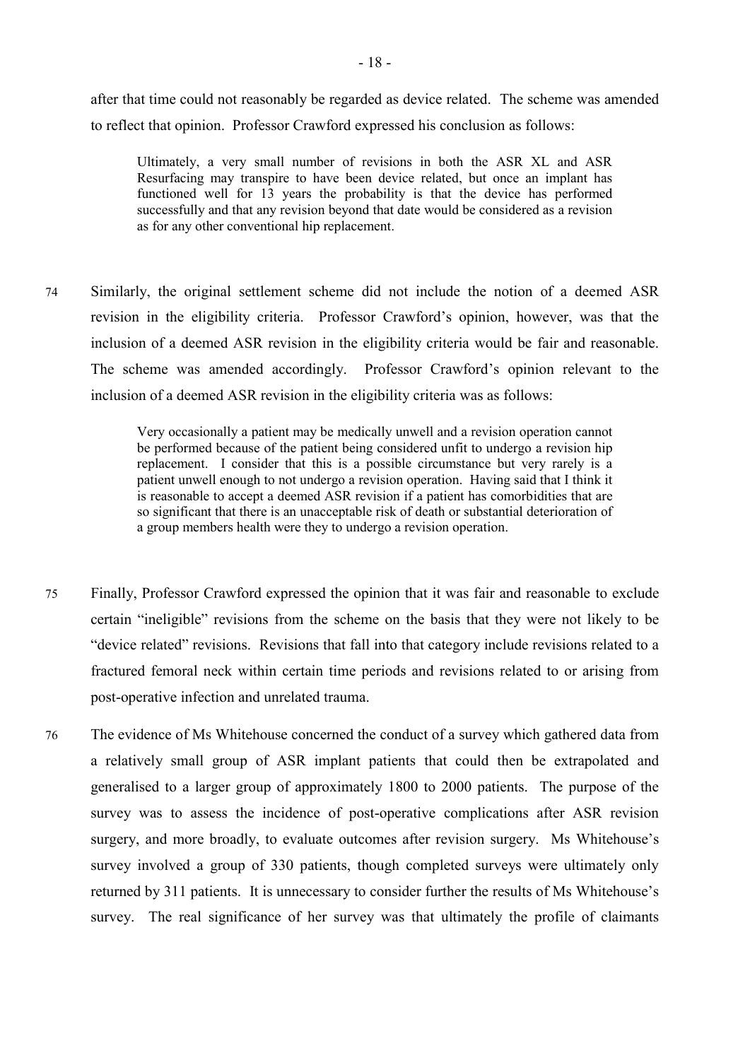after that time could not reasonably be regarded as device related. The scheme was amended to reflect that opinion. Professor Crawford expressed his conclusion as follows:

> Ultimately, a very small number of revisions in both the ASR XL and ASR Resurfacing may transpire to have been device related, but once an implant has functioned well for 13 years the probability is that the device has performed successfully and that any revision beyond that date would be considered as a revision as for any other conventional hip replacement.

74 Similarly, the original settlement scheme did not include the notion of a deemed ASR revision in the eligibility criteria. Professor Crawford's opinion, however, was that the inclusion of a deemed ASR revision in the eligibility criteria would be fair and reasonable. The scheme was amended accordingly. Professor Crawford's opinion relevant to the inclusion of a deemed ASR revision in the eligibility criteria was as follows:

> Very occasionally a patient may be medically unwell and a revision operation cannot be performed because of the patient being considered unfit to undergo a revision hip replacement. I consider that this is a possible circumstance but very rarely is a patient unwell enough to not undergo a revision operation. Having said that I think it is reasonable to accept a deemed ASR revision if a patient has comorbidities that are so significant that there is an unacceptable risk of death or substantial deterioration of a group members health were they to undergo a revision operation.

75 Finally, Professor Crawford expressed the opinion that it was fair and reasonable to exclude certain "ineligible" revisions from the scheme on the basis that they were not likely to be "device related" revisions. Revisions that fall into that category include revisions related to a fractured femoral neck within certain time periods and revisions related to or arising from post-operative infection and unrelated trauma.

76 The evidence of Ms Whitehouse concerned the conduct of a survey which gathered data from a relatively small group of ASR implant patients that could then be extrapolated and generalised to a larger group of approximately 1800 to 2000 patients. The purpose of the survey was to assess the incidence of post-operative complications after ASR revision surgery, and more broadly, to evaluate outcomes after revision surgery. Ms Whitehouse's survey involved a group of 330 patients, though completed surveys were ultimately only returned by 311 patients. It is unnecessary to consider further the results of Ms Whitehouse's survey. The real significance of her survey was that ultimately the profile of claimants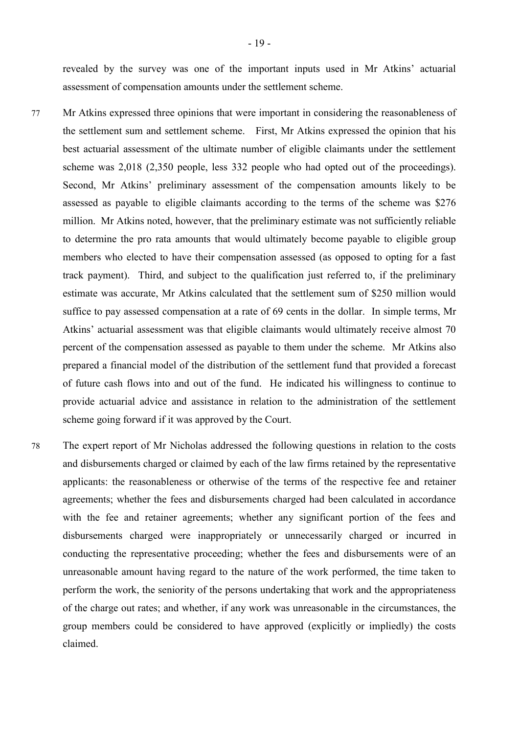revealed by the survey was one of the important inputs used in Mr Atkins' actuarial assessment of compensation amounts under the settlement scheme.

77 Mr Atkins expressed three opinions that were important in considering the reasonableness of the settlement sum and settlement scheme. First, Mr Atkins expressed the opinion that his best actuarial assessment of the ultimate number of eligible claimants under the settlement scheme was 2,018 (2,350 people, less 332 people who had opted out of the proceedings). Second, Mr Atkins' preliminary assessment of the compensation amounts likely to be assessed as payable to eligible claimants according to the terms of the scheme was \$276 million. Mr Atkins noted, however, that the preliminary estimate was not sufficiently reliable to determine the pro rata amounts that would ultimately become payable to eligible group members who elected to have their compensation assessed (as opposed to opting for a fast track payment). Third, and subject to the qualification just referred to, if the preliminary estimate was accurate, Mr Atkins calculated that the settlement sum of \$250 million would suffice to pay assessed compensation at a rate of 69 cents in the dollar. In simple terms, Mr Atkins' actuarial assessment was that eligible claimants would ultimately receive almost 70 percent of the compensation assessed as payable to them under the scheme. Mr Atkins also prepared a financial model of the distribution of the settlement fund that provided a forecast of future cash flows into and out of the fund. He indicated his willingness to continue to provide actuarial advice and assistance in relation to the administration of the settlement scheme going forward if it was approved by the Court.

78 The expert report of Mr Nicholas addressed the following questions in relation to the costs and disbursements charged or claimed by each of the law firms retained by the representative applicants: the reasonableness or otherwise of the terms of the respective fee and retainer agreements; whether the fees and disbursements charged had been calculated in accordance with the fee and retainer agreements; whether any significant portion of the fees and disbursements charged were inappropriately or unnecessarily charged or incurred in conducting the representative proceeding; whether the fees and disbursements were of an unreasonable amount having regard to the nature of the work performed, the time taken to perform the work, the seniority of the persons undertaking that work and the appropriateness of the charge out rates; and whether, if any work was unreasonable in the circumstances, the group members could be considered to have approved (explicitly or impliedly) the costs claimed.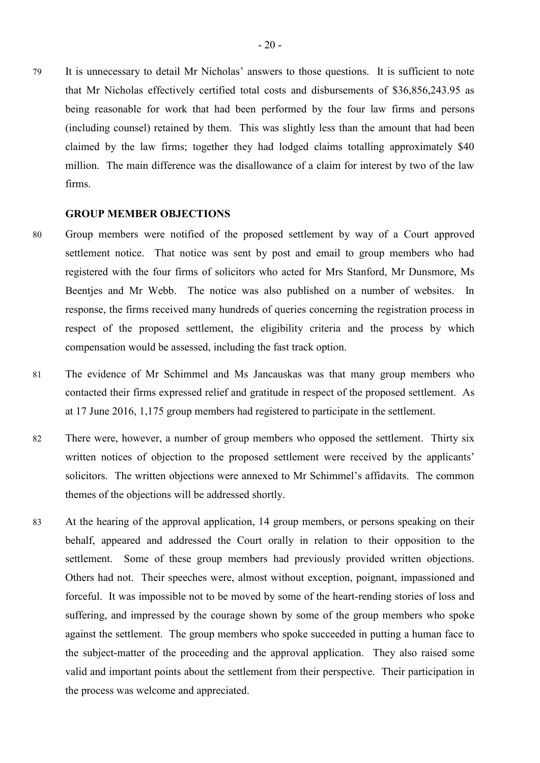79 It is unnecessary to detail Mr Nicholas' answers to those questions. It is sufficient to note that Mr Nicholas effectively certified total costs and disbursements of $36,856,243.95 as being reasonable for work that had been performed by the four law firms and persons (including counsel) retained by them. This was slightly less than the amount that had been claimed by the law firms; together they had lodged claims totalling approximately $40 million. The main difference was the disallowance of a claim for interest by two of the law firms.

## GROUP MEMBER OBJECTIONS

80 Group members were notified of the proposed settlement by way of a Court approved settlement notice. That notice was sent by post and email to group members who had registered with the four firms of solicitors who acted for Mrs Stanford, Mr Dunsmore, Ms Beentjes and Mr Webb. The notice was also published on a number of websites. In response, the firms received many hundreds of queries concerning the registration process in respect of the proposed settlement, the eligibility criteria and the process by which compensation would be assessed, including the fast track option.

81 The evidence of Mr Schimmel and Ms Jancauskas was that many group members who contacted their firms expressed relief and gratitude in respect of the proposed settlement. As at 17 June 2016, 1,175 group members had registered to participate in the settlement.

82 There were, however, a number of group members who opposed the settlement. Thirty six written notices of objection to the proposed settlement were received by the applicants' solicitors. The written objections were annexed to Mr Schimmel's affidavits. The common themes of the objections will be addressed shortly.

83 At the hearing of the approval application, 14 group members, or persons speaking on their behalf, appeared and addressed the Court orally in relation to their opposition to the settlement. Some of these group members had previously provided written objections. Others had not. Their speeches were, almost without exception, poignant, impassioned and forceful. It was impossible not to be moved by some of the heart-rending stories of loss and suffering, and impressed by the courage shown by some of the group members who spoke against the settlement. The group members who spoke succeeded in putting a human face to the subject-matter of the proceeding and the approval application. They also raised some valid and important points about the settlement from their perspective. Their participation in the process was welcome and appreciated.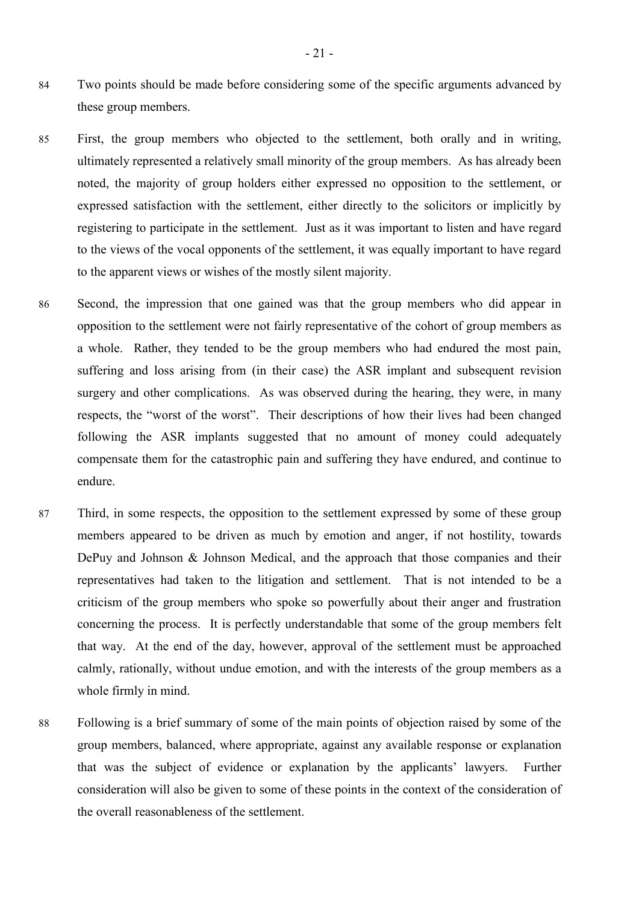84 Two points should be made before considering some of the specific arguments advanced by these group members.

85 First, the group members who objected to the settlement, both orally and in writing, ultimately represented a relatively small minority of the group members. As has already been noted, the majority of group holders either expressed no opposition to the settlement, or expressed satisfaction with the settlement, either directly to the solicitors or implicitly by registering to participate in the settlement. Just as it was important to listen and have regard to the views of the vocal opponents of the settlement, it was equally important to have regard to the apparent views or wishes of the mostly silent majority.

86 Second, the impression that one gained was that the group members who did appear in opposition to the settlement were not fairly representative of the cohort of group members as a whole. Rather, they tended to be the group members who had endured the most pain, suffering and loss arising from (in their case) the ASR implant and subsequent revision surgery and other complications. As was observed during the hearing, they were, in many respects, the "worst of the worst". Their descriptions of how their lives had been changed following the ASR implants suggested that no amount of money could adequately compensate them for the catastrophic pain and suffering they have endured, and continue to endure.

87 Third, in some respects, the opposition to the settlement expressed by some of these group members appeared to be driven as much by emotion and anger, if not hostility, towards DePuy and Johnson & Johnson Medical, and the approach that those companies and their representatives had taken to the litigation and settlement. That is not intended to be a criticism of the group members who spoke so powerfully about their anger and frustration concerning the process. It is perfectly understandable that some of the group members felt that way. At the end of the day, however, approval of the settlement must be approached calmly, rationally, without undue emotion, and with the interests of the group members as a whole firmly in mind.

88 Following is a brief summary of some of the main points of objection raised by some of the group members, balanced, where appropriate, against any available response or explanation that was the subject of evidence or explanation by the applicants' lawyers. Further consideration will also be given to some of these points in the context of the consideration of the overall reasonableness of the settlement.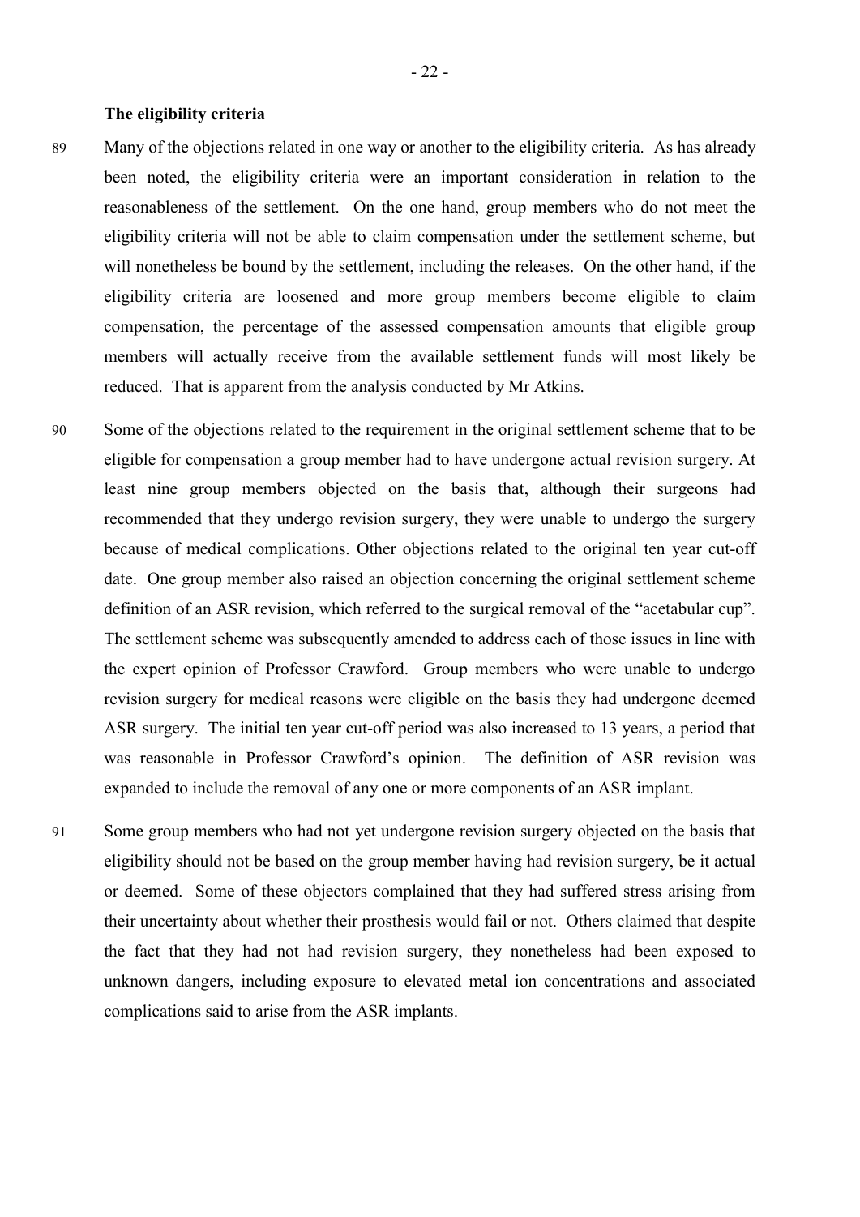**The eligibility criteria**

89 Many of the objections related in one way or another to the eligibility criteria. As has already been noted, the eligibility criteria were an important consideration in relation to the reasonableness of the settlement. On the one hand, group members who do not meet the eligibility criteria will not be able to claim compensation under the settlement scheme, but will nonetheless be bound by the settlement, including the releases. On the other hand, if the eligibility criteria are loosened and more group members become eligible to claim compensation, the percentage of the assessed compensation amounts that eligible group members will actually receive from the available settlement funds will most likely be reduced. That is apparent from the analysis conducted by Mr Atkins.

90 Some of the objections related to the requirement in the original settlement scheme that to be eligible for compensation a group member had to have undergone actual revision surgery. At least nine group members objected on the basis that, although their surgeons had recommended that they undergo revision surgery, they were unable to undergo the surgery because of medical complications. Other objections related to the original ten year cut-off date. One group member also raised an objection concerning the original settlement scheme definition of an ASR revision, which referred to the surgical removal of the "acetabular cup". The settlement scheme was subsequently amended to address each of those issues in line with the expert opinion of Professor Crawford. Group members who were unable to undergo revision surgery for medical reasons were eligible on the basis they had undergone deemed ASR surgery. The initial ten year cut-off period was also increased to 13 years, a period that was reasonable in Professor Crawford's opinion. The definition of ASR revision was expanded to include the removal of any one or more components of an ASR implant.

91 Some group members who had not yet undergone revision surgery objected on the basis that eligibility should not be based on the group member having had revision surgery, be it actual or deemed. Some of these objectors complained that they had suffered stress arising from their uncertainty about whether their prosthesis would fail or not. Others claimed that despite the fact that they had not had revision surgery, they nonetheless had been exposed to unknown dangers, including exposure to elevated metal ion concentrations and associated complications said to arise from the ASR implants.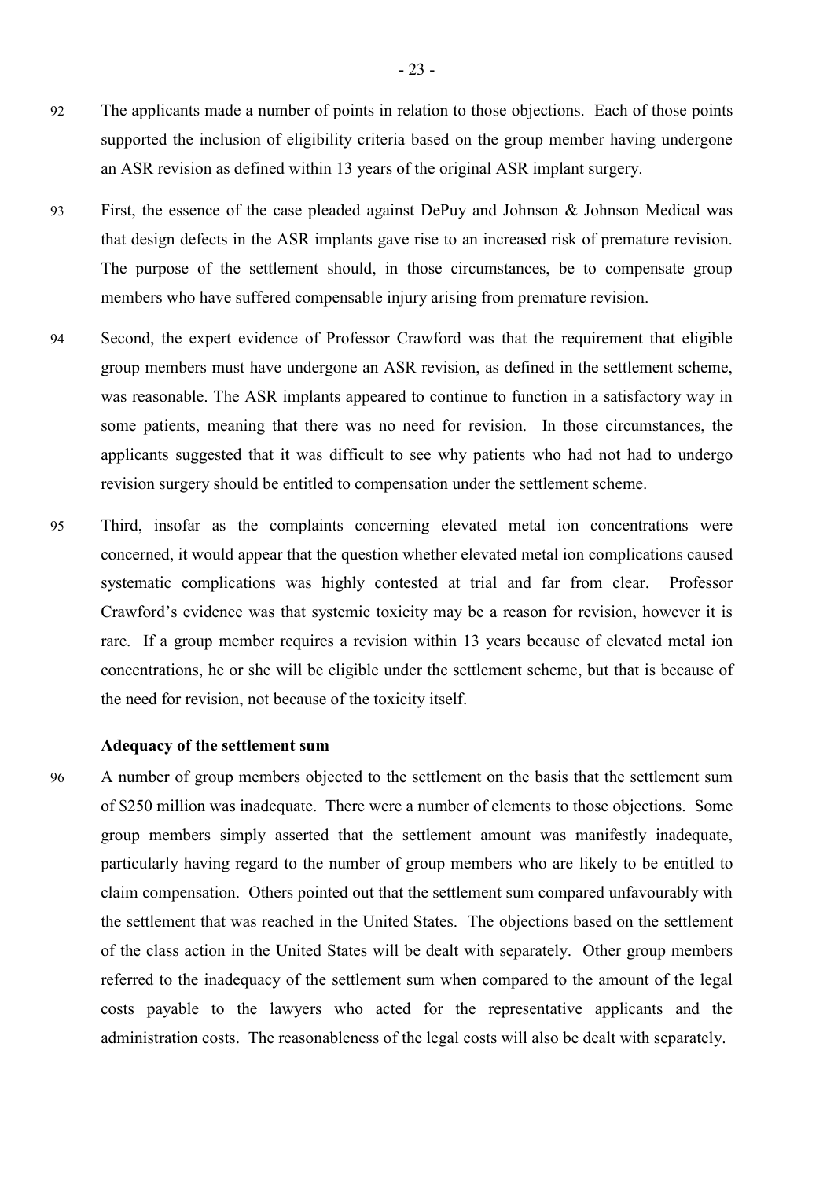92 The applicants made a number of points in relation to those objections. Each of those points supported the inclusion of eligibility criteria based on the group member having undergone an ASR revision as defined within 13 years of the original ASR implant surgery.

93 First, the essence of the case pleaded against DePuy and Johnson & Johnson Medical was that design defects in the ASR implants gave rise to an increased risk of premature revision. The purpose of the settlement should, in those circumstances, be to compensate group members who have suffered compensable injury arising from premature revision.

94 Second, the expert evidence of Professor Crawford was that the requirement that eligible group members must have undergone an ASR revision, as defined in the settlement scheme, was reasonable. The ASR implants appeared to continue to function in a satisfactory way in some patients, meaning that there was no need for revision. In those circumstances, the applicants suggested that it was difficult to see why patients who had not had to undergo revision surgery should be entitled to compensation under the settlement scheme.

95 Third, insofar as the complaints concerning elevated metal ion concentrations were concerned, it would appear that the question whether elevated metal ion complications caused systematic complications was highly contested at trial and far from clear. Professor Crawford's evidence was that systemic toxicity may be a reason for revision, however it is rare. If a group member requires a revision within 13 years because of elevated metal ion concentrations, he or she will be eligible under the settlement scheme, but that is because of the need for revision, not because of the toxicity itself.

### Adequacy of the settlement sum

96 A number of group members objected to the settlement on the basis that the settlement sum of $250 million was inadequate. There were a number of elements to those objections. Some group members simply asserted that the settlement amount was manifestly inadequate, particularly having regard to the number of group members who are likely to be entitled to claim compensation. Others pointed out that the settlement sum compared unfavourably with the settlement that was reached in the United States. The objections based on the settlement of the class action in the United States will be dealt with separately. Other group members referred to the inadequacy of the settlement sum when compared to the amount of the legal costs payable to the lawyers who acted for the representative applicants and the administration costs. The reasonableness of the legal costs will also be dealt with separately.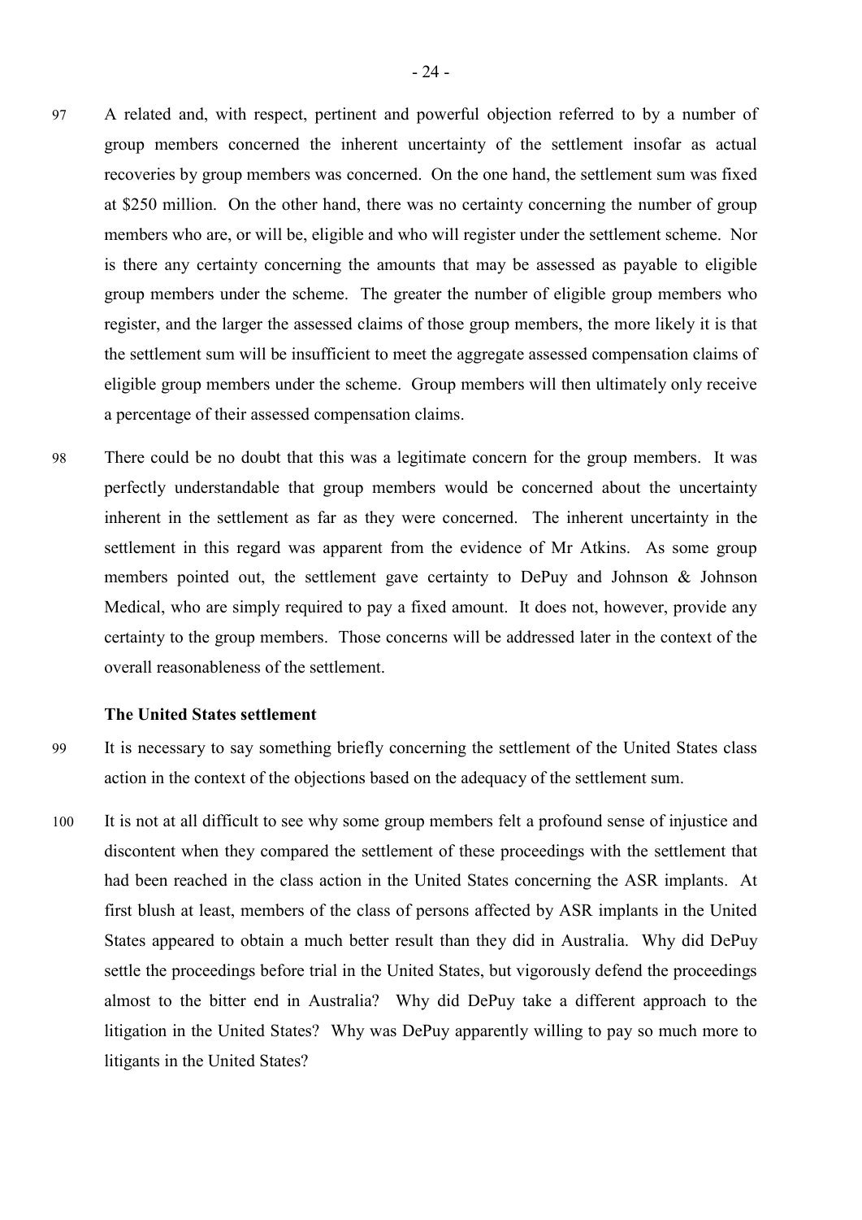97 A related and, with respect, pertinent and powerful objection referred to by a number of group members concerned the inherent uncertainty of the settlement insofar as actual recoveries by group members was concerned. On the one hand, the settlement sum was fixed at $250 million. On the other hand, there was no certainty concerning the number of group members who are, or will be, eligible and who will register under the settlement scheme. Nor is there any certainty concerning the amounts that may be assessed as payable to eligible group members under the scheme. The greater the number of eligible group members who register, and the larger the assessed claims of those group members, the more likely it is that the settlement sum will be insufficient to meet the aggregate assessed compensation claims of eligible group members under the scheme. Group members will then ultimately only receive a percentage of their assessed compensation claims.

98 There could be no doubt that this was a legitimate concern for the group members. It was perfectly understandable that group members would be concerned about the uncertainty inherent in the settlement as far as they were concerned. The inherent uncertainty in the settlement in this regard was apparent from the evidence of Mr Atkins. As some group members pointed out, the settlement gave certainty to DePuy and Johnson & Johnson Medical, who are simply required to pay a fixed amount. It does not, however, provide any certainty to the group members. Those concerns will be addressed later in the context of the overall reasonableness of the settlement.

**The United States settlement**

99 It is necessary to say something briefly concerning the settlement of the United States class action in the context of the objections based on the adequacy of the settlement sum.

100 It is not at all difficult to see why some group members felt a profound sense of injustice and discontent when they compared the settlement of these proceedings with the settlement that had been reached in the class action in the United States concerning the ASR implants. At first blush at least, members of the class of persons affected by ASR implants in the United States appeared to obtain a much better result than they did in Australia. Why did DePuy settle the proceedings before trial in the United States, but vigorously defend the proceedings almost to the bitter end in Australia? Why did DePuy take a different approach to the litigation in the United States? Why was DePuy apparently willing to pay so much more to litigants in the United States?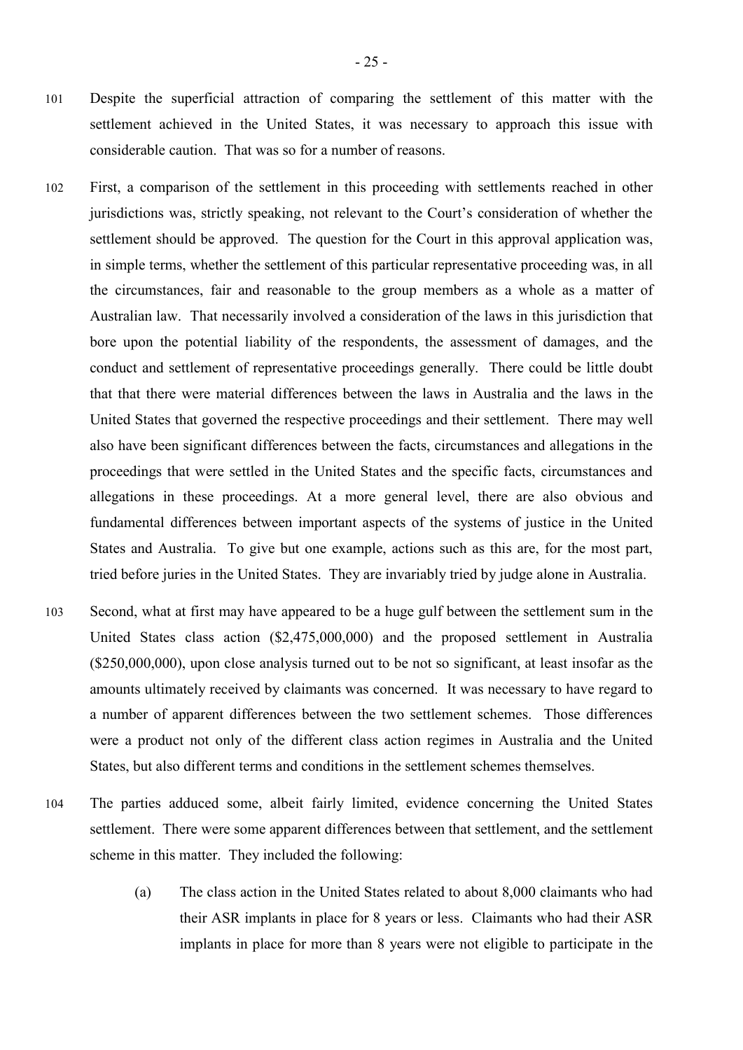101 Despite the superficial attraction of comparing the settlement of this matter with the settlement achieved in the United States, it was necessary to approach this issue with considerable caution. That was so for a number of reasons.

102 First, a comparison of the settlement in this proceeding with settlements reached in other jurisdictions was, strictly speaking, not relevant to the Court's consideration of whether the settlement should be approved. The question for the Court in this approval application was, in simple terms, whether the settlement of this particular representative proceeding was, in all the circumstances, fair and reasonable to the group members as a whole as a matter of Australian law. That necessarily involved a consideration of the laws in this jurisdiction that bore upon the potential liability of the respondents, the assessment of damages, and the conduct and settlement of representative proceedings generally. There could be little doubt that that there were material differences between the laws in Australia and the laws in the United States that governed the respective proceedings and their settlement. There may well also have been significant differences between the facts, circumstances and allegations in the proceedings that were settled in the United States and the specific facts, circumstances and allegations in these proceedings. At a more general level, there are also obvious and fundamental differences between important aspects of the systems of justice in the United States and Australia. To give but one example, actions such as this are, for the most part, tried before juries in the United States. They are invariably tried by judge alone in Australia.

103 Second, what at first may have appeared to be a huge gulf between the settlement sum in the United States class action ($2,475,000,000) and the proposed settlement in Australia ($250,000,000), upon close analysis turned out to be not so significant, at least insofar as the amounts ultimately received by claimants was concerned. It was necessary to have regard to a number of apparent differences between the two settlement schemes. Those differences were a product not only of the different class action regimes in Australia and the United States, but also different terms and conditions in the settlement schemes themselves.

104 The parties adduced some, albeit fairly limited, evidence concerning the United States settlement. There were some apparent differences between that settlement, and the settlement scheme in this matter. They included the following:

(a) The class action in the United States related to about 8,000 claimants who had their ASR implants in place for 8 years or less. Claimants who had their ASR implants in place for more than 8 years were not eligible to participate in the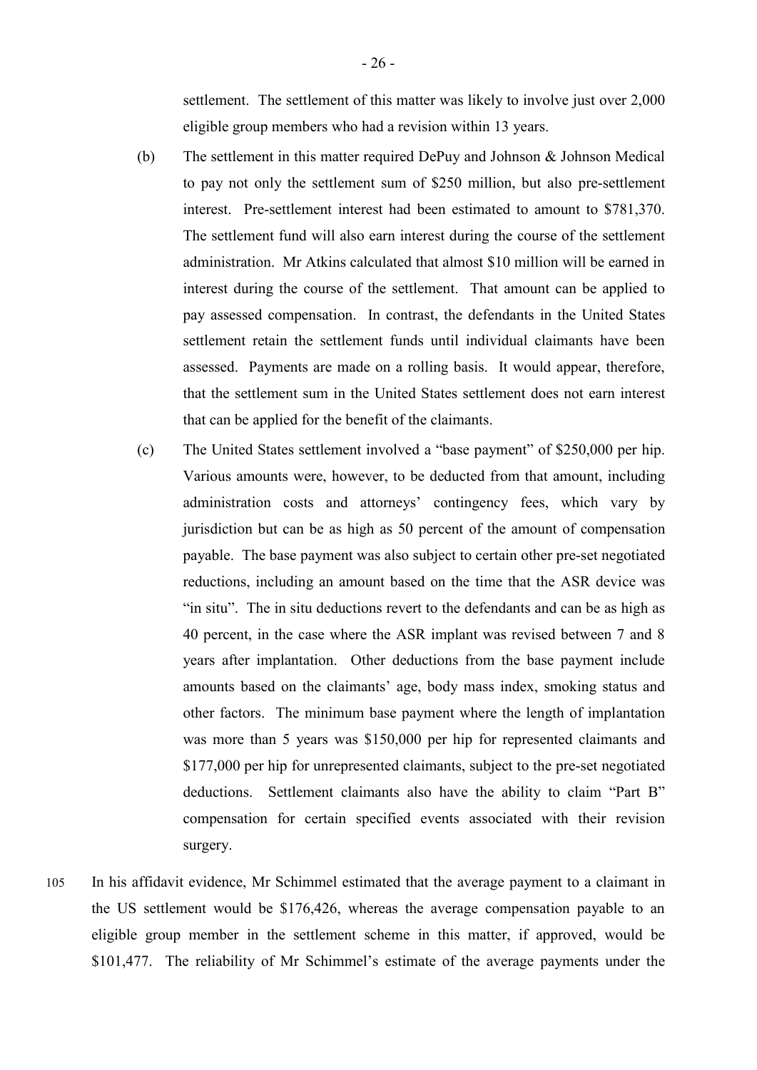settlement. The settlement of this matter was likely to involve just over 2,000 eligible group members who had a revision within 13 years.

(b) The settlement in this matter required DePuy and Johnson & Johnson Medical to pay not only the settlement sum of $250 million, but also pre-settlement interest. Pre-settlement interest had been estimated to amount to $781,370. The settlement fund will also earn interest during the course of the settlement administration. Mr Atkins calculated that almost $10 million will be earned in interest during the course of the settlement. That amount can be applied to pay assessed compensation. In contrast, the defendants in the United States settlement retain the settlement funds until individual claimants have been assessed. Payments are made on a rolling basis. It would appear, therefore, that the settlement sum in the United States settlement does not earn interest that can be applied for the benefit of the claimants.

(c) The United States settlement involved a "base payment" of $250,000 per hip. Various amounts were, however, to be deducted from that amount, including administration costs and attorneys' contingency fees, which vary by jurisdiction but can be as high as 50 percent of the amount of compensation payable. The base payment was also subject to certain other pre-set negotiated reductions, including an amount based on the time that the ASR device was "in situ". The in situ deductions revert to the defendants and can be as high as 40 percent, in the case where the ASR implant was revised between 7 and 8 years after implantation. Other deductions from the base payment include amounts based on the claimants' age, body mass index, smoking status and other factors. The minimum base payment where the length of implantation was more than 5 years was $150,000 per hip for represented claimants and $177,000 per hip for unrepresented claimants, subject to the pre-set negotiated deductions. Settlement claimants also have the ability to claim "Part B" compensation for certain specified events associated with their revision surgery.

105 In his affidavit evidence, Mr Schimmel estimated that the average payment to a claimant in the US settlement would be $176,426, whereas the average compensation payable to an eligible group member in the settlement scheme in this matter, if approved, would be $101,477. The reliability of Mr Schimmel's estimate of the average payments under the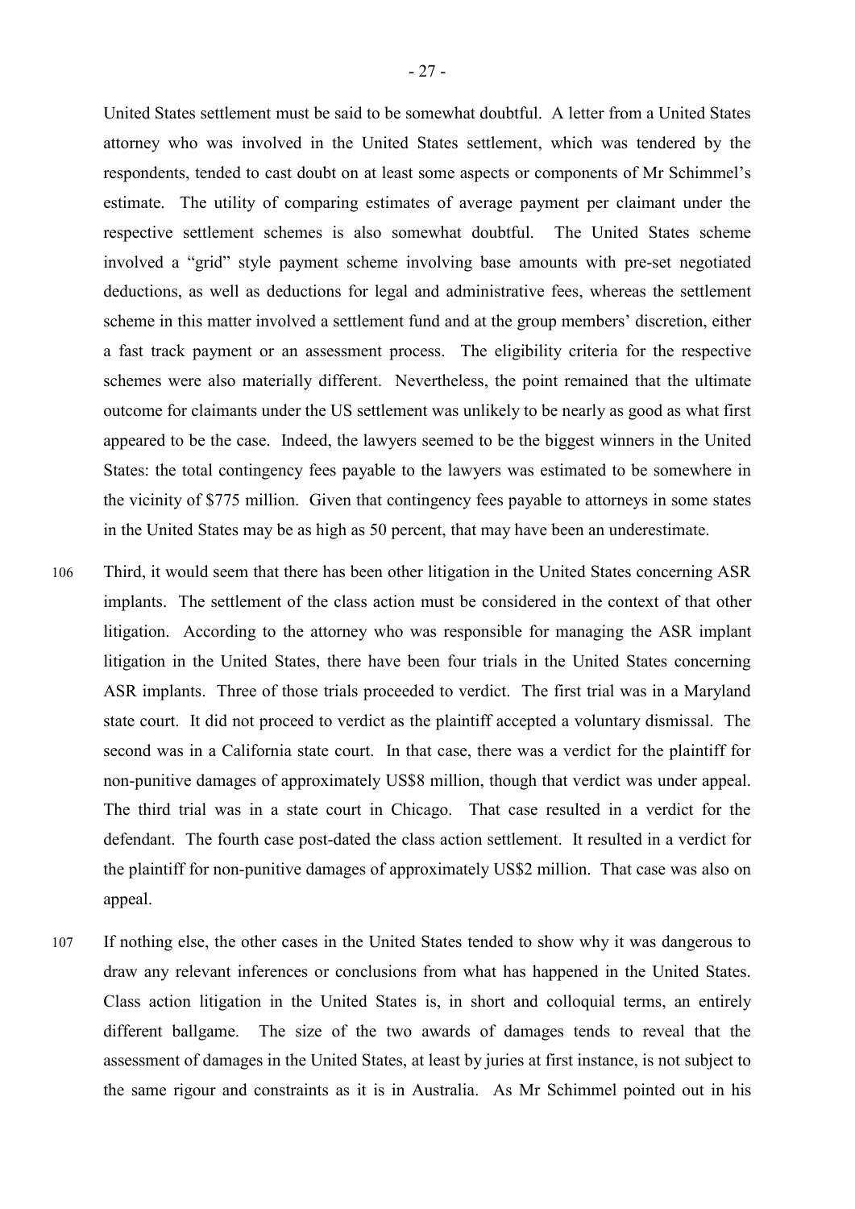United States settlement must be said to be somewhat doubtful. A letter from a United States attorney who was involved in the United States settlement, which was tendered by the respondents, tended to cast doubt on at least some aspects or components of Mr Schimmel's estimate. The utility of comparing estimates of average payment per claimant under the respective settlement schemes is also somewhat doubtful. The United States scheme involved a "grid" style payment scheme involving base amounts with pre-set negotiated deductions, as well as deductions for legal and administrative fees, whereas the settlement scheme in this matter involved a settlement fund and at the group members' discretion, either a fast track payment or an assessment process. The eligibility criteria for the respective schemes were also materially different. Nevertheless, the point remained that the ultimate outcome for claimants under the US settlement was unlikely to be nearly as good as what first appeared to be the case. Indeed, the lawyers seemed to be the biggest winners in the United States: the total contingency fees payable to the lawyers was estimated to be somewhere in the vicinity of $775 million. Given that contingency fees payable to attorneys in some states in the United States may be as high as 50 percent, that may have been an underestimate.

106 Third, it would seem that there has been other litigation in the United States concerning ASR implants. The settlement of the class action must be considered in the context of that other litigation. According to the attorney who was responsible for managing the ASR implant litigation in the United States, there have been four trials in the United States concerning ASR implants. Three of those trials proceeded to verdict. The first trial was in a Maryland state court. It did not proceed to verdict as the plaintiff accepted a voluntary dismissal. The second was in a California state court. In that case, there was a verdict for the plaintiff for non-punitive damages of approximately US$8 million, though that verdict was under appeal. The third trial was in a state court in Chicago. That case resulted in a verdict for the defendant. The fourth case post-dated the class action settlement. It resulted in a verdict for the plaintiff for non-punitive damages of approximately US$2 million. That case was also on appeal.

107 If nothing else, the other cases in the United States tended to show why it was dangerous to draw any relevant inferences or conclusions from what has happened in the United States. Class action litigation in the United States is, in short and colloquial terms, an entirely different ballgame. The size of the two awards of damages tends to reveal that the assessment of damages in the United States, at least by juries at first instance, is not subject to the same rigour and constraints as it is in Australia. As Mr Schimmel pointed out in his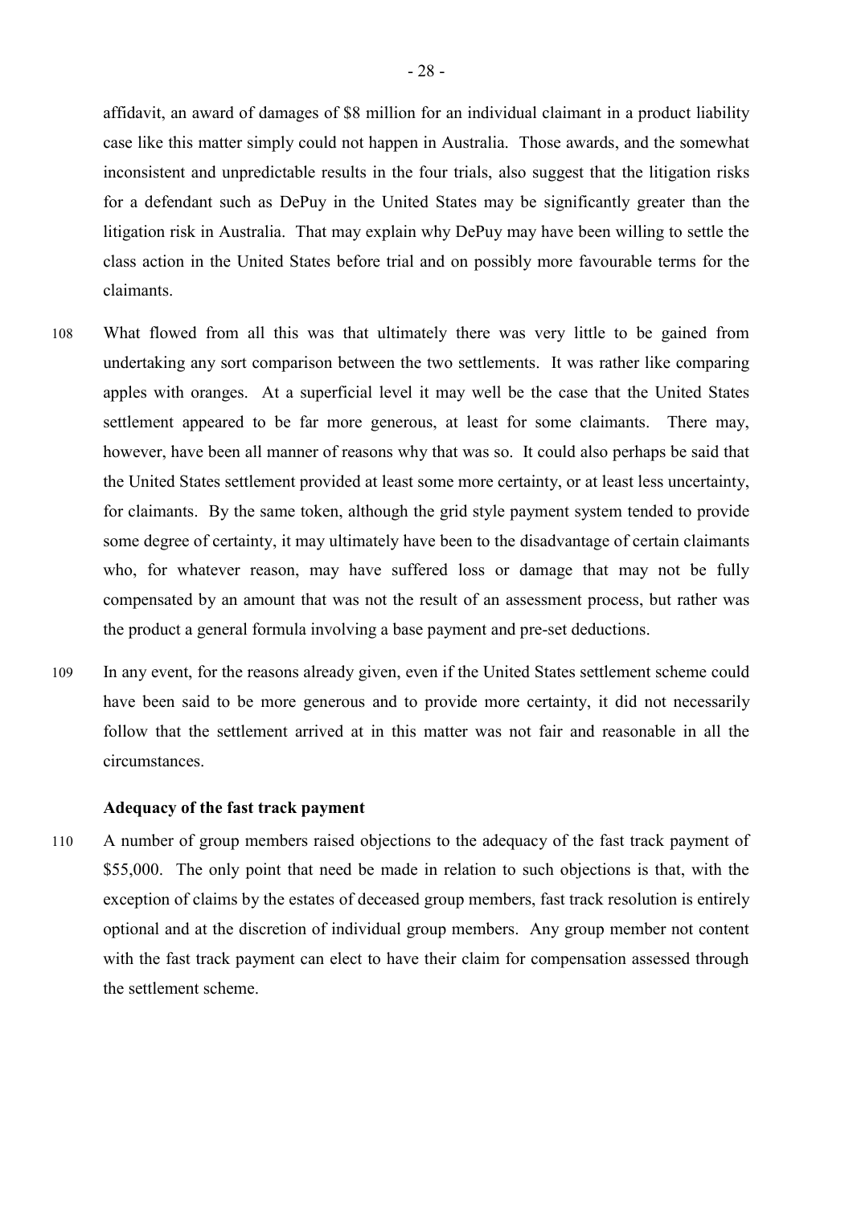affidavit, an award of damages of $8 million for an individual claimant in a product liability case like this matter simply could not happen in Australia. Those awards, and the somewhat inconsistent and unpredictable results in the four trials, also suggest that the litigation risks for a defendant such as DePuy in the United States may be significantly greater than the litigation risk in Australia. That may explain why DePuy may have been willing to settle the class action in the United States before trial and on possibly more favourable terms for the claimants.

108 What flowed from all this was that ultimately there was very little to be gained from undertaking any sort comparison between the two settlements. It was rather like comparing apples with oranges. At a superficial level it may well be the case that the United States settlement appeared to be far more generous, at least for some claimants. There may, however, have been all manner of reasons why that was so. It could also perhaps be said that the United States settlement provided at least some more certainty, or at least less uncertainty, for claimants. By the same token, although the grid style payment system tended to provide some degree of certainty, it may ultimately have been to the disadvantage of certain claimants who, for whatever reason, may have suffered loss or damage that may not be fully compensated by an amount that was not the result of an assessment process, but rather was the product a general formula involving a base payment and pre-set deductions.

109 In any event, for the reasons already given, even if the United States settlement scheme could have been said to be more generous and to provide more certainty, it did not necessarily follow that the settlement arrived at in this matter was not fair and reasonable in all the circumstances.

### Adequacy of the fast track payment

110 A number of group members raised objections to the adequacy of the fast track payment of $55,000. The only point that need be made in relation to such objections is that, with the exception of claims by the estates of deceased group members, fast track resolution is entirely optional and at the discretion of individual group members. Any group member not content with the fast track payment can elect to have their claim for compensation assessed through the settlement scheme.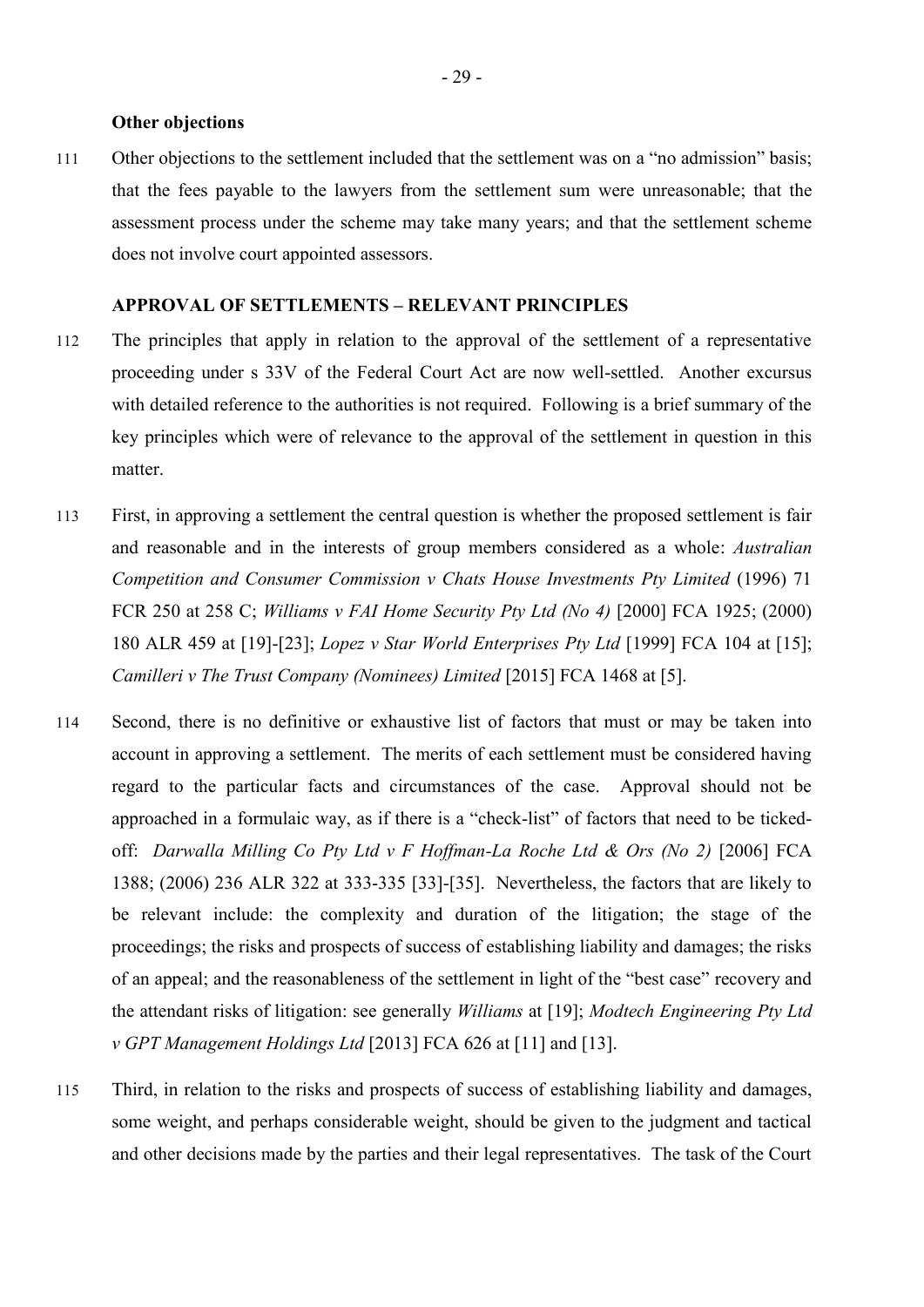**Other objections**

111 Other objections to the settlement included that the settlement was on a "no admission" basis; that the fees payable to the lawyers from the settlement sum were unreasonable; that the assessment process under the scheme may take many years; and that the settlement scheme does not involve court appointed assessors.

## APPROVAL OF SETTLEMENTS – RELEVANT PRINCIPLES

112 The principles that apply in relation to the approval of the settlement of a representative proceeding under s 33V of the Federal Court Act are now well-settled. Another excursus with detailed reference to the authorities is not required. Following is a brief summary of the key principles which were of relevance to the approval of the settlement in question in this matter.

113 First, in approving a settlement the central question is whether the proposed settlement is fair and reasonable and in the interests of group members considered as a whole: *Australian Competition and Consumer Commission v Chats House Investments Pty Limited* (1996) 71 FCR 250 at 258 C; *Williams v FAI Home Security Pty Ltd (No 4)* [2000] FCA 1925; (2000) 180 ALR 459 at [19]-[23]; *Lopez v Star World Enterprises Pty Ltd* [1999] FCA 104 at [15]; *Camilleri v The Trust Company (Nominees) Limited* [2015] FCA 1468 at [5].

114 Second, there is no definitive or exhaustive list of factors that must or may be taken into account in approving a settlement. The merits of each settlement must be considered having regard to the particular facts and circumstances of the case. Approval should not be approached in a formulaic way, as if there is a "check-list" of factors that need to be ticked-off: *Darwalla Milling Co Pty Ltd v F Hoffman-La Roche Ltd & Ors (No 2)* [2006] FCA 1388; (2006) 236 ALR 322 at 333-335 [33]-[35]. Nevertheless, the factors that are likely to be relevant include: the complexity and duration of the litigation; the stage of the proceedings; the risks and prospects of success of establishing liability and damages; the risks of an appeal; and the reasonableness of the settlement in light of the "best case" recovery and the attendant risks of litigation: see generally *Williams* at [19]; *Modtech Engineering Pty Ltd v GPT Management Holdings Ltd* [2013] FCA 626 at [11] and [13].

115 Third, in relation to the risks and prospects of success of establishing liability and damages, some weight, and perhaps considerable weight, should be given to the judgment and tactical and other decisions made by the parties and their legal representatives. The task of the Court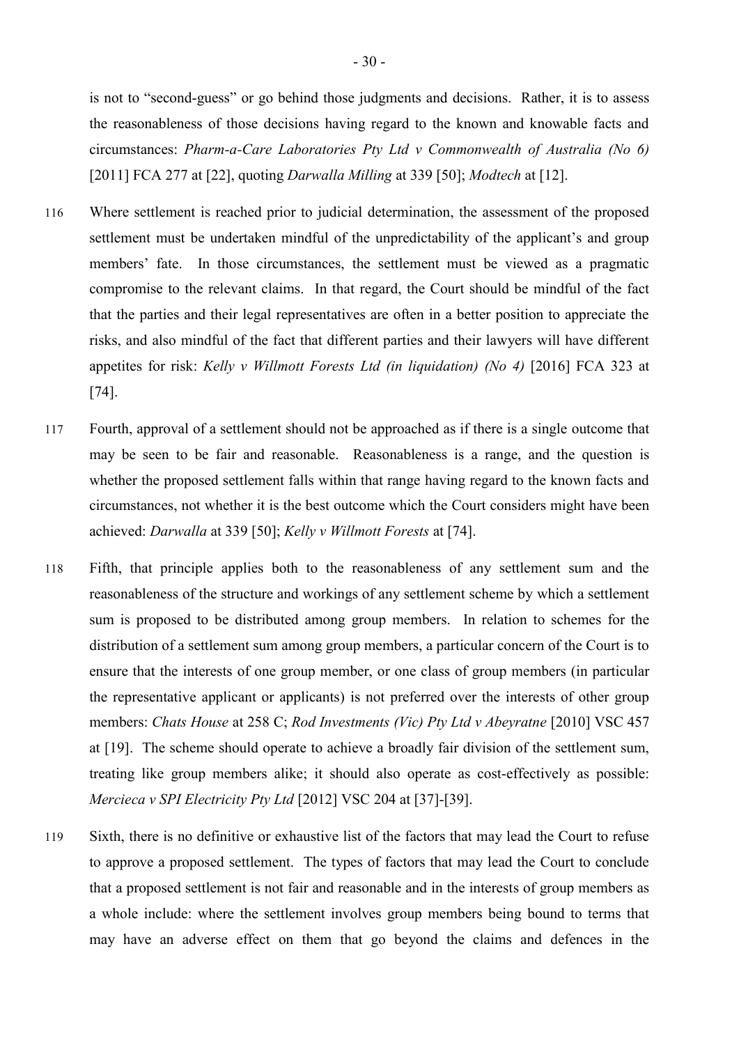is not to "second-guess" or go behind those judgments and decisions. Rather, it is to assess the reasonableness of those decisions having regard to the known and knowable facts and circumstances: *Pharm-a-Care Laboratories Pty Ltd v Commonwealth of Australia (No 6)* [2011] FCA 277 at [22], quoting *Darwalla Milling* at 339 [50]; *Modtech* at [12].

116 Where settlement is reached prior to judicial determination, the assessment of the proposed settlement must be undertaken mindful of the unpredictability of the applicant's and group members' fate. In those circumstances, the settlement must be viewed as a pragmatic compromise to the relevant claims. In that regard, the Court should be mindful of the fact that the parties and their legal representatives are often in a better position to appreciate the risks, and also mindful of the fact that different parties and their lawyers will have different appetites for risk: *Kelly v Willmott Forests Ltd (in liquidation) (No 4)* [2016] FCA 323 at [74].

117 Fourth, approval of a settlement should not be approached as if there is a single outcome that may be seen to be fair and reasonable. Reasonableness is a range, and the question is whether the proposed settlement falls within that range having regard to the known facts and circumstances, not whether it is the best outcome which the Court considers might have been achieved: *Darwalla* at 339 [50]; *Kelly v Willmott Forests* at [74].

118 Fifth, that principle applies both to the reasonableness of any settlement sum and the reasonableness of the structure and workings of any settlement scheme by which a settlement sum is proposed to be distributed among group members. In relation to schemes for the distribution of a settlement sum among group members, a particular concern of the Court is to ensure that the interests of one group member, or one class of group members (in particular the representative applicant or applicants) is not preferred over the interests of other group members: *Chats House* at 258 C; *Rod Investments (Vic) Pty Ltd v Abeyratne* [2010] VSC 457 at [19]. The scheme should operate to achieve a broadly fair division of the settlement sum, treating like group members alike; it should also operate as cost-effectively as possible: *Mercieca v SPI Electricity Pty Ltd* [2012] VSC 204 at [37]-[39].

119 Sixth, there is no definitive or exhaustive list of the factors that may lead the Court to refuse to approve a proposed settlement. The types of factors that may lead the Court to conclude that a proposed settlement is not fair and reasonable and in the interests of group members as a whole include: where the settlement involves group members being bound to terms that may have an adverse effect on them that go beyond the claims and defences in the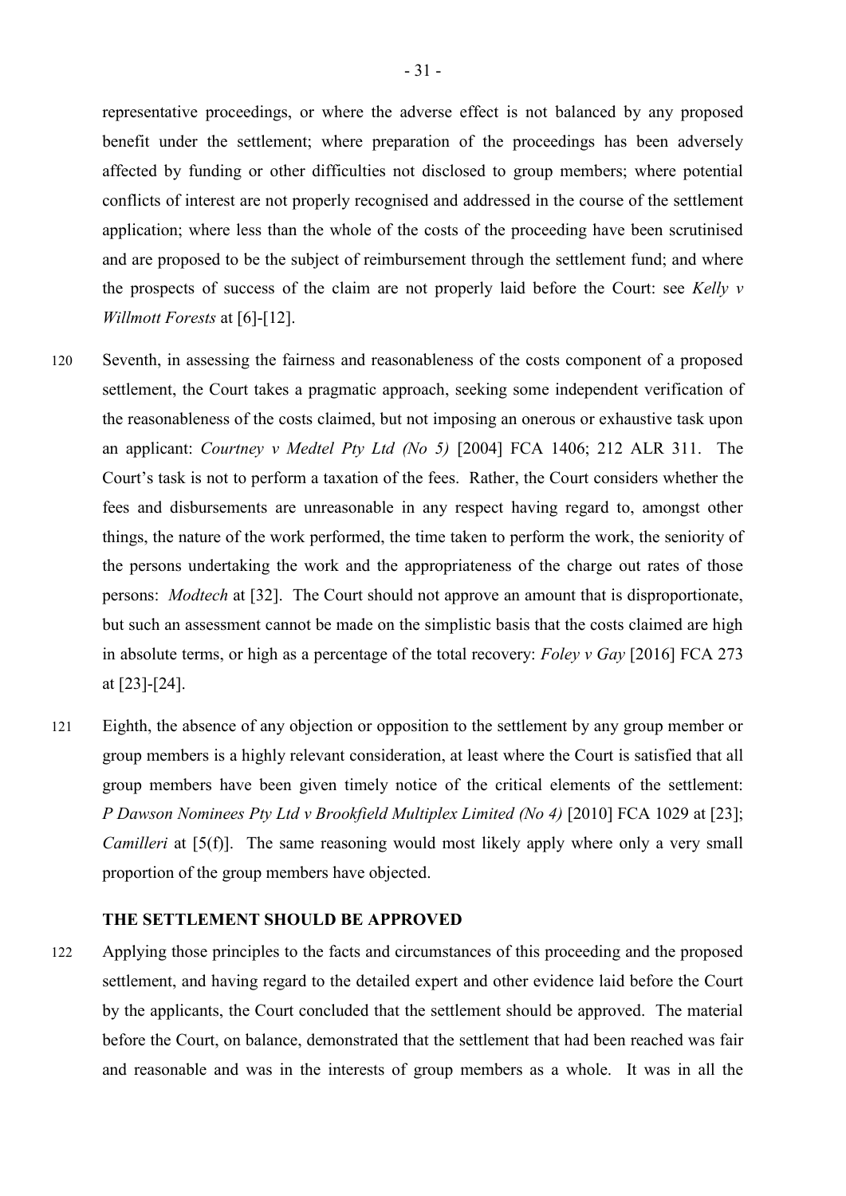representative proceedings, or where the adverse effect is not balanced by any proposed benefit under the settlement; where preparation of the proceedings has been adversely affected by funding or other difficulties not disclosed to group members; where potential conflicts of interest are not properly recognised and addressed in the course of the settlement application; where less than the whole of the costs of the proceeding have been scrutinised and are proposed to be the subject of reimbursement through the settlement fund; and where the prospects of success of the claim are not properly laid before the Court: see *Kelly v Willmott Forests* at [6]-[12].

120 Seventh, in assessing the fairness and reasonableness of the costs component of a proposed settlement, the Court takes a pragmatic approach, seeking some independent verification of the reasonableness of the costs claimed, but not imposing an onerous or exhaustive task upon an applicant: *Courtney v Medtel Pty Ltd (No 5)* [2004] FCA 1406; 212 ALR 311. The Court's task is not to perform a taxation of the fees. Rather, the Court considers whether the fees and disbursements are unreasonable in any respect having regard to, amongst other things, the nature of the work performed, the time taken to perform the work, the seniority of the persons undertaking the work and the appropriateness of the charge out rates of those persons: *Modtech* at [32]. The Court should not approve an amount that is disproportionate, but such an assessment cannot be made on the simplistic basis that the costs claimed are high in absolute terms, or high as a percentage of the total recovery: *Foley v Gay* [2016] FCA 273 at [23]-[24].

121 Eighth, the absence of any objection or opposition to the settlement by any group member or group members is a highly relevant consideration, at least where the Court is satisfied that all group members have been given timely notice of the critical elements of the settlement: *P Dawson Nominees Pty Ltd v Brookfield Multiplex Limited (No 4)* [2010] FCA 1029 at [23]; *Camilleri* at [5(f)]. The same reasoning would most likely apply where only a very small proportion of the group members have objected.

**THE SETTLEMENT SHOULD BE APPROVED**

122 Applying those principles to the facts and circumstances of this proceeding and the proposed settlement, and having regard to the detailed expert and other evidence laid before the Court by the applicants, the Court concluded that the settlement should be approved. The material before the Court, on balance, demonstrated that the settlement that had been reached was fair and reasonable and was in the interests of group members as a whole. It was in all the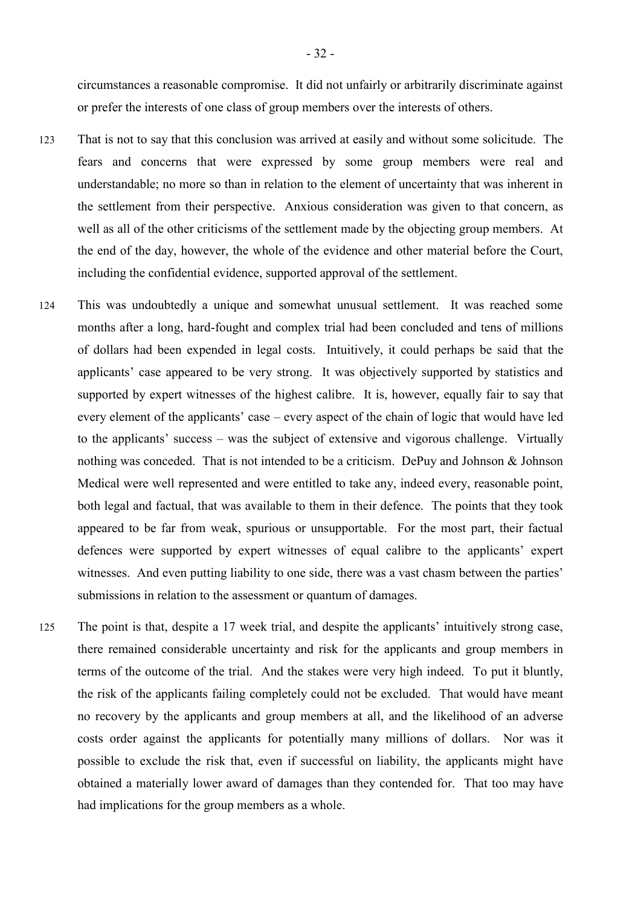circumstances a reasonable compromise. It did not unfairly or arbitrarily discriminate against or prefer the interests of one class of group members over the interests of others.

123 That is not to say that this conclusion was arrived at easily and without some solicitude. The fears and concerns that were expressed by some group members were real and understandable; no more so than in relation to the element of uncertainty that was inherent in the settlement from their perspective. Anxious consideration was given to that concern, as well as all of the other criticisms of the settlement made by the objecting group members. At the end of the day, however, the whole of the evidence and other material before the Court, including the confidential evidence, supported approval of the settlement.

124 This was undoubtedly a unique and somewhat unusual settlement. It was reached some months after a long, hard-fought and complex trial had been concluded and tens of millions of dollars had been expended in legal costs. Intuitively, it could perhaps be said that the applicants' case appeared to be very strong. It was objectively supported by statistics and supported by expert witnesses of the highest calibre. It is, however, equally fair to say that every element of the applicants' case – every aspect of the chain of logic that would have led to the applicants' success – was the subject of extensive and vigorous challenge. Virtually nothing was conceded. That is not intended to be a criticism. DePuy and Johnson & Johnson Medical were well represented and were entitled to take any, indeed every, reasonable point, both legal and factual, that was available to them in their defence. The points that they took appeared to be far from weak, spurious or unsupportable. For the most part, their factual defences were supported by expert witnesses of equal calibre to the applicants' expert witnesses. And even putting liability to one side, there was a vast chasm between the parties' submissions in relation to the assessment or quantum of damages.

125 The point is that, despite a 17 week trial, and despite the applicants' intuitively strong case, there remained considerable uncertainty and risk for the applicants and group members in terms of the outcome of the trial. And the stakes were very high indeed. To put it bluntly, the risk of the applicants failing completely could not be excluded. That would have meant no recovery by the applicants and group members at all, and the likelihood of an adverse costs order against the applicants for potentially many millions of dollars. Nor was it possible to exclude the risk that, even if successful on liability, the applicants might have obtained a materially lower award of damages than they contended for. That too may have had implications for the group members as a whole.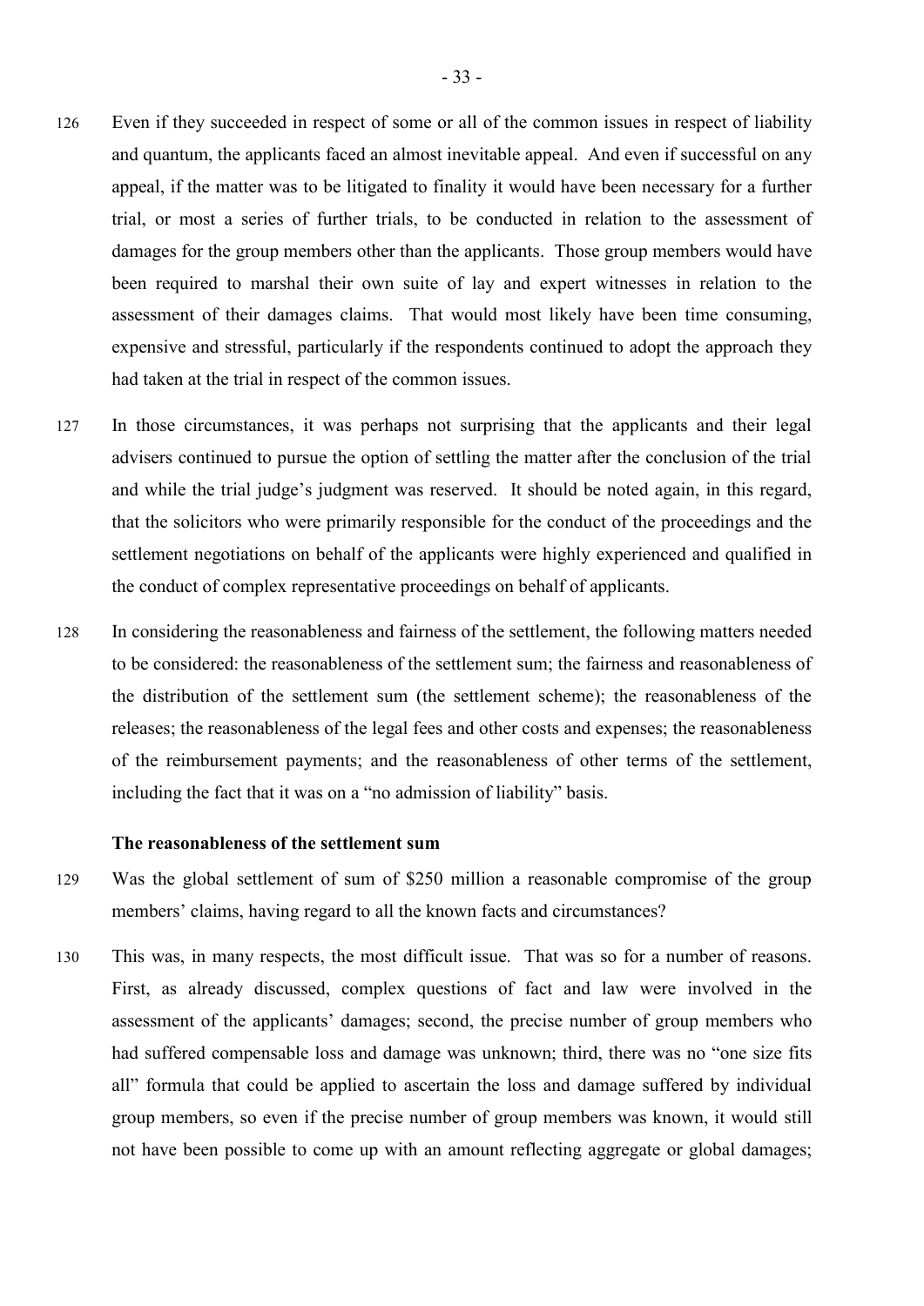126 Even if they succeeded in respect of some or all of the common issues in respect of liability and quantum, the applicants faced an almost inevitable appeal. And even if successful on any appeal, if the matter was to be litigated to finality it would have been necessary for a further trial, or most a series of further trials, to be conducted in relation to the assessment of damages for the group members other than the applicants. Those group members would have been required to marshal their own suite of lay and expert witnesses in relation to the assessment of their damages claims. That would most likely have been time consuming, expensive and stressful, particularly if the respondents continued to adopt the approach they had taken at the trial in respect of the common issues.

127 In those circumstances, it was perhaps not surprising that the applicants and their legal advisers continued to pursue the option of settling the matter after the conclusion of the trial and while the trial judge's judgment was reserved. It should be noted again, in this regard, that the solicitors who were primarily responsible for the conduct of the proceedings and the settlement negotiations on behalf of the applicants were highly experienced and qualified in the conduct of complex representative proceedings on behalf of applicants.

128 In considering the reasonableness and fairness of the settlement, the following matters needed to be considered: the reasonableness of the settlement sum; the fairness and reasonableness of the distribution of the settlement sum (the settlement scheme); the reasonableness of the releases; the reasonableness of the legal fees and other costs and expenses; the reasonableness of the reimbursement payments; and the reasonableness of other terms of the settlement, including the fact that it was on a "no admission of liability" basis.

### The reasonableness of the settlement sum

129 Was the global settlement of sum of $250 million a reasonable compromise of the group members' claims, having regard to all the known facts and circumstances?

130 This was, in many respects, the most difficult issue. That was so for a number of reasons. First, as already discussed, complex questions of fact and law were involved in the assessment of the applicants' damages; second, the precise number of group members who had suffered compensable loss and damage was unknown; third, there was no "one size fits all" formula that could be applied to ascertain the loss and damage suffered by individual group members, so even if the precise number of group members was known, it would still not have been possible to come up with an amount reflecting aggregate or global damages;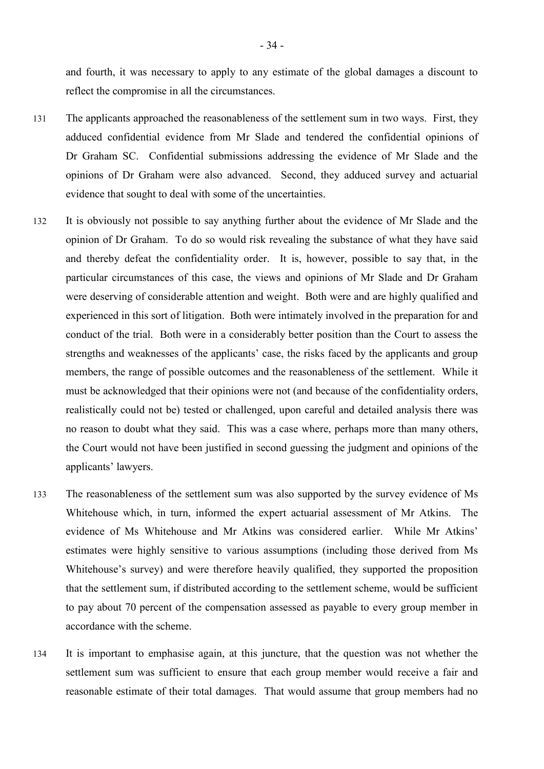and fourth, it was necessary to apply to any estimate of the global damages a discount to reflect the compromise in all the circumstances.

131 The applicants approached the reasonableness of the settlement sum in two ways. First, they adduced confidential evidence from Mr Slade and tendered the confidential opinions of Dr Graham SC. Confidential submissions addressing the evidence of Mr Slade and the opinions of Dr Graham were also advanced. Second, they adduced survey and actuarial evidence that sought to deal with some of the uncertainties.

132 It is obviously not possible to say anything further about the evidence of Mr Slade and the opinion of Dr Graham. To do so would risk revealing the substance of what they have said and thereby defeat the confidentiality order. It is, however, possible to say that, in the particular circumstances of this case, the views and opinions of Mr Slade and Dr Graham were deserving of considerable attention and weight. Both were and are highly qualified and experienced in this sort of litigation. Both were intimately involved in the preparation for and conduct of the trial. Both were in a considerably better position than the Court to assess the strengths and weaknesses of the applicants' case, the risks faced by the applicants and group members, the range of possible outcomes and the reasonableness of the settlement. While it must be acknowledged that their opinions were not (and because of the confidentiality orders, realistically could not be) tested or challenged, upon careful and detailed analysis there was no reason to doubt what they said. This was a case where, perhaps more than many others, the Court would not have been justified in second guessing the judgment and opinions of the applicants' lawyers.

133 The reasonableness of the settlement sum was also supported by the survey evidence of Ms Whitehouse which, in turn, informed the expert actuarial assessment of Mr Atkins. The evidence of Ms Whitehouse and Mr Atkins was considered earlier. While Mr Atkins' estimates were highly sensitive to various assumptions (including those derived from Ms Whitehouse's survey) and were therefore heavily qualified, they supported the proposition that the settlement sum, if distributed according to the settlement scheme, would be sufficient to pay about 70 percent of the compensation assessed as payable to every group member in accordance with the scheme.

134 It is important to emphasise again, at this juncture, that the question was not whether the settlement sum was sufficient to ensure that each group member would receive a fair and reasonable estimate of their total damages. That would assume that group members had no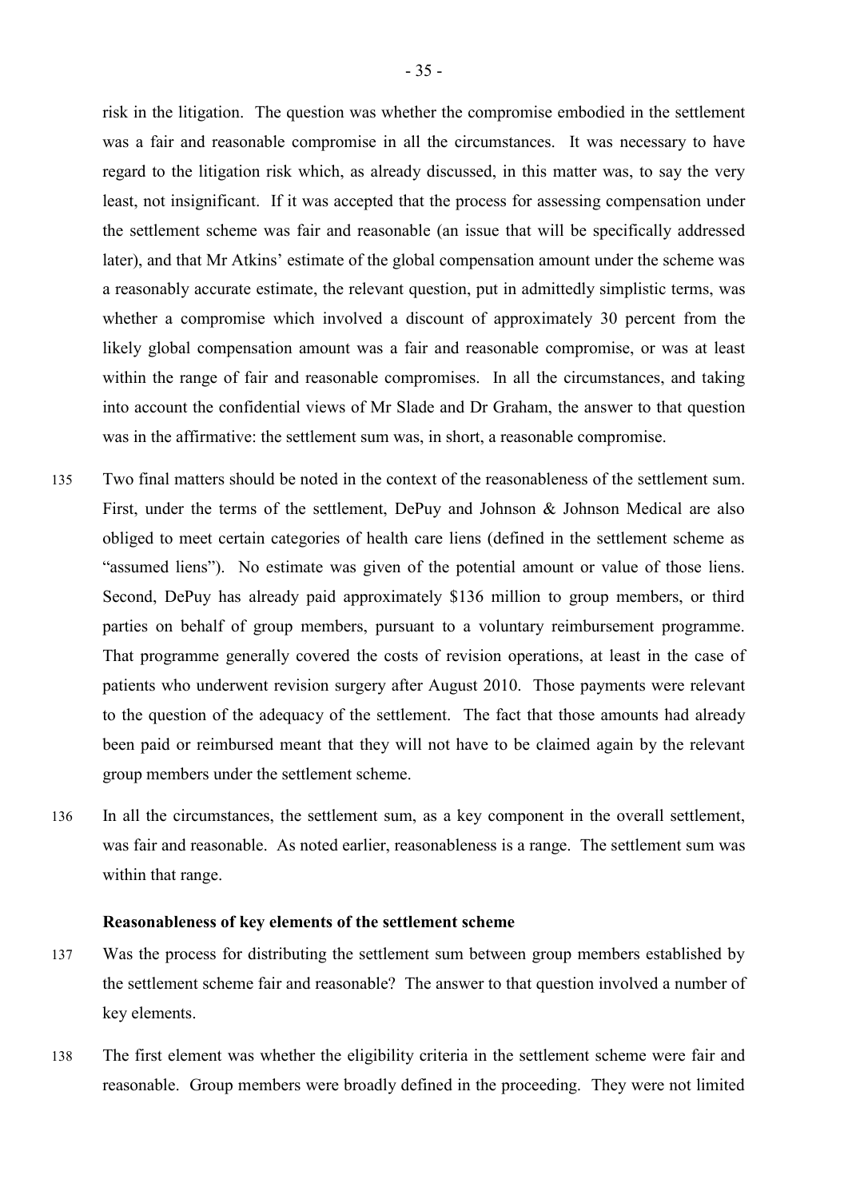risk in the litigation. The question was whether the compromise embodied in the settlement was a fair and reasonable compromise in all the circumstances. It was necessary to have regard to the litigation risk which, as already discussed, in this matter was, to say the very least, not insignificant. If it was accepted that the process for assessing compensation under the settlement scheme was fair and reasonable (an issue that will be specifically addressed later), and that Mr Atkins' estimate of the global compensation amount under the scheme was a reasonably accurate estimate, the relevant question, put in admittedly simplistic terms, was whether a compromise which involved a discount of approximately 30 percent from the likely global compensation amount was a fair and reasonable compromise, or was at least within the range of fair and reasonable compromises. In all the circumstances, and taking into account the confidential views of Mr Slade and Dr Graham, the answer to that question was in the affirmative: the settlement sum was, in short, a reasonable compromise.

135 Two final matters should be noted in the context of the reasonableness of the settlement sum. First, under the terms of the settlement, DePuy and Johnson & Johnson Medical are also obliged to meet certain categories of health care liens (defined in the settlement scheme as "assumed liens"). No estimate was given of the potential amount or value of those liens. Second, DePuy has already paid approximately $136 million to group members, or third parties on behalf of group members, pursuant to a voluntary reimbursement programme. That programme generally covered the costs of revision operations, at least in the case of patients who underwent revision surgery after August 2010. Those payments were relevant to the question of the adequacy of the settlement. The fact that those amounts had already been paid or reimbursed meant that they will not have to be claimed again by the relevant group members under the settlement scheme.

136 In all the circumstances, the settlement sum, as a key component in the overall settlement, was fair and reasonable. As noted earlier, reasonableness is a range. The settlement sum was within that range.

**Reasonableness of key elements of the settlement scheme**

137 Was the process for distributing the settlement sum between group members established by the settlement scheme fair and reasonable? The answer to that question involved a number of key elements.

138 The first element was whether the eligibility criteria in the settlement scheme were fair and reasonable. Group members were broadly defined in the proceeding. They were not limited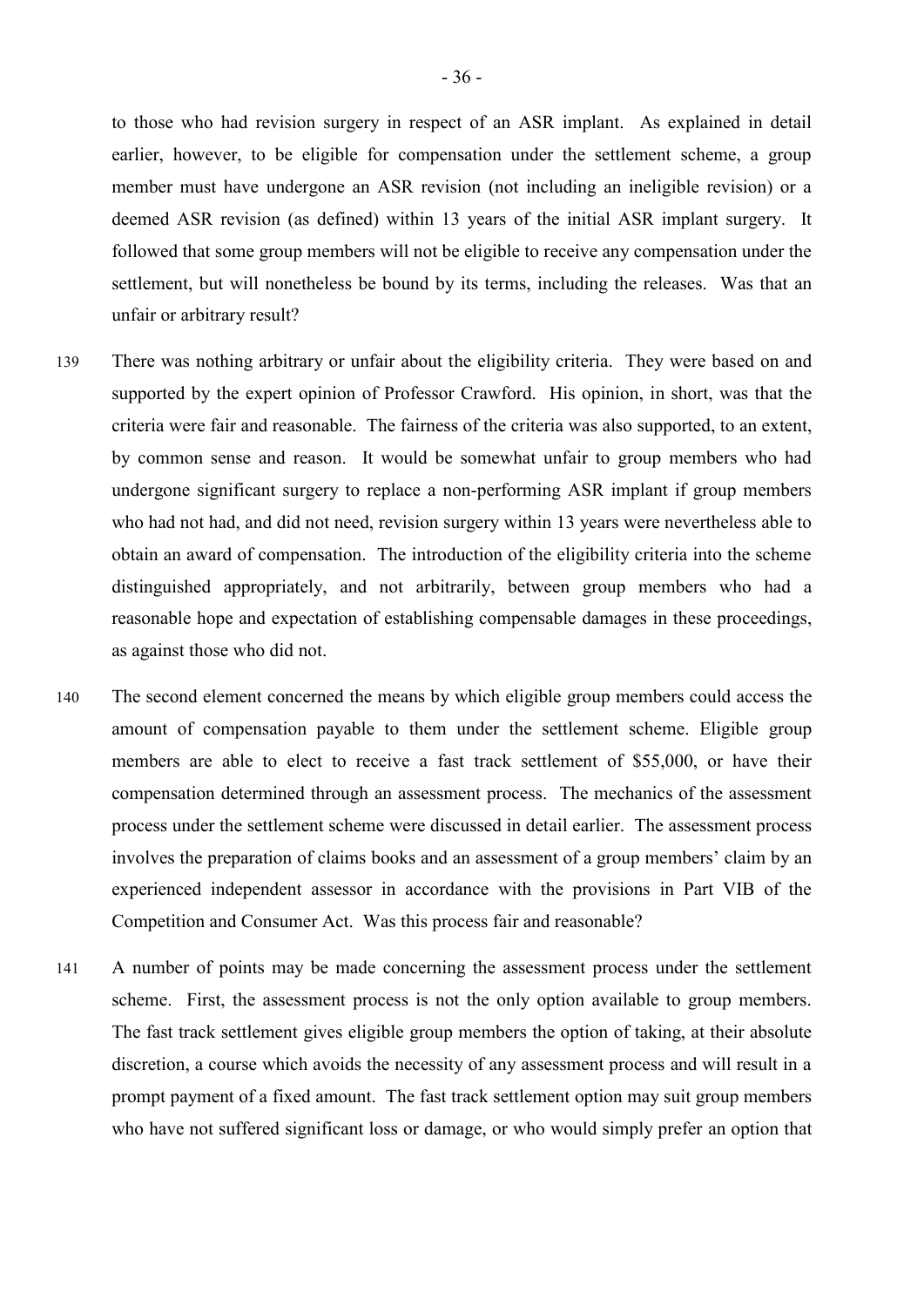to those who had revision surgery in respect of an ASR implant. As explained in detail earlier, however, to be eligible for compensation under the settlement scheme, a group member must have undergone an ASR revision (not including an ineligible revision) or a deemed ASR revision (as defined) within 13 years of the initial ASR implant surgery. It followed that some group members will not be eligible to receive any compensation under the settlement, but will nonetheless be bound by its terms, including the releases. Was that an unfair or arbitrary result?

139 There was nothing arbitrary or unfair about the eligibility criteria. They were based on and supported by the expert opinion of Professor Crawford. His opinion, in short, was that the criteria were fair and reasonable. The fairness of the criteria was also supported, to an extent, by common sense and reason. It would be somewhat unfair to group members who had undergone significant surgery to replace a non-performing ASR implant if group members who had not had, and did not need, revision surgery within 13 years were nevertheless able to obtain an award of compensation. The introduction of the eligibility criteria into the scheme distinguished appropriately, and not arbitrarily, between group members who had a reasonable hope and expectation of establishing compensable damages in these proceedings, as against those who did not.

140 The second element concerned the means by which eligible group members could access the amount of compensation payable to them under the settlement scheme. Eligible group members are able to elect to receive a fast track settlement of $55,000, or have their compensation determined through an assessment process. The mechanics of the assessment process under the settlement scheme were discussed in detail earlier. The assessment process involves the preparation of claims books and an assessment of a group members' claim by an experienced independent assessor in accordance with the provisions in Part VIB of the Competition and Consumer Act. Was this process fair and reasonable?

141 A number of points may be made concerning the assessment process under the settlement scheme. First, the assessment process is not the only option available to group members. The fast track settlement gives eligible group members the option of taking, at their absolute discretion, a course which avoids the necessity of any assessment process and will result in a prompt payment of a fixed amount. The fast track settlement option may suit group members who have not suffered significant loss or damage, or who would simply prefer an option that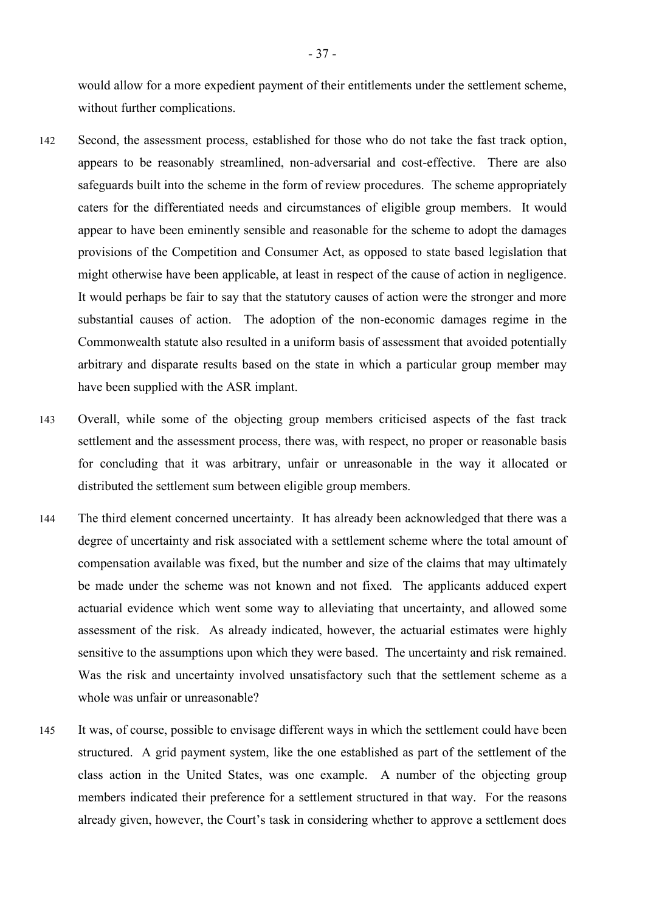would allow for a more expedient payment of their entitlements under the settlement scheme, without further complications.

142 Second, the assessment process, established for those who do not take the fast track option, appears to be reasonably streamlined, non-adversarial and cost-effective. There are also safeguards built into the scheme in the form of review procedures. The scheme appropriately caters for the differentiated needs and circumstances of eligible group members. It would appear to have been eminently sensible and reasonable for the scheme to adopt the damages provisions of the Competition and Consumer Act, as opposed to state based legislation that might otherwise have been applicable, at least in respect of the cause of action in negligence. It would perhaps be fair to say that the statutory causes of action were the stronger and more substantial causes of action. The adoption of the non-economic damages regime in the Commonwealth statute also resulted in a uniform basis of assessment that avoided potentially arbitrary and disparate results based on the state in which a particular group member may have been supplied with the ASR implant.

143 Overall, while some of the objecting group members criticised aspects of the fast track settlement and the assessment process, there was, with respect, no proper or reasonable basis for concluding that it was arbitrary, unfair or unreasonable in the way it allocated or distributed the settlement sum between eligible group members.

144 The third element concerned uncertainty. It has already been acknowledged that there was a degree of uncertainty and risk associated with a settlement scheme where the total amount of compensation available was fixed, but the number and size of the claims that may ultimately be made under the scheme was not known and not fixed. The applicants adduced expert actuarial evidence which went some way to alleviating that uncertainty, and allowed some assessment of the risk. As already indicated, however, the actuarial estimates were highly sensitive to the assumptions upon which they were based. The uncertainty and risk remained. Was the risk and uncertainty involved unsatisfactory such that the settlement scheme as a whole was unfair or unreasonable?

145 It was, of course, possible to envisage different ways in which the settlement could have been structured. A grid payment system, like the one established as part of the settlement of the class action in the United States, was one example. A number of the objecting group members indicated their preference for a settlement structured in that way. For the reasons already given, however, the Court's task in considering whether to approve a settlement does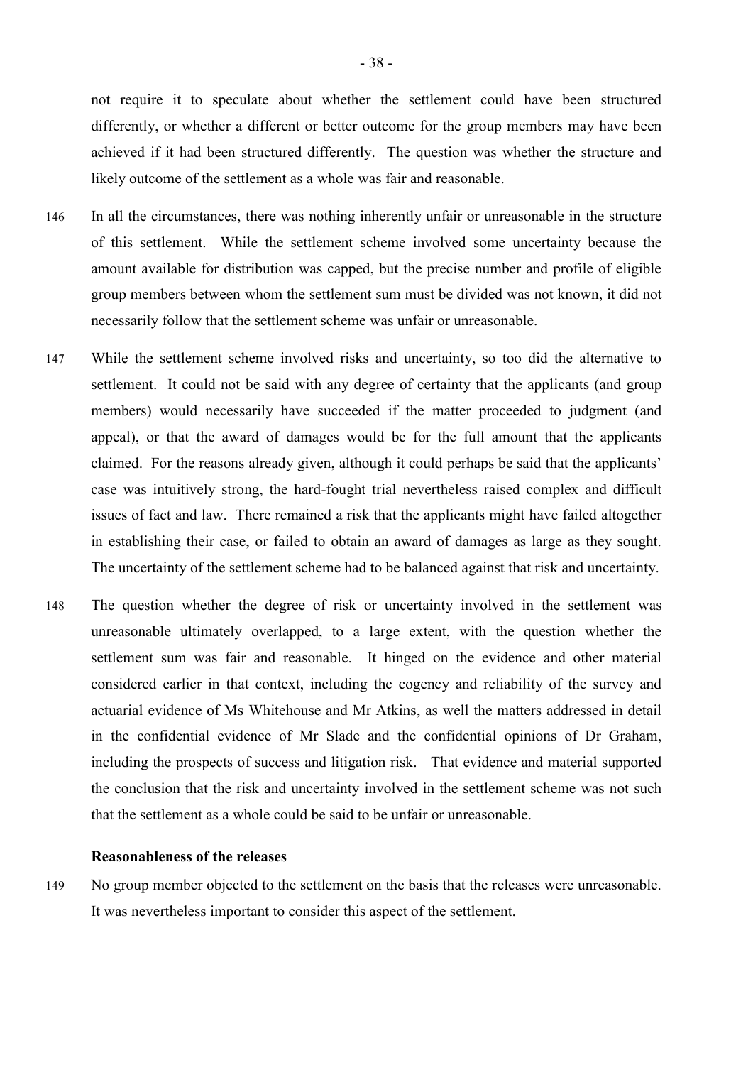not require it to speculate about whether the settlement could have been structured differently, or whether a different or better outcome for the group members may have been achieved if it had been structured differently. The question was whether the structure and likely outcome of the settlement as a whole was fair and reasonable.

146 In all the circumstances, there was nothing inherently unfair or unreasonable in the structure of this settlement. While the settlement scheme involved some uncertainty because the amount available for distribution was capped, but the precise number and profile of eligible group members between whom the settlement sum must be divided was not known, it did not necessarily follow that the settlement scheme was unfair or unreasonable.

147 While the settlement scheme involved risks and uncertainty, so too did the alternative to settlement. It could not be said with any degree of certainty that the applicants (and group members) would necessarily have succeeded if the matter proceeded to judgment (and appeal), or that the award of damages would be for the full amount that the applicants claimed. For the reasons already given, although it could perhaps be said that the applicants' case was intuitively strong, the hard-fought trial nevertheless raised complex and difficult issues of fact and law. There remained a risk that the applicants might have failed altogether in establishing their case, or failed to obtain an award of damages as large as they sought. The uncertainty of the settlement scheme had to be balanced against that risk and uncertainty.

148 The question whether the degree of risk or uncertainty involved in the settlement was unreasonable ultimately overlapped, to a large extent, with the question whether the settlement sum was fair and reasonable. It hinged on the evidence and other material considered earlier in that context, including the cogency and reliability of the survey and actuarial evidence of Ms Whitehouse and Mr Atkins, as well the matters addressed in detail in the confidential evidence of Mr Slade and the confidential opinions of Dr Graham, including the prospects of success and litigation risk. That evidence and material supported the conclusion that the risk and uncertainty involved in the settlement scheme was not such that the settlement as a whole could be said to be unfair or unreasonable.

### Reasonableness of the releases

149 No group member objected to the settlement on the basis that the releases were unreasonable. It was nevertheless important to consider this aspect of the settlement.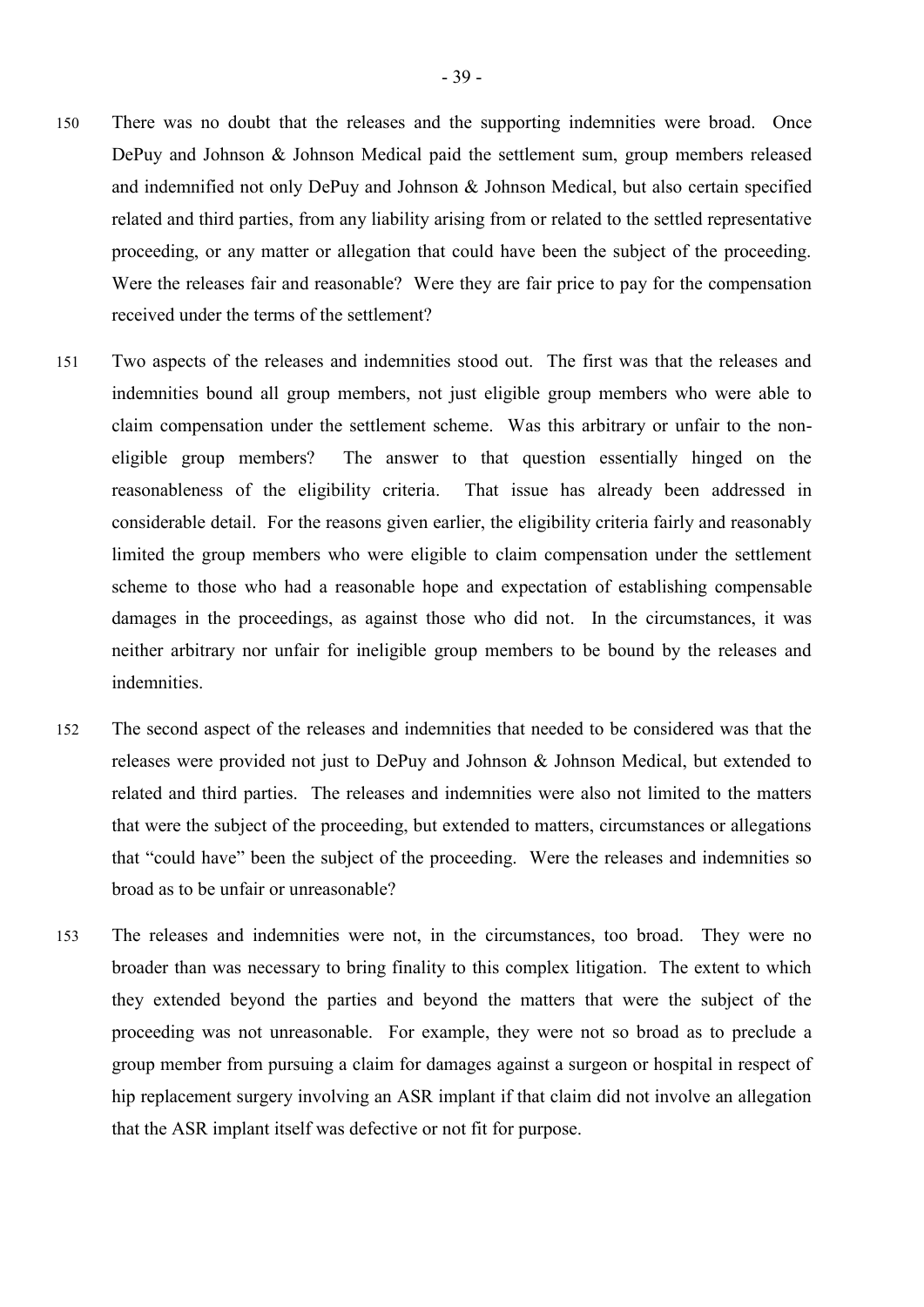150 There was no doubt that the releases and the supporting indemnities were broad. Once DePuy and Johnson & Johnson Medical paid the settlement sum, group members released and indemnified not only DePuy and Johnson & Johnson Medical, but also certain specified related and third parties, from any liability arising from or related to the settled representative proceeding, or any matter or allegation that could have been the subject of the proceeding. Were the releases fair and reasonable? Were they are fair price to pay for the compensation received under the terms of the settlement?

151 Two aspects of the releases and indemnities stood out. The first was that the releases and indemnities bound all group members, not just eligible group members who were able to claim compensation under the settlement scheme. Was this arbitrary or unfair to the non-eligible group members? The answer to that question essentially hinged on the reasonableness of the eligibility criteria. That issue has already been addressed in considerable detail. For the reasons given earlier, the eligibility criteria fairly and reasonably limited the group members who were eligible to claim compensation under the settlement scheme to those who had a reasonable hope and expectation of establishing compensable damages in the proceedings, as against those who did not. In the circumstances, it was neither arbitrary nor unfair for ineligible group members to be bound by the releases and indemnities.

152 The second aspect of the releases and indemnities that needed to be considered was that the releases were provided not just to DePuy and Johnson & Johnson Medical, but extended to related and third parties. The releases and indemnities were also not limited to the matters that were the subject of the proceeding, but extended to matters, circumstances or allegations that "could have" been the subject of the proceeding. Were the releases and indemnities so broad as to be unfair or unreasonable?

153 The releases and indemnities were not, in the circumstances, too broad. They were no broader than was necessary to bring finality to this complex litigation. The extent to which they extended beyond the parties and beyond the matters that were the subject of the proceeding was not unreasonable. For example, they were not so broad as to preclude a group member from pursuing a claim for damages against a surgeon or hospital in respect of hip replacement surgery involving an ASR implant if that claim did not involve an allegation that the ASR implant itself was defective or not fit for purpose.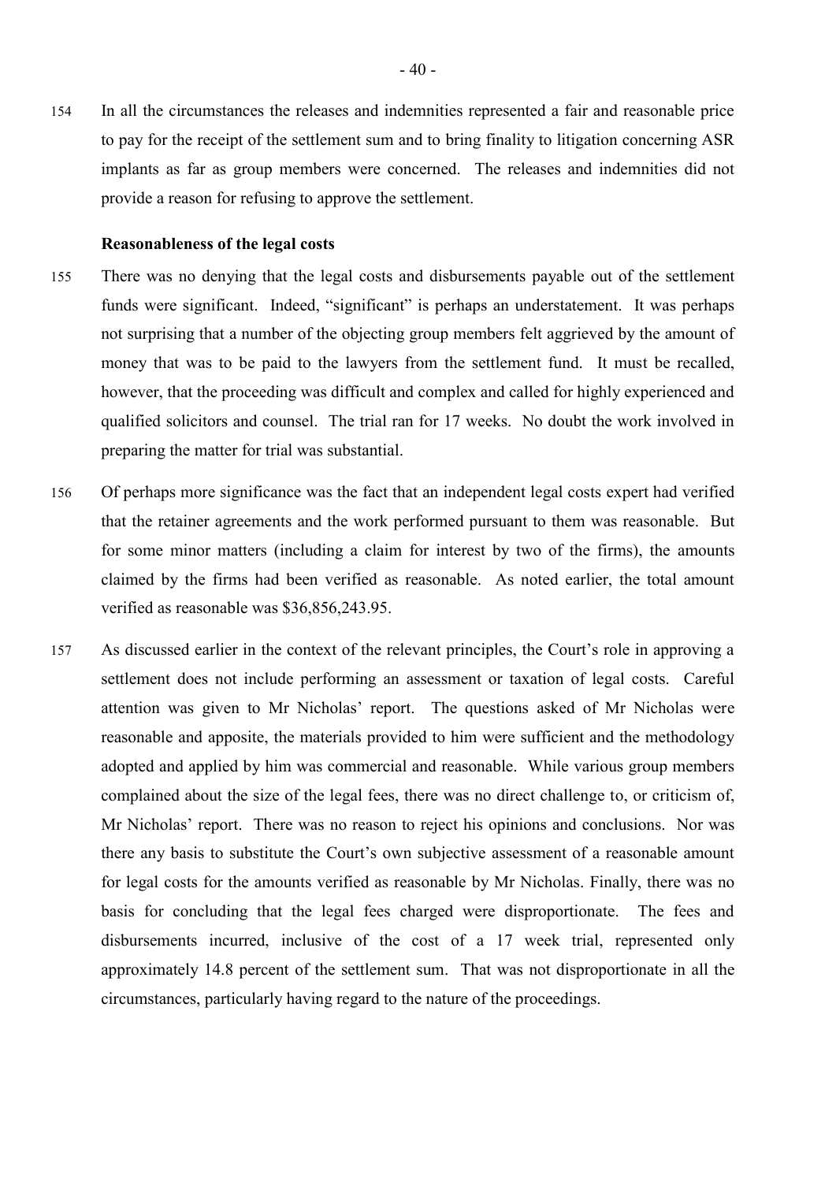154 In all the circumstances the releases and indemnities represented a fair and reasonable price to pay for the receipt of the settlement sum and to bring finality to litigation concerning ASR implants as far as group members were concerned. The releases and indemnities did not provide a reason for refusing to approve the settlement.

**Reasonableness of the legal costs**

155 There was no denying that the legal costs and disbursements payable out of the settlement funds were significant. Indeed, "significant" is perhaps an understatement. It was perhaps not surprising that a number of the objecting group members felt aggrieved by the amount of money that was to be paid to the lawyers from the settlement fund. It must be recalled, however, that the proceeding was difficult and complex and called for highly experienced and qualified solicitors and counsel. The trial ran for 17 weeks. No doubt the work involved in preparing the matter for trial was substantial.

156 Of perhaps more significance was the fact that an independent legal costs expert had verified that the retainer agreements and the work performed pursuant to them was reasonable. But for some minor matters (including a claim for interest by two of the firms), the amounts claimed by the firms had been verified as reasonable. As noted earlier, the total amount verified as reasonable was $36,856,243.95.

157 As discussed earlier in the context of the relevant principles, the Court's role in approving a settlement does not include performing an assessment or taxation of legal costs. Careful attention was given to Mr Nicholas' report. The questions asked of Mr Nicholas were reasonable and apposite, the materials provided to him were sufficient and the methodology adopted and applied by him was commercial and reasonable. While various group members complained about the size of the legal fees, there was no direct challenge to, or criticism of, Mr Nicholas' report. There was no reason to reject his opinions and conclusions. Nor was there any basis to substitute the Court's own subjective assessment of a reasonable amount for legal costs for the amounts verified as reasonable by Mr Nicholas. Finally, there was no basis for concluding that the legal fees charged were disproportionate. The fees and disbursements incurred, inclusive of the cost of a 17 week trial, represented only approximately 14.8 percent of the settlement sum. That was not disproportionate in all the circumstances, particularly having regard to the nature of the proceedings.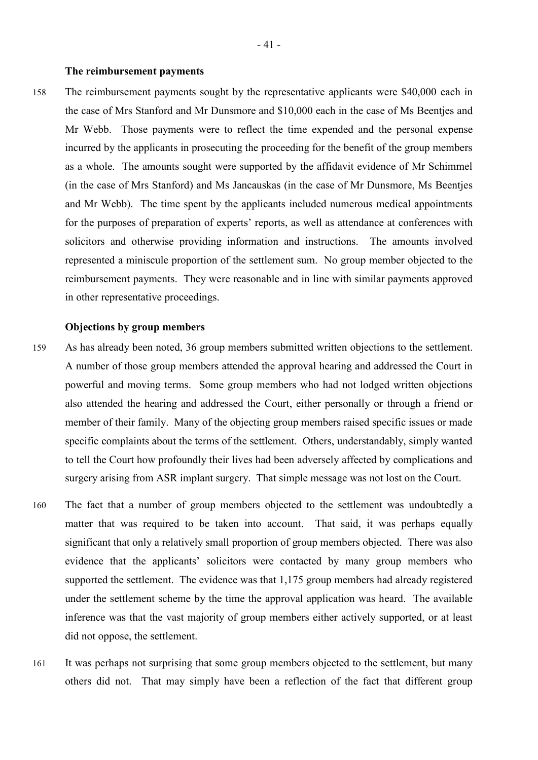### The reimbursement payments

158 The reimbursement payments sought by the representative applicants were $40,000 each in the case of Mrs Stanford and Mr Dunsmore and $10,000 each in the case of Ms Beentjes and Mr Webb. Those payments were to reflect the time expended and the personal expense incurred by the applicants in prosecuting the proceeding for the benefit of the group members as a whole. The amounts sought were supported by the affidavit evidence of Mr Schimmel (in the case of Mrs Stanford) and Ms Jancauskas (in the case of Mr Dunsmore, Ms Beentjes and Mr Webb). The time spent by the applicants included numerous medical appointments for the purposes of preparation of experts' reports, as well as attendance at conferences with solicitors and otherwise providing information and instructions. The amounts involved represented a miniscule proportion of the settlement sum. No group member objected to the reimbursement payments. They were reasonable and in line with similar payments approved in other representative proceedings.

### Objections by group members

159 As has already been noted, 36 group members submitted written objections to the settlement. A number of those group members attended the approval hearing and addressed the Court in powerful and moving terms. Some group members who had not lodged written objections also attended the hearing and addressed the Court, either personally or through a friend or member of their family. Many of the objecting group members raised specific issues or made specific complaints about the terms of the settlement. Others, understandably, simply wanted to tell the Court how profoundly their lives had been adversely affected by complications and surgery arising from ASR implant surgery. That simple message was not lost on the Court.

160 The fact that a number of group members objected to the settlement was undoubtedly a matter that was required to be taken into account. That said, it was perhaps equally significant that only a relatively small proportion of group members objected. There was also evidence that the applicants' solicitors were contacted by many group members who supported the settlement. The evidence was that 1,175 group members had already registered under the settlement scheme by the time the approval application was heard. The available inference was that the vast majority of group members either actively supported, or at least did not oppose, the settlement.

161 It was perhaps not surprising that some group members objected to the settlement, but many others did not. That may simply have been a reflection of the fact that different group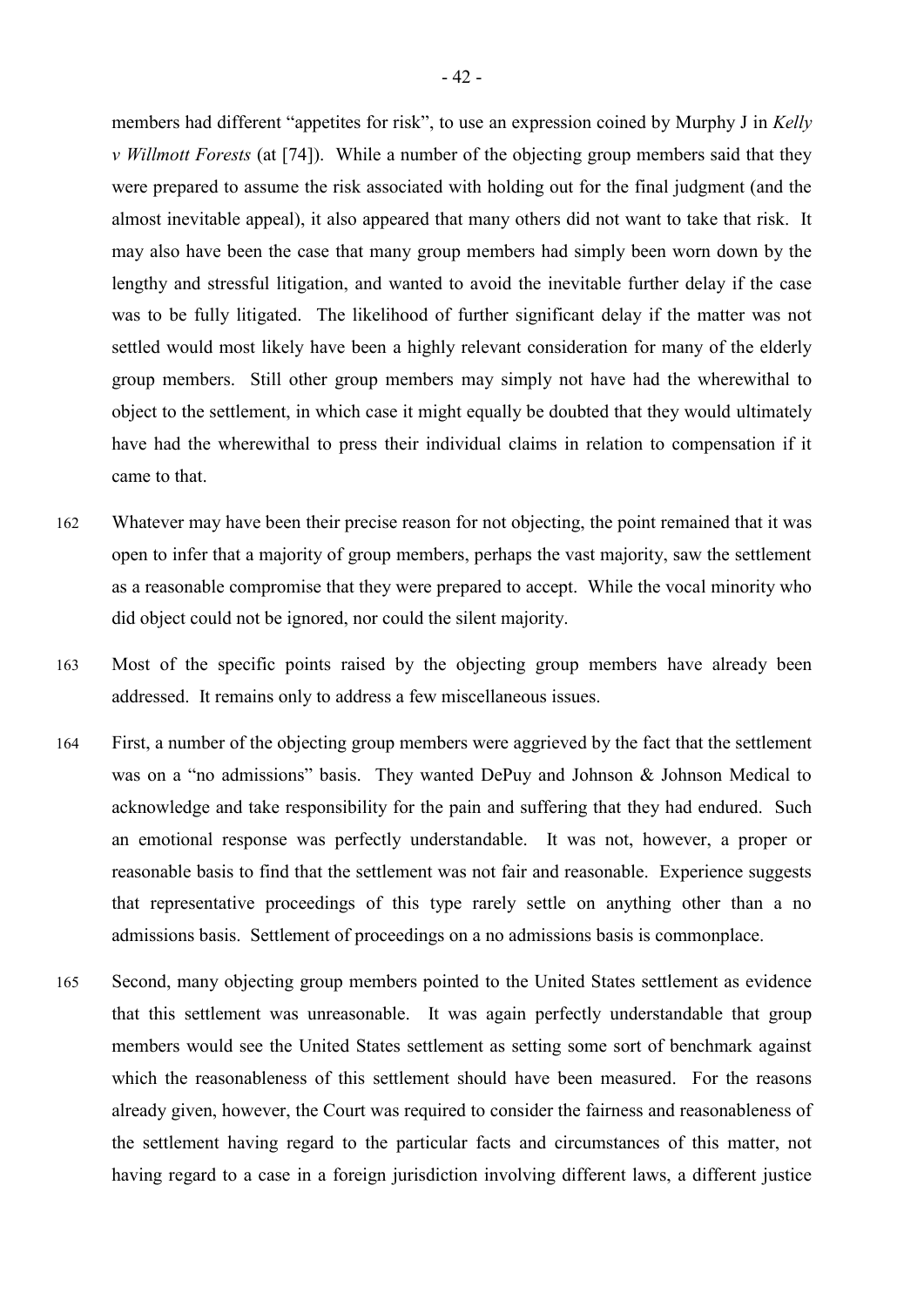members had different "appetites for risk", to use an expression coined by Murphy J in *Kelly v Willmott Forests* (at [74]). While a number of the objecting group members said that they were prepared to assume the risk associated with holding out for the final judgment (and the almost inevitable appeal), it also appeared that many others did not want to take that risk. It may also have been the case that many group members had simply been worn down by the lengthy and stressful litigation, and wanted to avoid the inevitable further delay if the case was to be fully litigated. The likelihood of further significant delay if the matter was not settled would most likely have been a highly relevant consideration for many of the elderly group members. Still other group members may simply not have had the wherewithal to object to the settlement, in which case it might equally be doubted that they would ultimately have had the wherewithal to press their individual claims in relation to compensation if it came to that.

162 Whatever may have been their precise reason for not objecting, the point remained that it was open to infer that a majority of group members, perhaps the vast majority, saw the settlement as a reasonable compromise that they were prepared to accept. While the vocal minority who did object could not be ignored, nor could the silent majority.

163 Most of the specific points raised by the objecting group members have already been addressed. It remains only to address a few miscellaneous issues.

164 First, a number of the objecting group members were aggrieved by the fact that the settlement was on a "no admissions" basis. They wanted DePuy and Johnson & Johnson Medical to acknowledge and take responsibility for the pain and suffering that they had endured. Such an emotional response was perfectly understandable. It was not, however, a proper or reasonable basis to find that the settlement was not fair and reasonable. Experience suggests that representative proceedings of this type rarely settle on anything other than a no admissions basis. Settlement of proceedings on a no admissions basis is commonplace.

165 Second, many objecting group members pointed to the United States settlement as evidence that this settlement was unreasonable. It was again perfectly understandable that group members would see the United States settlement as setting some sort of benchmark against which the reasonableness of this settlement should have been measured. For the reasons already given, however, the Court was required to consider the fairness and reasonableness of the settlement having regard to the particular facts and circumstances of this matter, not having regard to a case in a foreign jurisdiction involving different laws, a different justice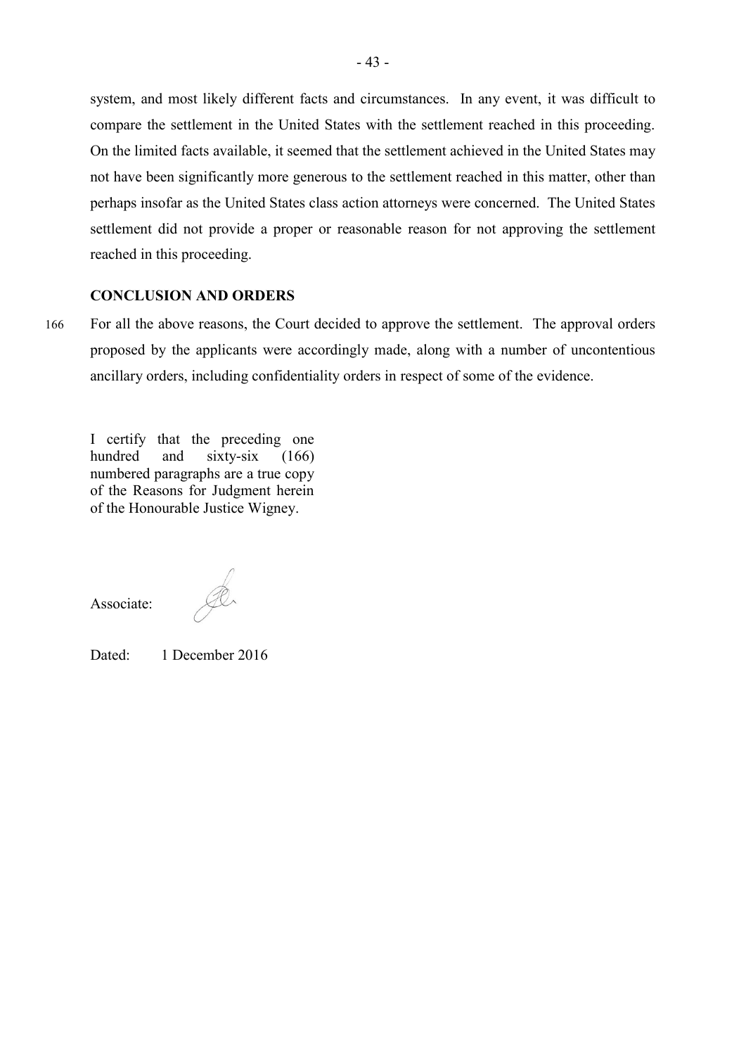system, and most likely different facts and circumstances. In any event, it was difficult to compare the settlement in the United States with the settlement reached in this proceeding. On the limited facts available, it seemed that the settlement achieved in the United States may not have been significantly more generous to the settlement reached in this matter, other than perhaps insofar as the United States class action attorneys were concerned. The United States settlement did not provide a proper or reasonable reason for not approving the settlement reached in this proceeding.

## CONCLUSION AND ORDERS

166 For all the above reasons, the Court decided to approve the settlement. The approval orders proposed by the applicants were accordingly made, along with a number of uncontentious ancillary orders, including confidentiality orders in respect of some of the evidence.

I certify that the preceding one hundred and sixty-six (166) numbered paragraphs are a true copy of the Reasons for Judgment herein of the Honourable Justice Wigney.

Associate:

Dated: 1 December 2016